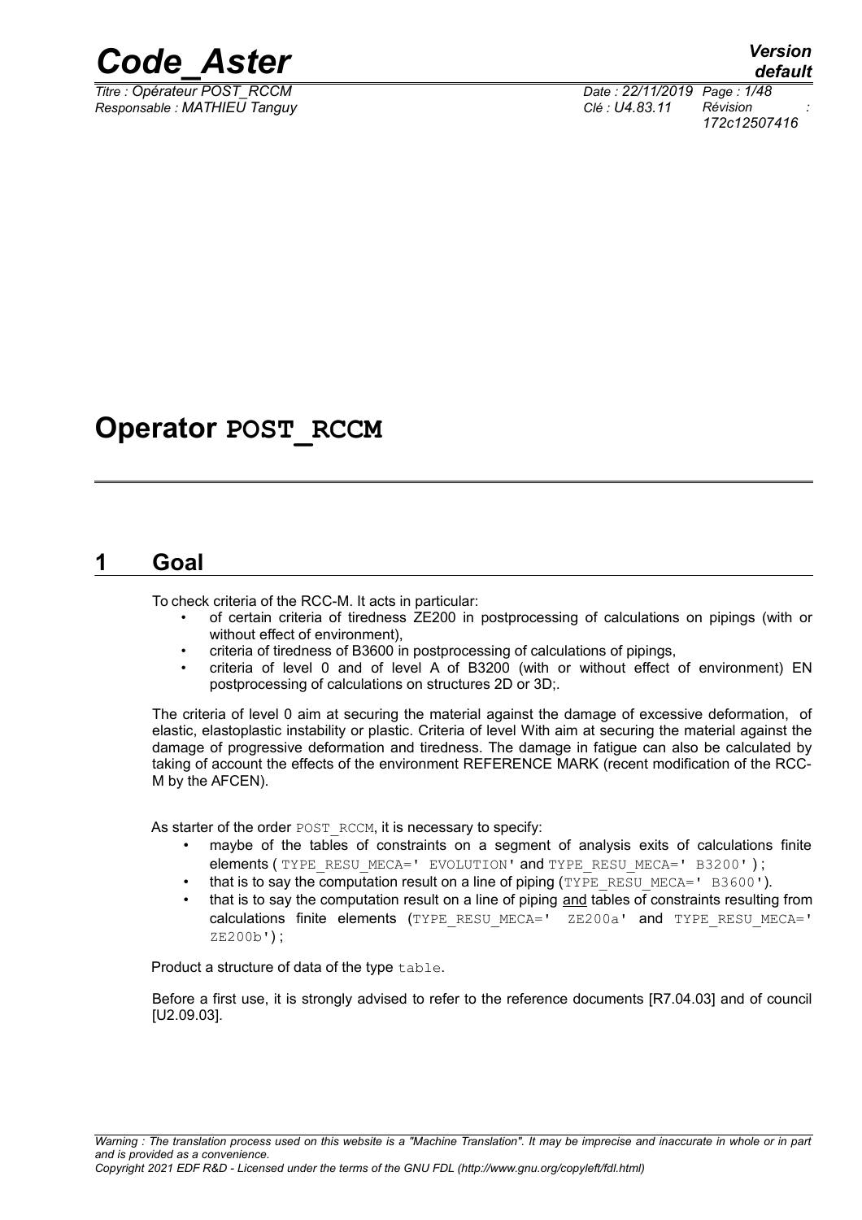# Operator POST_RCCM

## 1 Goal

To check criteria of the RCC-M. It acts in particular:

- of certain criteria of tiredness ZE200 in postprocessing of calculations on pipings (with or without effect of environment),
- criteria of tiredness of B3600 in postprocessing of calculations of pipings,
- criteria of level 0 and of level A of B3200 (with or without effect of environment) EN postprocessing of calculations on structures 2D or 3D;.

The criteria of level 0 aim at securing the material against the damage of excessive deformation, of elastic, elastoplastic instability or plastic. Criteria of level With aim at securing the material against the damage of progressive deformation and tiredness. The damage in fatigue can also be calculated by taking of account the effects of the environment REFERENCE MARK (recent modification of the RCC-M by the AFCEN).

As starter of the order POST_RCCM, it is necessary to specify:

- maybe of the tables of constraints on a segment of analysis exits of calculations finite elements ( TYPE_RESU_MECA=' EVOLUTION' and TYPE_RESU_MECA=' B3200' ) ;
- that is to say the computation result on a line of piping (TYPE_RESU_MECA=' B3600').
- that is to say the computation result on a line of piping and tables of constraints resulting from calculations finite elements (TYPE_RESU_MECA=' ZE200a' and TYPE_RESU_MECA=' ZE200b') ;

Product a structure of data of the type table.

Before a first use, it is strongly advised to refer to the reference documents [R7.04.03] and of council [U2.09.03].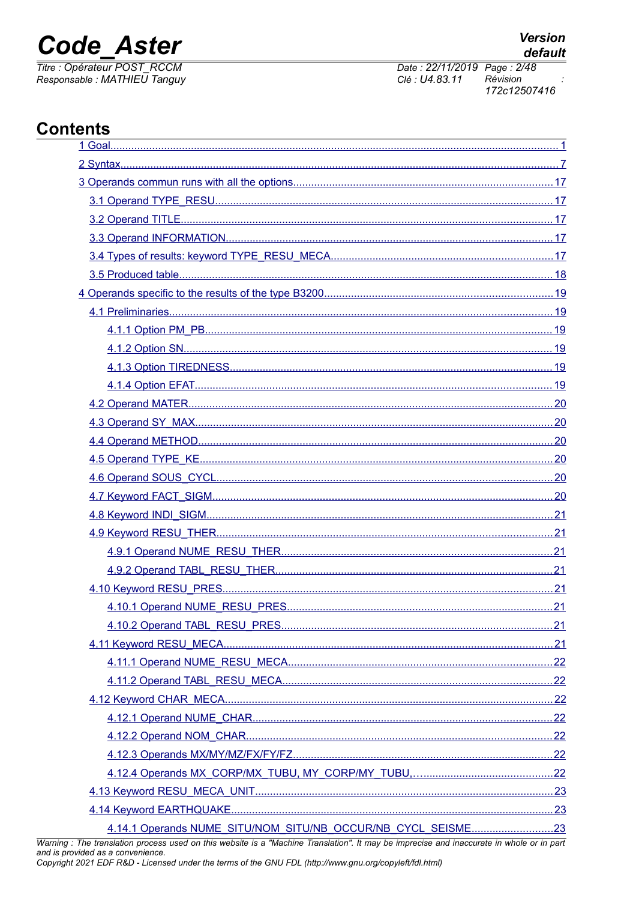# Contents

- 1 Goal........................................................................................................................................1
- 2 Syntax.....................................................................................................................................7
- 3 Operands commun runs with all the options.......................................................................17
  - 3.1 Operand TYPE_RESU.................................................................................................17
  - 3.2 Operand TITLE............................................................................................................17
  - 3.3 Operand INFORMATION.............................................................................................17
  - 3.4 Types of results: keyword TYPE_RESU_MECA..........................................................17
  - 3.5 Produced table.............................................................................................................18
- 4 Operands specific to the results of the type B3200............................................................19
  - 4.1 Preliminaries................................................................................................................19
    - 4.1.1 Option PM_PB....................................................................................................19
    - 4.1.2 Option SN...........................................................................................................19
    - 4.1.3 Option TIREDNESS............................................................................................19
    - 4.1.4 Option EFAT.......................................................................................................19
  - 4.2 Operand MATER..........................................................................................................20
  - 4.3 Operand SY_MAX........................................................................................................20
  - 4.4 Operand METHOD.......................................................................................................20
  - 4.5 Operand TYPE_KE.......................................................................................................20
  - 4.6 Operand SOUS_CYCL..................................................................................................20
  - 4.7 Keyword FACT_SIGM...................................................................................................20
  - 4.8 Keyword INDI_SIGM....................................................................................................21
  - 4.9 Keyword RESU_THER..................................................................................................21
    - 4.9.1 Operand NUME_RESU_THER............................................................................21
    - 4.9.2 Operand TABL_RESU_THER..............................................................................21
  - 4.10 Keyword RESU_PRES.................................................................................................21
    - 4.10.1 Operand NUME_RESU_PRES...........................................................................21
    - 4.10.2 Operand TABL_RESU_PRES.............................................................................21
  - 4.11 Keyword RESU_MECA................................................................................................21
    - 4.11.1 Operand NUME_RESU_MECA...........................................................................22
    - 4.11.2 Operand TABL_RESU_MECA.............................................................................22
  - 4.12 Keyword CHAR_MECA................................................................................................22
    - 4.12.1 Operand NUME_CHAR.......................................................................................22
    - 4.12.2 Operand NOM_CHAR.........................................................................................22
    - 4.12.3 Operands MX/MY/MZ/FX/FY/FZ.........................................................................22
    - 4.12.4 Operands MX_CORP/MX_TUBU, MY_CORP/MY_TUBU,...................................22
  - 4.13 Keyword RESU_MECA_UNIT......................................................................................23
  - 4.14 Keyword EARTHQUAKE..............................................................................................23
    - 4.14.1 Operands NUME_SITU/NOM_SITU/NB_OCCUR/NB_CYCL_SEISME.................23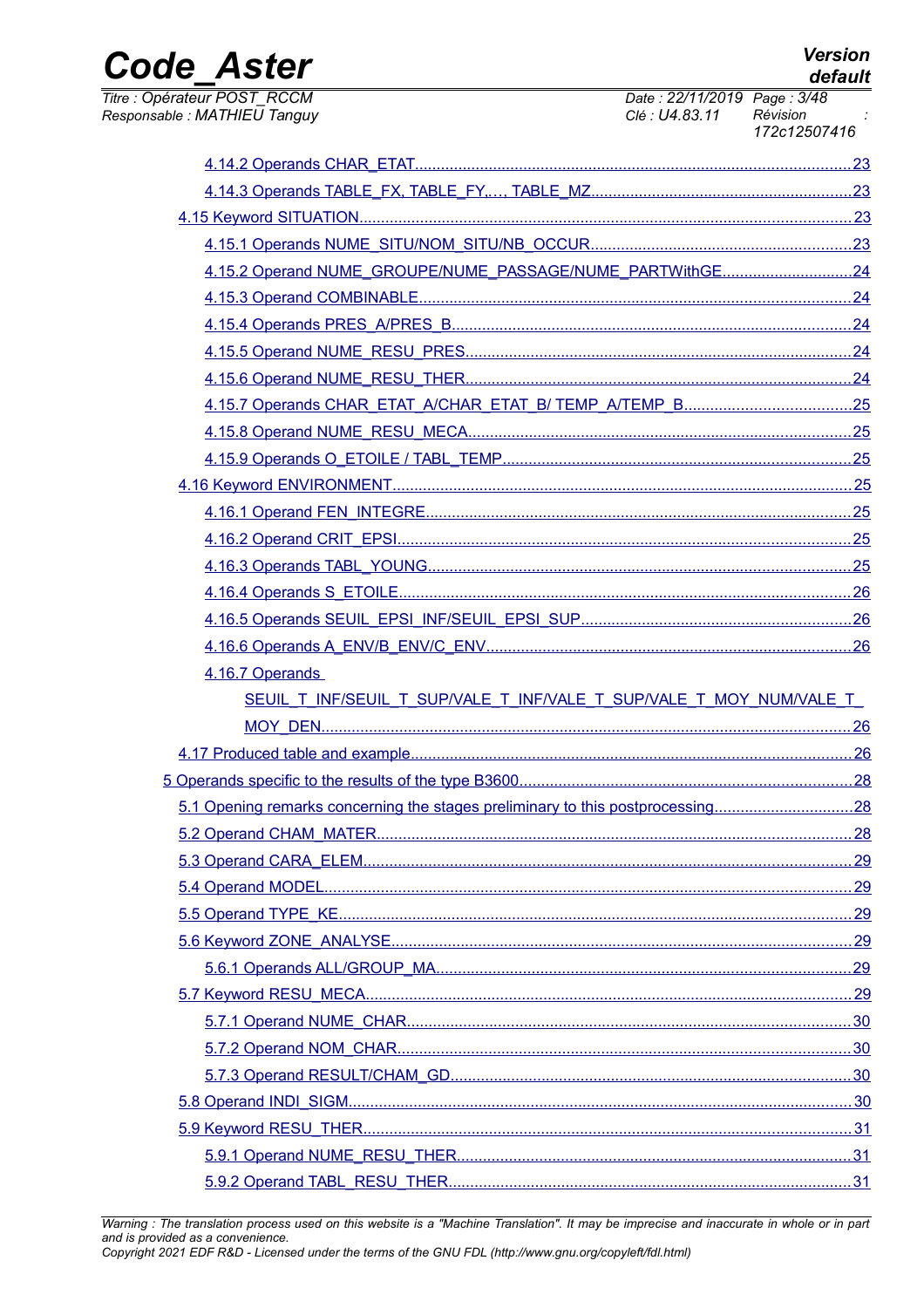4.14.2 Operands CHAR_ETAT....................................................................................................23

4.14.3 Operands TABLE_FX, TABLE_FY,..., TABLE_MZ...........................................................23

4.15 Keyword SITUATION..............................................................................................................23

4.15.1 Operands NUME_SITU/NOM_SITU/NB_OCCUR..........................................................23

4.15.2 Operand NUME_GROUPE/NUME_PASSAGE/NUME_PARTWithGE.............................24

4.15.3 Operand COMBINABLE..................................................................................................24

4.15.4 Operands PRES_A/PRES_B...........................................................................................24

4.15.5 Operand NUME_RESU_PRES........................................................................................24

4.15.6 Operand NUME_RESU_THER........................................................................................24

4.15.7 Operands CHAR_ETAT_A/CHAR_ETAT_B/ TEMP_A/TEMP_B......................................25

4.15.8 Operand NUME_RESU_MECA........................................................................................25

4.15.9 Operands O_ETOILE / TABL_TEMP...............................................................................25

4.16 Keyword ENVIRONMENT.......................................................................................................25

4.16.1 Operand FEN_INTEGRE.................................................................................................25

4.16.2 Operand CRIT_EPSI........................................................................................................25

4.16.3 Operands TABL_YOUNG.................................................................................................25

4.16.4 Operands S_ETOILE........................................................................................................26

4.16.5 Operands SEUIL_EPSI_INF/SEUIL_EPSI_SUP..............................................................26

4.16.6 Operands A_ENV/B_ENV/C_ENV...................................................................................26

4.16.7 Operands SEUIL_T_INF/SEUIL_T_SUP/VALE_T_INF/VALE_T_SUP/VALE_T_MOY_NUM/VALE_T_MOY_DEN.........................................................................................................26

4.17 Produced table and example.....................................................................................................26

5 Operands specific to the results of the type B3600..........................................................................28

5.1 Opening remarks concerning the stages preliminary to this postprocessing...............................28

5.2 Operand CHAM_MATER............................................................................................................28

5.3 Operand CARA_ELEM................................................................................................................29

5.4 Operand MODEL.........................................................................................................................29

5.5 Operand TYPE_KE......................................................................................................................29

5.6 Keyword ZONE_ANALYSE.........................................................................................................29

5.6.1 Operands ALL/GROUP_MA...............................................................................................29

5.7 Keyword RESU_MECA...............................................................................................................29

5.7.1 Operand NUME_CHAR......................................................................................................30

5.7.2 Operand NOM_CHAR.........................................................................................................30

5.7.3 Operand RESULT/CHAM_GD............................................................................................30

5.8 Operand INDI_SIGM...................................................................................................................30

5.9 Keyword RESU_THER................................................................................................................31

5.9.1 Operand NUME_RESU_THER...........................................................................................31

5.9.2 Operand TABL_RESU_THER.............................................................................................31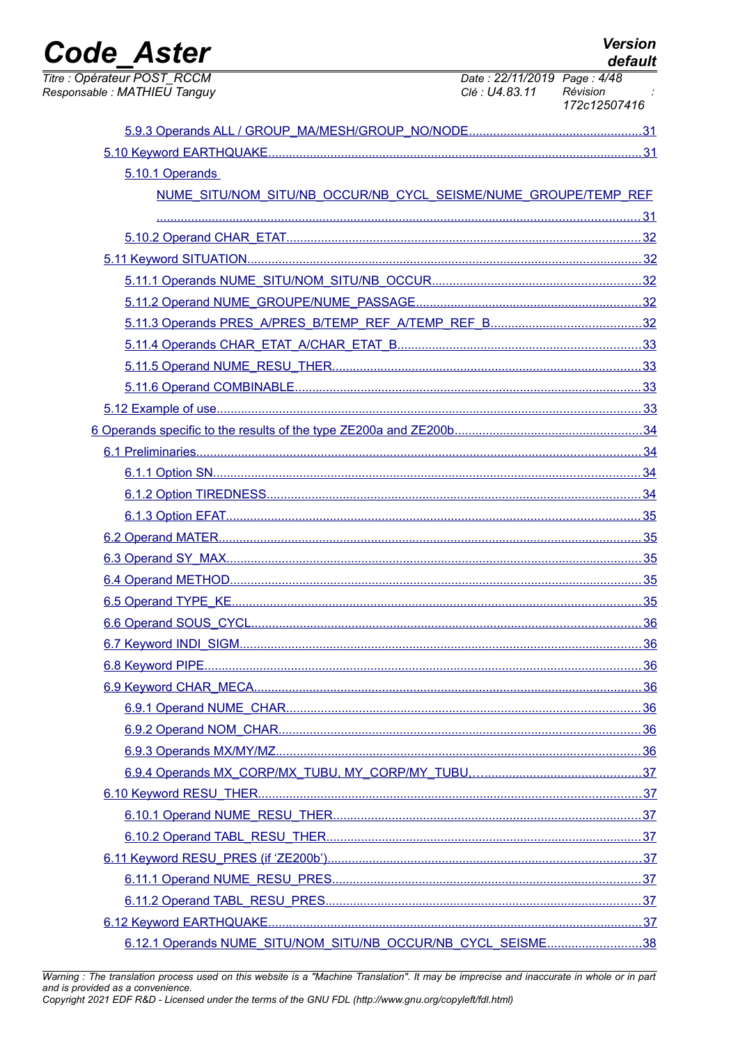5.9.3 Operands ALL / GROUP_MA/MESH/GROUP_NO/NODE....31

5.10 Keyword EARTHQUAKE....31

5.10.1 Operands NUME_SITU/NOM_SITU/NB_OCCUR/NB_CYCL_SEISME/NUME_GROUPE/TEMP_REF....31

5.10.2 Operand CHAR_ETAT....32

5.11 Keyword SITUATION....32

5.11.1 Operands NUME_SITU/NOM_SITU/NB_OCCUR....32

5.11.2 Operand NUME_GROUPE/NUME_PASSAGE....32

5.11.3 Operands PRES_A/PRES_B/TEMP_REF_A/TEMP_REF_B....32

5.11.4 Operands CHAR_ETAT_A/CHAR_ETAT_B....33

5.11.5 Operand NUME_RESU_THER....33

5.11.6 Operand COMBINABLE....33

5.12 Example of use....33

6 Operands specific to the results of the type ZE200a and ZE200b....34

6.1 Preliminaries....34

6.1.1 Option SN....34

6.1.2 Option TIREDNESS....34

6.1.3 Option EFAT....35

6.2 Operand MATER....35

6.3 Operand SY_MAX....35

6.4 Operand METHOD....35

6.5 Operand TYPE_KE....35

6.6 Operand SOUS_CYCL....36

6.7 Keyword INDI_SIGM....36

6.8 Keyword PIPE....36

6.9 Keyword CHAR_MECA....36

6.9.1 Operand NUME_CHAR....36

6.9.2 Operand NOM_CHAR....36

6.9.3 Operands MX/MY/MZ....36

6.9.4 Operands MX_CORP/MX_TUBU, MY_CORP/MY_TUBU,....37

6.10 Keyword RESU_THER....37

6.10.1 Operand NUME_RESU_THER....37

6.10.2 Operand TABL_RESU_THER....37

6.11 Keyword RESU_PRES (if 'ZE200b')....37

6.11.1 Operand NUME_RESU_PRES....37

6.11.2 Operand TABL_RESU_PRES....37

6.12 Keyword EARTHQUAKE....37

6.12.1 Operands NUME_SITU/NOM_SITU/NB_OCCUR/NB_CYCL_SEISME....38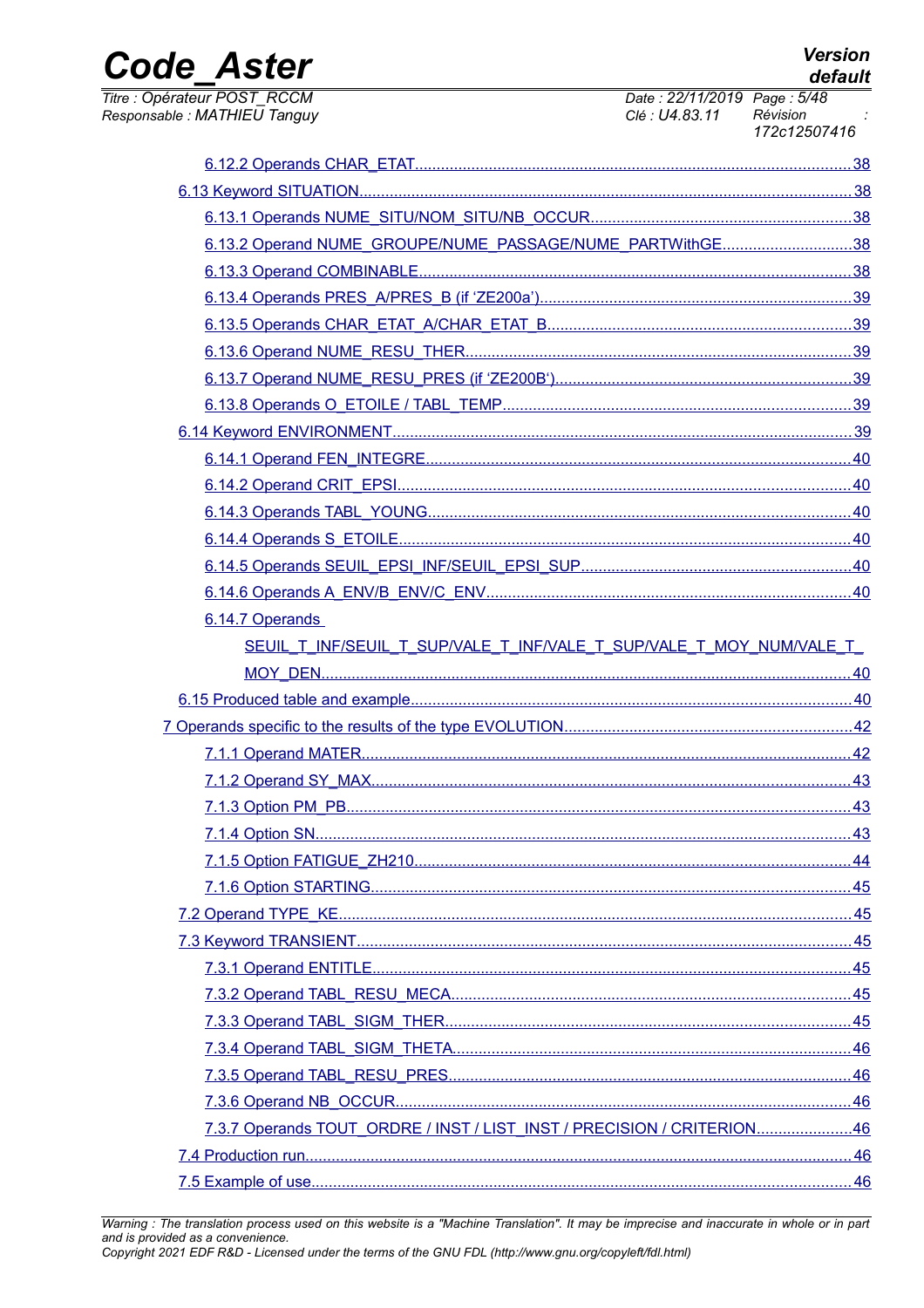6.12.2 Operands CHAR_ETAT....................................................................................................38

6.13 Keyword SITUATION.......................................................................................................38

6.13.1 Operands NUME_SITU/NOM_SITU/NB_OCCUR.............................................................38

6.13.2 Operand NUME_GROUPE/NUME_PASSAGE/NUME_PARTWithGE..............................38

6.13.3 Operand COMBINABLE...................................................................................................38

6.13.4 Operands PRES_A/PRES_B (if 'ZE200a')........................................................................39

6.13.5 Operands CHAR_ETAT_A/CHAR_ETAT_B.......................................................................39

6.13.6 Operand NUME_RESU_THER.........................................................................................39

6.13.7 Operand NUME_RESU_PRES (if 'ZE200B')....................................................................39

6.13.8 Operands O_ETOILE / TABL_TEMP.................................................................................39

6.14 Keyword ENVIRONMENT.................................................................................................39

6.14.1 Operand FEN_INTEGRE..................................................................................................40

6.14.2 Operand CRIT_EPSI........................................................................................................40

6.14.3 Operands TABL_YOUNG.................................................................................................40

6.14.4 Operands S_ETOILE........................................................................................................40

6.14.5 Operands SEUIL_EPSI_INF/SEUIL_EPSI_SUP...............................................................40

6.14.6 Operands A_ENV/B_ENV/C_ENV....................................................................................40

6.14.7 Operands SEUIL_T_INF/SEUIL_T_SUP/VALE_T_INF/VALE_T_SUP/VALE_T_MOY_NUM/VALE_T_MOY_DEN.........................................................................................................40

6.15 Produced table and example.............................................................................................40

7 Operands specific to the results of the type EVOLUTION.......................................................42

7.1.1 Operand MATER.................................................................................................................42

7.1.2 Operand SY_MAX..............................................................................................................43

7.1.3 Option PM_PB....................................................................................................................43

7.1.4 Option SN...........................................................................................................................43

7.1.5 Option FATIGUE_ZH210.....................................................................................................44

7.1.6 Option STARTING..............................................................................................................45

7.2 Operand TYPE_KE.................................................................................................................45

7.3 Keyword TRANSIENT.............................................................................................................45

7.3.1 Operand ENTITLE..............................................................................................................45

7.3.2 Operand TABL_RESU_MECA............................................................................................45

7.3.3 Operand TABL_SIGM_THER..............................................................................................45

7.3.4 Operand TABL_SIGM_THETA............................................................................................46

7.3.5 Operand TABL_RESU_PRES.............................................................................................46

7.3.6 Operand NB_OCCUR........................................................................................................46

7.3.7 Operands TOUT_ORDRE / INST / LIST_INST / PRECISION / CRITERION......................46

7.4 Production run.......................................................................................................................46

7.5 Example of use......................................................................................................................46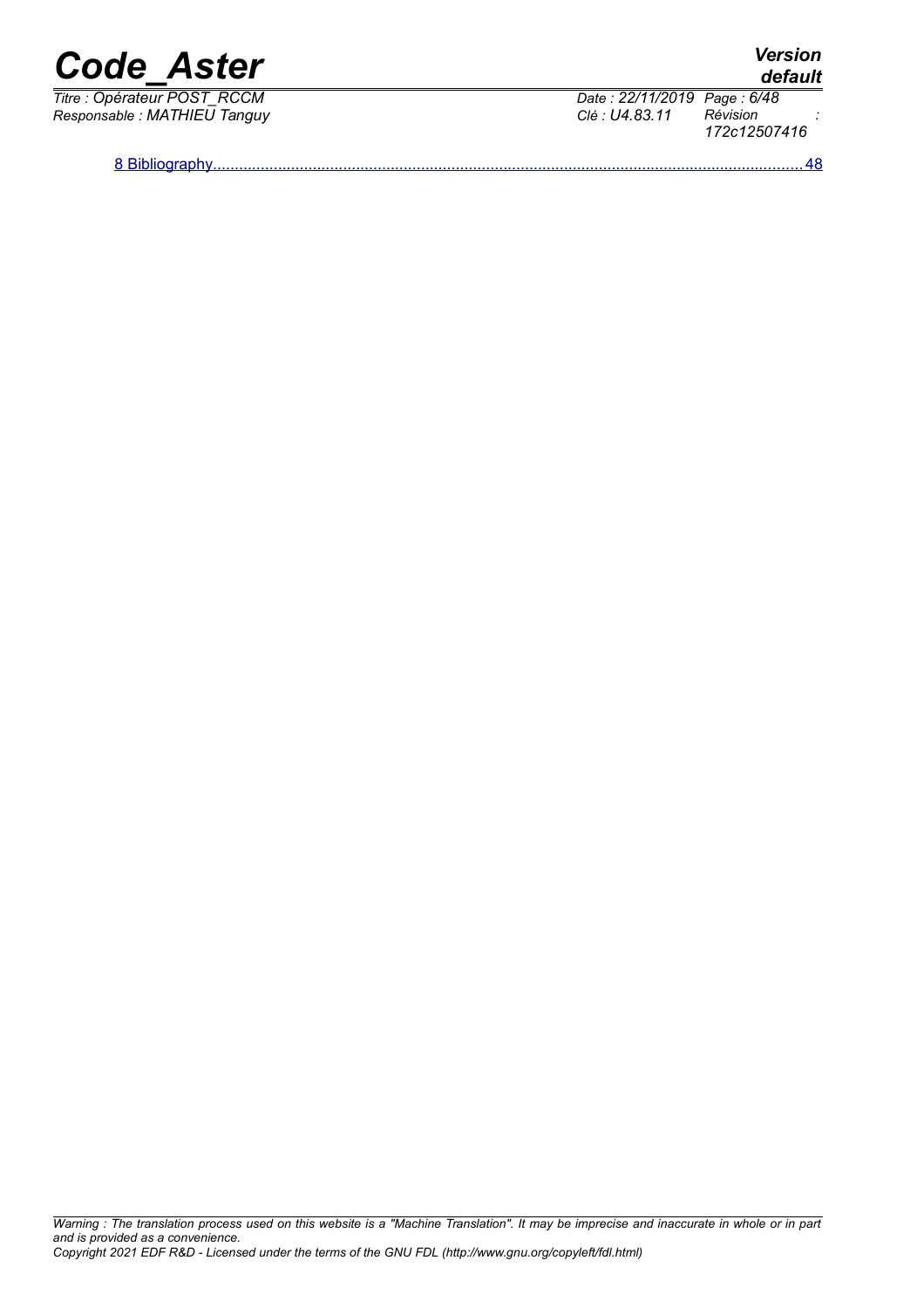8 Bibliography........................................................................................................................................48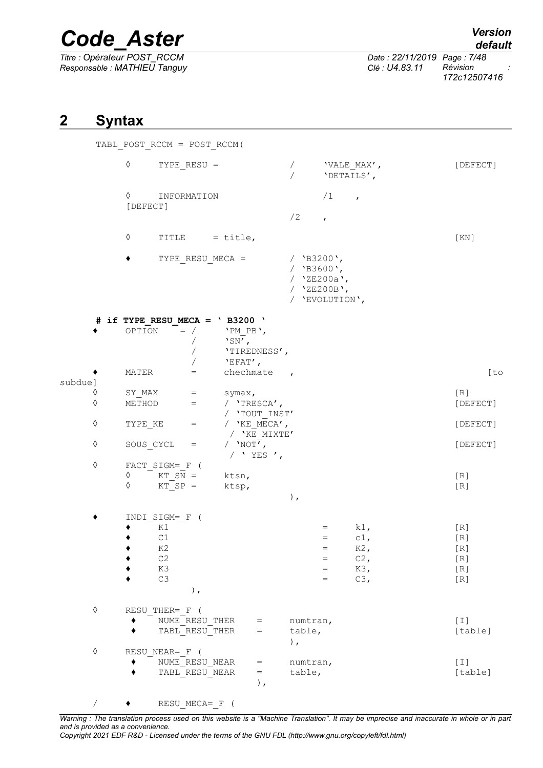## 2 Syntax

```
TABL_POST_RCCM = POST_RCCM(

     ◊    TYPE_RESU =               /     'VALE_MAX',                [DEFECT]
                                    /     'DETAILS',

     ◊    INFORMATION                     /1    ,
     [DEFECT]
                                    /2    ,

     ◊    TITLE    = title,                                          [KN]

     ♦    TYPE_RESU_MECA =          / 'B3200',
                                    / 'B3600',
                                    / 'ZE200a',
                                    / 'ZE200B',
                                    / 'EVOLUTION',

# if TYPE_RESU_MECA = ' B3200 '
♦    OPTION     = /     'PM_PB',
                  /     'SN',
                  /     'TIREDNESS',
                  /     'EFAT',
♦    MATER      =       chechmate   ,                                [to
subdue]
◊    SY_MAX     =       symax,                                       [R]
◊    METHOD     =     / 'TRESCA',                                    [DEFECT]
                      / 'TOUT_INST'
◊    TYPE_KE    =     / 'KE_MECA',                                   [DEFECT]
                      / 'KE_MIXTE'
◊    SOUS_CYCL  =     / 'NOT',                                       [DEFECT]
                      / ' YES ',
◊    FACT_SIGM=_F (
     ◊    KT_SN =       ktsn,                                        [R]
     ◊    KT_SP =       ktsp,                                        [R]
                                    ),

♦    INDI_SIGM=_F (
     ♦    K1                              =     k1,                  [R]
     ♦    C1                              =     c1,                  [R]
     ♦    K2                              =     K2,                  [R]
     ♦    C2                              =     C2,                  [R]
     ♦    K3                              =     K3,                  [R]
     ♦    C3                              =     C3,                  [R]
               ),

◊    RESU_THER=_F (
      ♦    NUME_RESU_THER    =    numtran,                           [I]
      ♦    TABL_RESU_THER    =    table,                             [table]
                                  ),
◊    RESU_NEAR=_F (
      ♦    NUME_RESU_NEAR    =    numtran,                           [I]
      ♦    TABL_RESU_NEAR    =    table,                             [table]
                             ),

/    ♦    RESU_MECA=_F (
```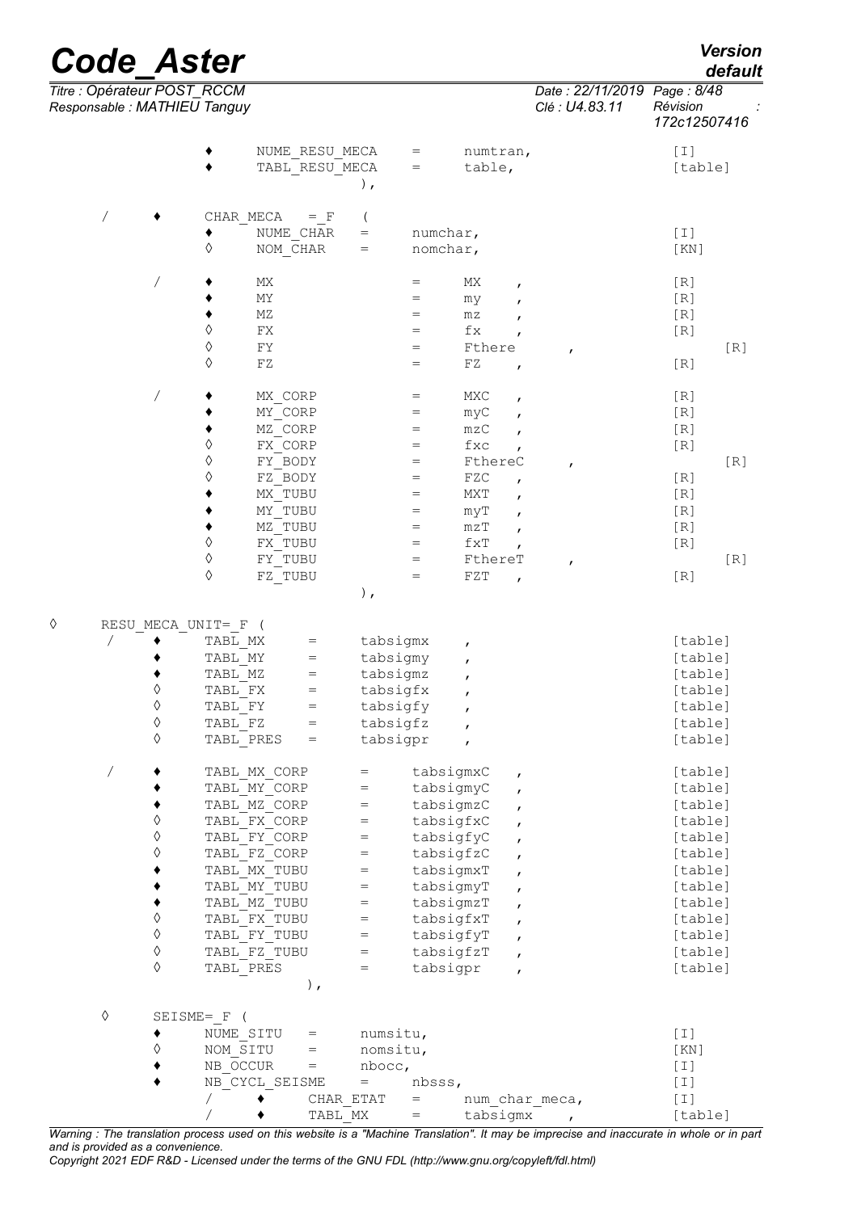```
            ♦    NUME_RESU_MECA    =    numtran,                    [I]
            ♦    TABL_RESU_MECA    =    table,                      [table]
                                ),

   /    ♦    CHAR_MECA   = F    (
            ♦    NUME_CHAR    =    numchar,                        [I]
            ◊    NOM_CHAR     =    nomchar,                        [KN]

        /   ♦    MX                =    MX     ,                   [R]
            ♦    MY                =    my     ,                   [R]
            ♦    MZ                =    mz     ,                   [R]
            ◊    FX                =    fx     ,                   [R]
            ◊    FY                =    Fthere        ,            [R]
            ◊    FZ                =    FZ     ,                   [R]

        /   ♦    MX_CORP           =    MXC    ,                   [R]
            ♦    MY_CORP           =    myC    ,                   [R]
            ♦    MZ_CORP           =    mzC    ,                   [R]
            ◊    FX_CORP           =    fxc    ,                   [R]
            ◊    FY_BODY           =    FthereC       ,            [R]
            ◊    FZ_BODY           =    FZC    ,                   [R]
            ♦    MX_TUBU           =    MXT    ,                   [R]
            ♦    MY_TUBU           =    myT    ,                   [R]
            ♦    MZ_TUBU           =    mzT    ,                   [R]
            ◊    FX_TUBU           =    fxT    ,                   [R]
            ◊    FY_TUBU           =    FthereT       ,            [R]
            ◊    FZ_TUBU           =    FZT    ,                   [R]
                                ),

◊    RESU_MECA_UNIT= F (
   /    ♦    TABL_MX      =    tabsigmx     ,                      [table]
        ♦    TABL_MY      =    tabsigmy     ,                      [table]
        ♦    TABL_MZ      =    tabsigmz     ,                      [table]
        ◊    TABL_FX      =    tabsigfx     ,                      [table]
        ◊    TABL_FY      =    tabsigfy     ,                      [table]
        ◊    TABL_FZ      =    tabsigfz     ,                      [table]
        ◊    TABL_PRES    =    tabsigpr     ,                      [table]

   /    ♦    TABL_MX_CORP      =    tabsigmxC    ,                 [table]
        ♦    TABL_MY_CORP      =    tabsigmyC    ,                 [table]
        ♦    TABL_MZ_CORP      =    tabsigmzC    ,                 [table]
        ◊    TABL_FX_CORP      =    tabsigfxC    ,                 [table]
        ◊    TABL_FY_CORP      =    tabsigfyC    ,                 [table]
        ◊    TABL_FZ_CORP      =    tabsigfzC    ,                 [table]
        ♦    TABL_MX_TUBU      =    tabsigmxT    ,                 [table]
        ♦    TABL_MY_TUBU      =    tabsigmyT    ,                 [table]
        ♦    TABL_MZ_TUBU      =    tabsigmzT    ,                 [table]
        ◊    TABL_FX_TUBU      =    tabsigfxT    ,                 [table]
        ◊    TABL_FY_TUBU      =    tabsigfyT    ,                 [table]
        ◊    TABL_FZ_TUBU      =    tabsigfzT    ,                 [table]
        ◊    TABL_PRES         =    tabsigpr     ,                 [table]
                      ),

   ◊    SEISME= F (
        ♦    NUME_SITU    =    numsitu,                            [I]
        ◊    NOM_SITU     =    nomsitu,                            [KN]
        ♦    NB_OCCUR     =    nbocc,                              [I]
        ♦    NB_CYCL_SEISME    =    nbsss,                         [I]
             /    ♦    CHAR_ETAT    =    num_char_meca,            [I]
             /    ♦    TABL_MX      =    tabsigmx     ,            [table]
```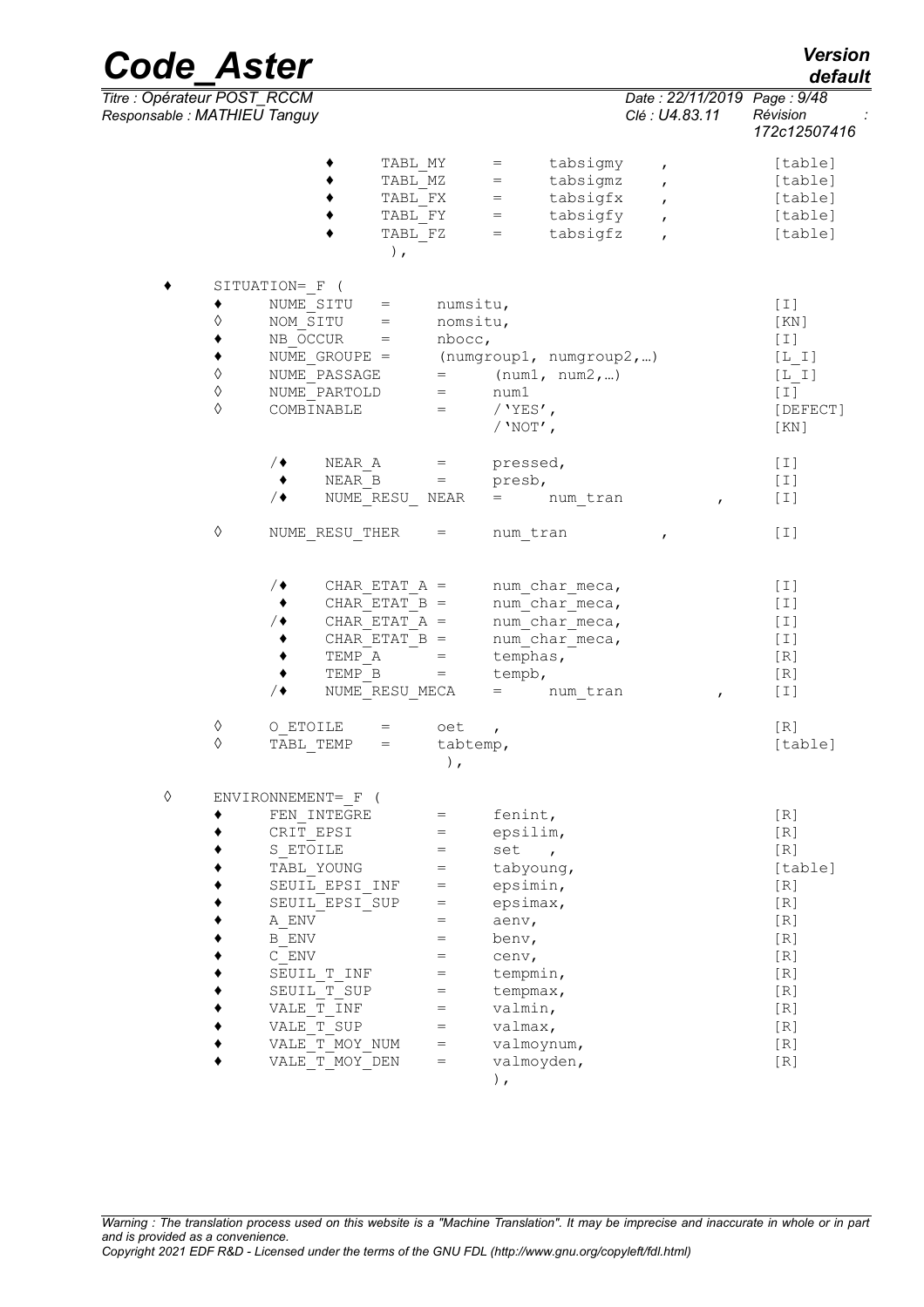```
            ♦     TABL_MY    =    tabsigmy    ,           [table]
            ♦     TABL_MZ    =    tabsigmz    ,           [table]
            ♦     TABL_FX    =    tabsigfx    ,           [table]
            ♦     TABL_FY    =    tabsigfy    ,           [table]
            ♦     TABL_FZ    =    tabsigfz    ,           [table]
                  ),

♦    SITUATION=_F (
     ♦    NUME_SITU    =    numsitu,                          [I]
     ◊    NOM_SITU     =    nomsitu,                          [KN]
     ♦    NB_OCCUR     =    nbocc,                            [I]
     ♦    NUME_GROUPE =    (numgroup1, numgroup2,…)           [L_I]
     ◊    NUME_PASSAGE    =    (num1, num2,…)                 [L_I]
     ◊    NUME_PARTOLD    =    num1                           [I]
     ◊    COMBINABLE      =    /'YES',                        [DEFECT]
                               /'NOT',                        [KN]

          /♦   NEAR_A     =    pressed,                       [I]
           ♦   NEAR_B     =    presb,                         [I]
          /♦   NUME_RESU_ NEAR    =    num_tran       ,       [I]

     ◊    NUME_RESU_THER    =    num_tran             ,       [I]


          /♦   CHAR_ETAT_A =    num_char_meca,                [I]
           ♦   CHAR_ETAT_B =    num_char_meca,                [I]
          /♦   CHAR_ETAT_A =    num_char_meca,                [I]
           ♦   CHAR_ETAT_B =    num_char_meca,                [I]
           ♦   TEMP_A      =    temphas,                      [R]
           ♦   TEMP_B      =    tempb,                        [R]
          /♦   NUME_RESU_MECA    =    num_tran       ,        [I]

     ◊    O_ETOILE    =    oet   ,                            [R]
     ◊    TABL_TEMP   =    tabtemp,                           [table]
                           ),

◊    ENVIRONNEMENT=_F (
     ♦    FEN_INTEGRE      =    fenint,                       [R]
     ♦    CRIT_EPSI        =    epsilim,                      [R]
     ♦    S_ETOILE         =    set   ,                       [R]
     ♦    TABL_YOUNG       =    tabyoung,                     [table]
     ♦    SEUIL_EPSI_INF   =    epsimin,                      [R]
     ♦    SEUIL_EPSI_SUP   =    epsimax,                      [R]
     ♦    A_ENV            =    aenv,                         [R]
     ♦    B_ENV            =    benv,                         [R]
     ♦    C_ENV            =    cenv,                         [R]
     ♦    SEUIL_T_INF      =    tempmin,                      [R]
     ♦    SEUIL_T_SUP      =    tempmax,                      [R]
     ♦    VALE_T_INF       =    valmin,                       [R]
     ♦    VALE_T_SUP       =    valmax,                       [R]
     ♦    VALE_T_MOY_NUM   =    valmoynum,                    [R]
     ♦    VALE_T_MOY_DEN   =    valmoyden,                    [R]
                                ),
```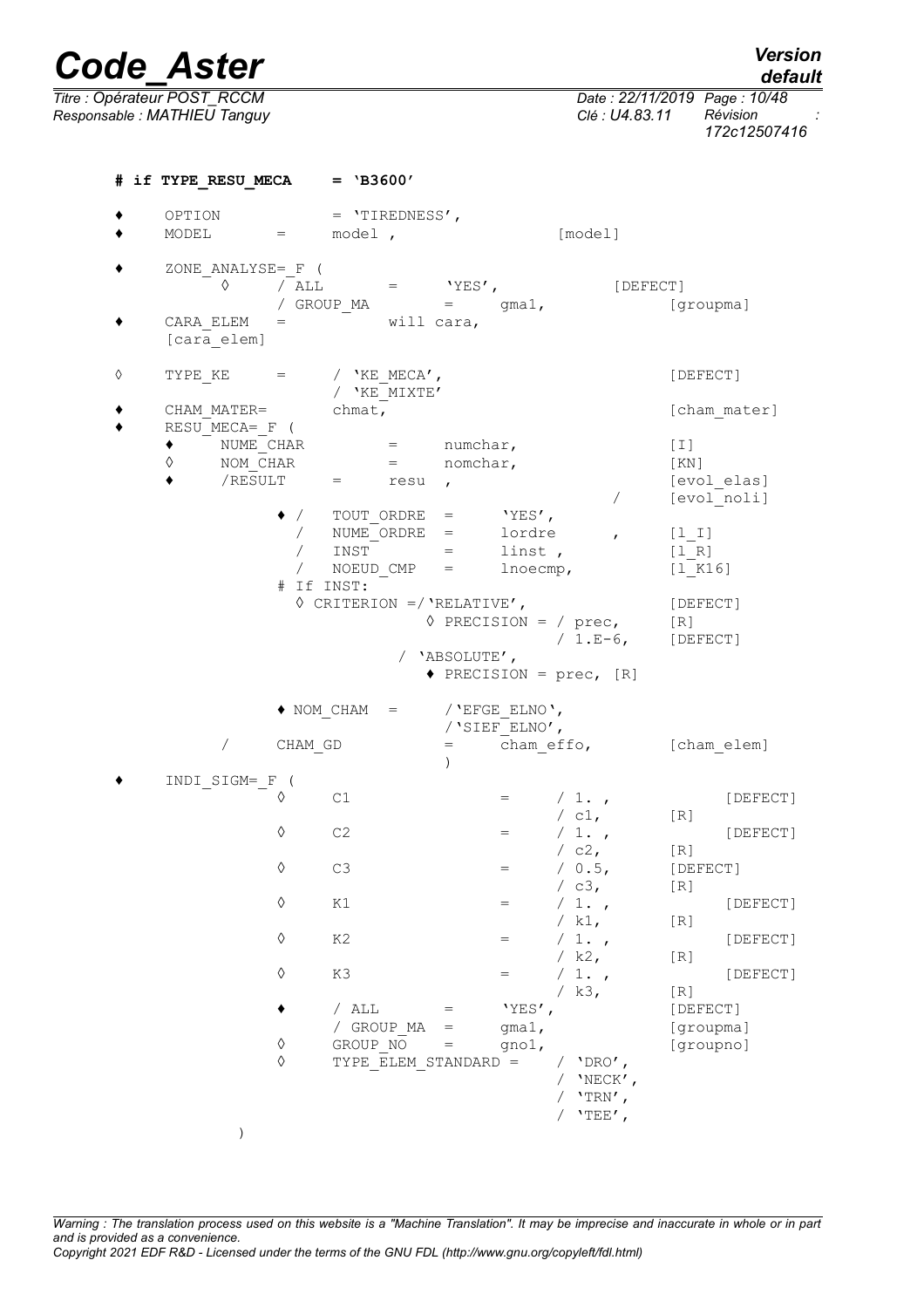```
# if TYPE_RESU_MECA     = 'B3600'

♦    OPTION             = 'TIREDNESS',
♦    MODEL       =      model ,                    [model]

♦    ZONE_ANALYSE=_F (
         ◊       / ALL        =      'YES',             [DEFECT]
                 / GROUP_MA        =       gma1,             [groupma]
♦    CARA_ELEM   =            will cara,
     [cara_elem]

◊    TYPE_KE     =       / 'KE_MECA',                       [DEFECT]
                         / 'KE_MIXTE'
♦    CHAM_MATER=        chmat,                              [cham_mater]
♦    RESU_MECA=_F (
     ♦    NUME_CHAR          =      numchar,                [I]
     ◊    NOM_CHAR           =      nomchar,                [KN]
     ♦    /RESULT      =      resu  ,                       [evol_elas]
                                                   /        [evol_noli]
               ♦ /   TOUT_ORDRE  =      'YES',
                 /   NUME_ORDRE  =      lordre      ,       [l_I]
                 /   INST        =      linst ,             [l_R]
                 /   NOEUD_CMP   =      lnoecmp,            [l_K16]
               # If INST:
                 ◊ CRITERION =/'RELATIVE',                  [DEFECT]
                              ◊ PRECISION = / prec,         [R]
                                            / 1.E-6,        [DEFECT]
                            / 'ABSOLUTE',
                              ♦ PRECISION = prec, [R]

               ♦ NOM_CHAM   =      /'EFGE_ELNO',
                                   /'SIEF_ELNO',
          /      CHAM_GD           =      cham_effo,        [cham_elem]
                                   )
♦    INDI_SIGM=_F (
               ◊      C1                =      / 1. ,             [DEFECT]
                                               / c1,        [R]
               ◊      C2                =      / 1. ,             [DEFECT]
                                               / c2,        [R]
               ◊      C3                =      / 0.5,       [DEFECT]
                                               / c3,        [R]
               ◊      K1                =      / 1. ,             [DEFECT]
                                               / k1,        [R]
               ◊      K2                =      / 1. ,             [DEFECT]
                                               / k2,        [R]
               ◊      K3                =      / 1. ,             [DEFECT]
                                               / k3,        [R]
               ♦      / ALL       =     'YES',              [DEFECT]
                      / GROUP_MA  =     gma1,               [groupma]
               ◊      GROUP_NO    =     gno1,               [groupno]
               ◊      TYPE_ELEM_STANDARD =     / 'DRO',
                                               / 'NECK',
                                               / 'TRN',
                                               / 'TEE',
          )
```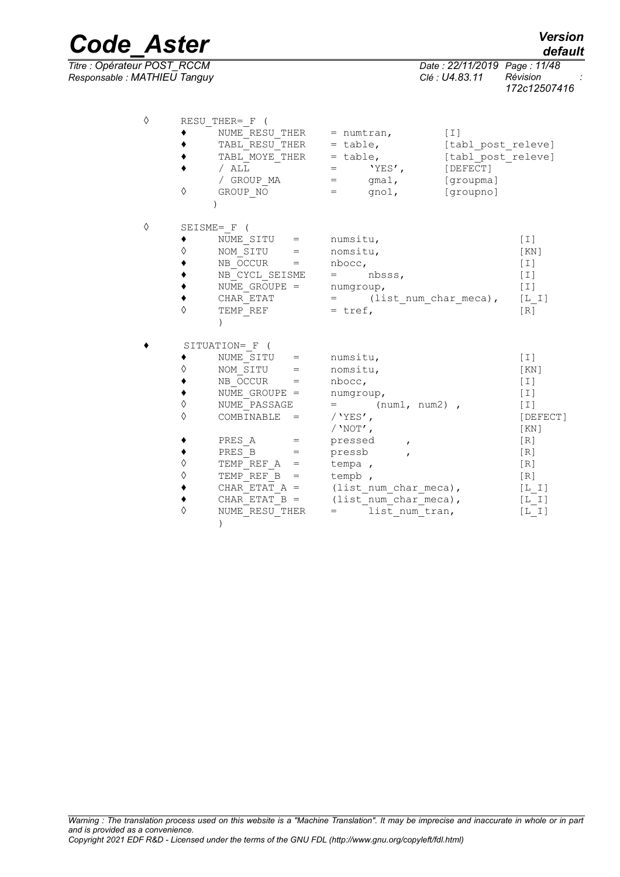```
◊     RESU_THER=_F (
      ♦     NUME_RESU_THER    = numtran,          [I]
      ♦     TABL_RESU_THER    = table,            [tabl_post_releve]
      ♦     TABL_MOYE_THER    = table,            [tabl_post_releve]
      ♦     / ALL             =      'YES',       [DEFECT]
            / GROUP_MA        =      gma1,        [groupma]
      ◊     GROUP_NO          =      gno1,        [groupno]
            )

◊     SEISME=_F (
      ♦     NUME_SITU    =    numsitu,                         [I]
      ◊     NOM_SITU     =    nomsitu,                         [KN]
      ♦     NB_OCCUR     =    nbocc,                           [I]
      ♦     NB_CYCL_SEISME    =    nbsss,                      [I]
      ♦     NUME_GROUPE =     numgroup,                        [I]
      ♦     CHAR_ETAT         =    (list_num_char_meca),       [L_I]
      ◊     TEMP_REF          = tref,                          [R]
            )

♦     SITUATION=_F (
      ♦     NUME_SITU    =    numsitu,                         [I]
      ◊     NOM_SITU     =    nomsitu,                         [KN]
      ♦     NB_OCCUR     =    nbocc,                           [I]
      ♦     NUME_GROUPE =     numgroup,                        [I]
      ◊     NUME_PASSAGE      =    (num1, num2) ,              [I]
      ◊     COMBINABLE   =    /'YES',                          [DEFECT]
                              /'NOT',                          [KN]
      ♦     PRES_A       =    pressed     ,                    [R]
      ♦     PRES_B       =    pressb      ,                    [R]
      ◊     TEMP_REF_A   =    tempa ,                          [R]
      ◊     TEMP_REF_B   =    tempb ,                          [R]
      ♦     CHAR_ETAT_A =     (list_num_char_meca),            [L_I]
      ♦     CHAR_ETAT_B =     (list_num_char_meca),            [L_I]
      ◊     NUME_RESU_THER    =    list_num_tran,              [L_I]
            )
```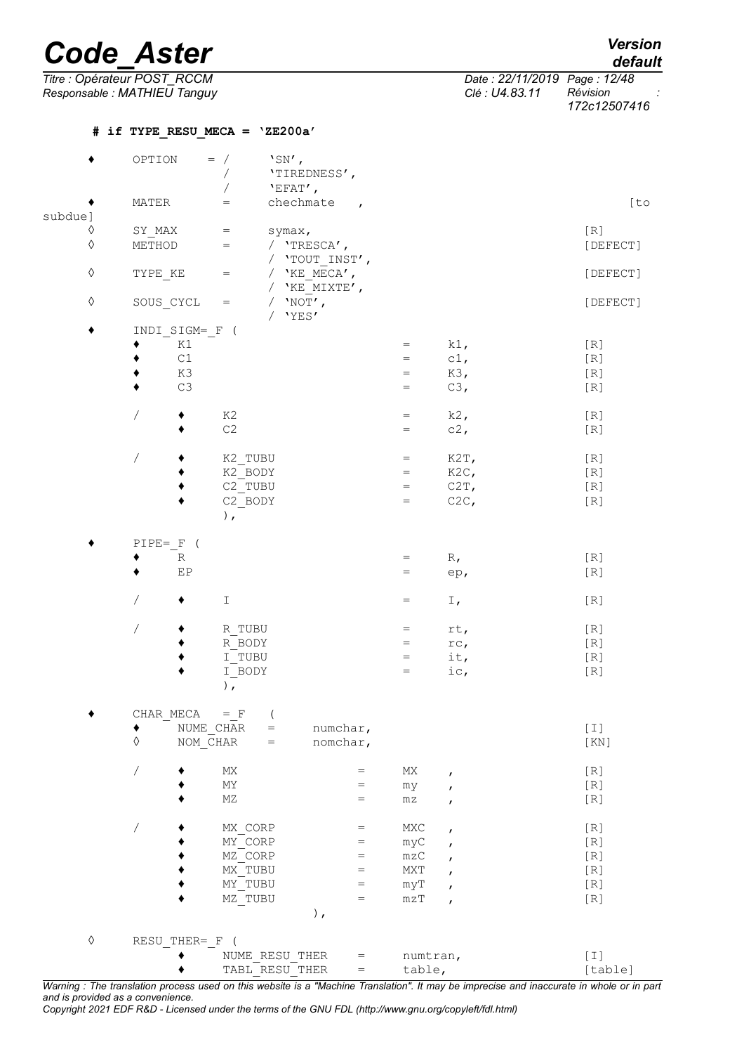```
# if TYPE_RESU_MECA = 'ZE200a'

♦   OPTION    = /    'SN',
                /    'TIREDNESS',
                /    'EFAT',
♦   MATER     =      chechmate   ,                                  [to subdue]
◊   SY_MAX    =      symax,                                         [R]
◊   METHOD    =      / 'TRESCA',                                    [DEFECT]
                     / 'TOUT_INST',
◊   TYPE_KE   =      / 'KE_MECA',                                   [DEFECT]
                     / 'KE_MIXTE',
◊   SOUS_CYCL =      / 'NOT',                                       [DEFECT]
                     / 'YES'
♦   INDI_SIGM=_F (
        ♦   K1                          =   k1,                     [R]
        ♦   C1                          =   c1,                     [R]
        ♦   K3                          =   K3,                     [R]
        ♦   C3                          =   C3,                     [R]

        /   ♦   K2                      =   k2,                     [R]
            ♦   C2                      =   c2,                     [R]

        /   ♦   K2_TUBU                 =   K2T,                    [R]
            ♦   K2_BODY                 =   K2C,                    [R]
            ♦   C2_TUBU                 =   C2T,                    [R]
            ♦   C2_BODY                 =   C2C,                    [R]
            ),

♦   PIPE=_F (
        ♦   R                           =   R,                      [R]
        ♦   EP                          =   ep,                     [R]

        /   ♦   I                       =   I,                      [R]

        /   ♦   R_TUBU                  =   rt,                     [R]
            ♦   R_BODY                  =   rc,                     [R]
            ♦   I_TUBU                  =   it,                     [R]
            ♦   I_BODY                  =   ic,                     [R]
            ),

♦   CHAR_MECA   =_F   (
        ♦   NUME_CHAR   =   numchar,                                [I]
        ◊   NOM_CHAR    =   nomchar,                                [KN]

        /   ♦   MX              =   MX   ,                          [R]
            ♦   MY              =   my   ,                          [R]
            ♦   MZ              =   mz   ,                          [R]

        /   ♦   MX_CORP         =   MXC  ,                          [R]
            ♦   MY_CORP         =   myC  ,                          [R]
            ♦   MZ_CORP         =   mzC  ,                          [R]
            ♦   MX_TUBU         =   MXT  ,                          [R]
            ♦   MY_TUBU         =   myT  ,                          [R]
            ♦   MZ_TUBU         =   mzT  ,                          [R]
                            ),

◊   RESU_THER=_F (
            ♦   NUME_RESU_THER  =   numtran,                        [I]
            ♦   TABL_RESU_THER  =   table,                          [table]
```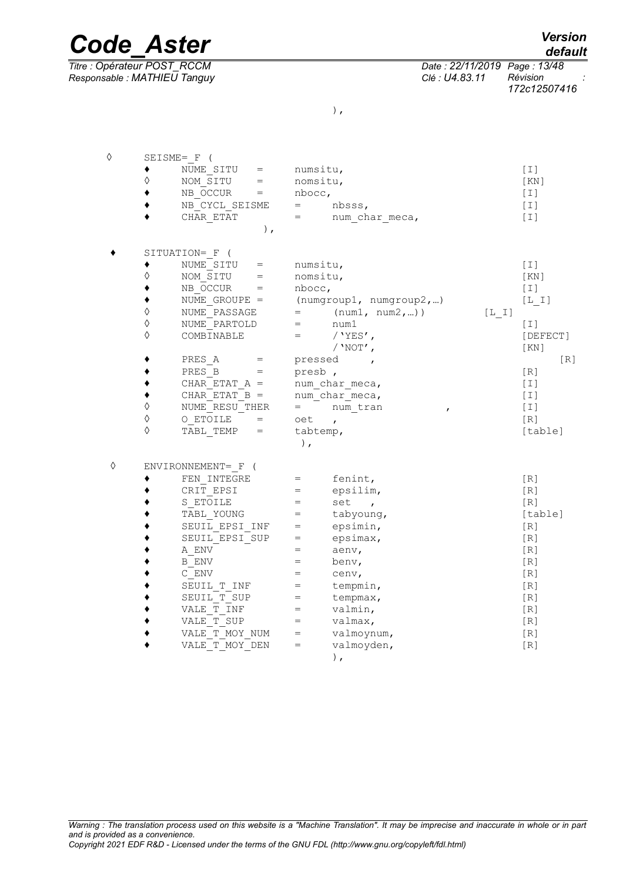```
                              ),

◊    SEISME=_F (
       ♦    NUME_SITU     =     numsitu,                          [I]
       ◊    NOM_SITU      =     nomsitu,                          [KN]
       ♦    NB_OCCUR      =     nbocc,                            [I]
       ♦    NB_CYCL_SEISME     =     nbsss,                       [I]
       ♦    CHAR_ETAT          =     num_char_meca,               [I]
                    ),

♦    SITUATION=_F (
       ♦    NUME_SITU     =     numsitu,                          [I]
       ◊    NOM_SITU      =     nomsitu,                          [KN]
       ♦    NB_OCCUR      =     nbocc,                            [I]
       ♦    NUME_GROUPE =       (numgroup1, numgroup2,…)          [L_I]
       ◊    NUME_PASSAGE       =     (num1, num2,…))        [L_I]
       ◊    NUME_PARTOLD       =     num1                         [I]
       ◊    COMBINABLE         =     /'YES',                      [DEFECT]
                                     /'NOT',                      [KN]
       ♦    PRES_A        =     pressed    ,                          [R]
       ♦    PRES_B        =     presb ,                           [R]
       ♦    CHAR_ETAT_A =       num_char_meca,                    [I]
       ♦    CHAR_ETAT_B =       num_char_meca,                    [I]
       ◊    NUME_RESU_THER     =     num_tran            ,        [I]
       ◊    O_ETOILE      =     oet   ,                           [R]
       ◊    TABL_TEMP     =     tabtemp,                          [table]
                                ),

◊    ENVIRONNEMENT=_F (
       ♦    FEN_INTEGRE        =     fenint,                      [R]
       ♦    CRIT_EPSI          =     epsilim,                     [R]
       ♦    S_ETOILE           =     set   ,                      [R]
       ♦    TABL_YOUNG         =     tabyoung,                    [table]
       ♦    SEUIL_EPSI_INF     =     epsimin,                     [R]
       ♦    SEUIL_EPSI_SUP     =     epsimax,                     [R]
       ♦    A_ENV              =     aenv,                        [R]
       ♦    B_ENV              =     benv,                        [R]
       ♦    C_ENV              =     cenv,                        [R]
       ♦    SEUIL_T_INF        =     tempmin,                     [R]
       ♦    SEUIL_T_SUP        =     tempmax,                     [R]
       ♦    VALE_T_INF         =     valmin,                      [R]
       ♦    VALE_T_SUP         =     valmax,                      [R]
       ♦    VALE_T_MOY_NUM     =     valmoynum,                   [R]
       ♦    VALE_T_MOY_DEN     =     valmoyden,                   [R]
                                     ),
```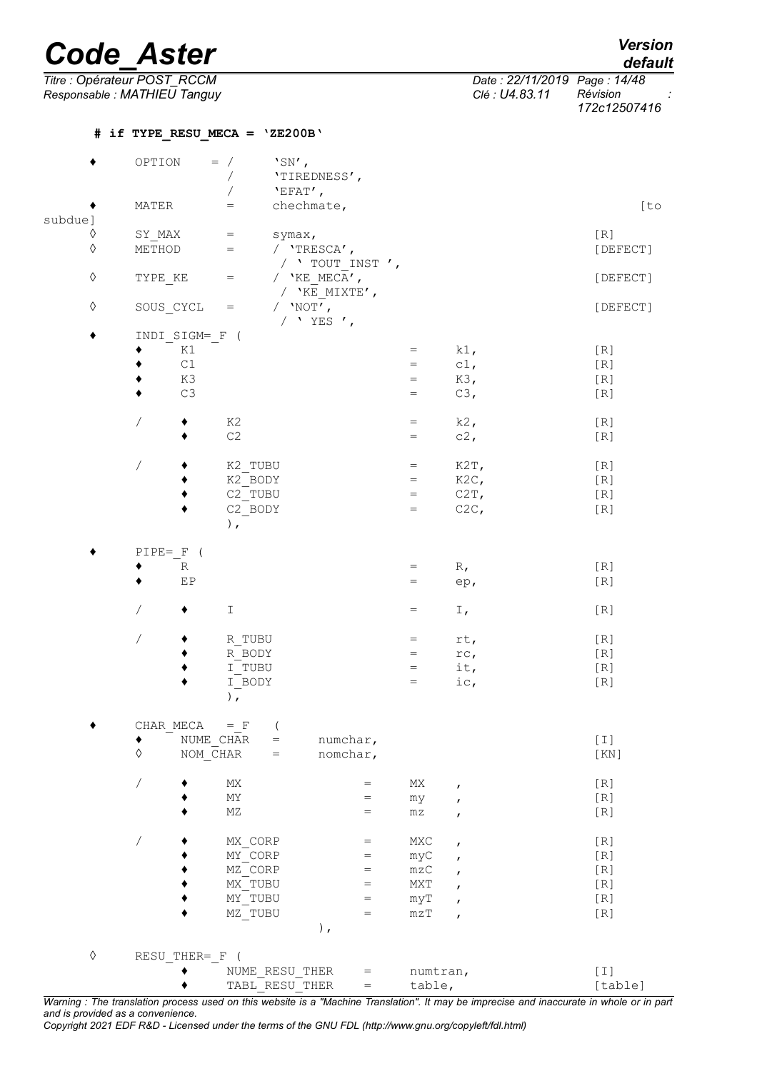```
# if TYPE_RESU_MECA = 'ZE200B'

♦     OPTION      = /     'SN',
                    /     'TIREDNESS',
                    /     'EFAT',
♦     MATER       =     chechmate,                                          [to subdue]
◊     SY_MAX      =     symax,                                              [R]
◊     METHOD      =     / 'TRESCA',                                         [DEFECT]
                          / ' TOUT_INST ',
◊     TYPE_KE     =     / 'KE_MECA',                                        [DEFECT]
                          / 'KE_MIXTE',
◊     SOUS_CYCL   =     / 'NOT',                                            [DEFECT]
                          / ' YES ',
♦     INDI_SIGM=_F (
      ♦    K1                               =    k1,                        [R]
      ♦    C1                               =    c1,                        [R]
      ♦    K3                               =    K3,                        [R]
      ♦    C3                               =    C3,                        [R]

      /    ♦    K2                          =    k2,                        [R]
           ♦    C2                          =    c2,                        [R]

      /    ♦    K2_TUBU                     =    K2T,                       [R]
           ♦    K2_BODY                     =    K2C,                       [R]
           ♦    C2_TUBU                     =    C2T,                       [R]
           ♦    C2_BODY                     =    C2C,                       [R]
                ),

♦     PIPE=_F (
      ♦    R                                =    R,                         [R]
      ♦    EP                               =    ep,                        [R]

      /    ♦    I                           =    I,                         [R]

      /    ♦    R_TUBU                      =    rt,                        [R]
           ♦    R_BODY                      =    rc,                        [R]
           ♦    I_TUBU                      =    it,                        [R]
           ♦    I_BODY                      =    ic,                        [R]
                ),

♦     CHAR_MECA   =_F   (
      ♦    NUME_CHAR   =     numchar,                                       [I]
      ◊    NOM_CHAR    =     nomchar,                                       [KN]

      /    ♦    MX                 =    MX    ,                             [R]
           ♦    MY                 =    my    ,                             [R]
           ♦    MZ                 =    mz    ,                             [R]

      /    ♦    MX_CORP            =    MXC   ,                             [R]
           ♦    MY_CORP            =    myC   ,                             [R]
           ♦    MZ_CORP            =    mzC   ,                             [R]
           ♦    MX_TUBU            =    MXT   ,                             [R]
           ♦    MY_TUBU            =    myT   ,                             [R]
           ♦    MZ_TUBU            =    mzT   ,                             [R]
                           ),

◊     RESU_THER=_F (
           ♦    NUME_RESU_THER     =    numtran,                            [I]
           ♦    TABL_RESU_THER     =    table,                              [table]
```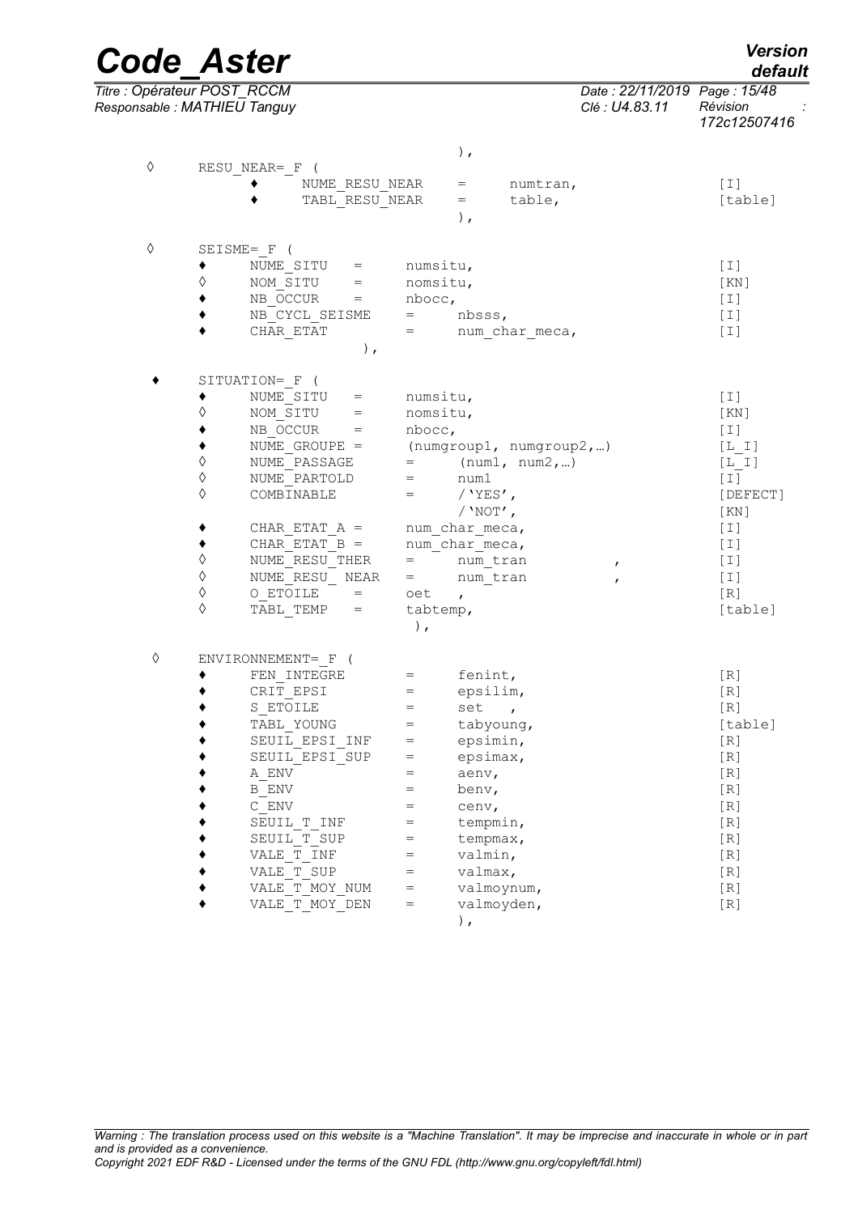```
                                        ),
◊    RESU_NEAR=_F (
          ♦     NUME_RESU_NEAR     =      numtran,                    [I]
          ♦     TABL_RESU_NEAR     =      table,                      [table]
                                        ),

◊    SEISME=_F (
     ♦    NUME_SITU    =     numsitu,                                 [I]
     ◊    NOM_SITU     =     nomsitu,                                 [KN]
     ♦    NB_OCCUR     =     nbocc,                                   [I]
     ♦    NB_CYCL_SEISME    =     nbsss,                              [I]
     ♦    CHAR_ETAT         =     num_char_meca,                      [I]
                    ),

♦    SITUATION=_F (
     ♦    NUME_SITU    =     numsitu,                                 [I]
     ◊    NOM_SITU     =     nomsitu,                                 [KN]
     ♦    NB_OCCUR     =     nbocc,                                   [I]
     ♦    NUME_GROUPE =      (numgroup1, numgroup2,…)                 [L_I]
     ◊    NUME_PASSAGE      =     (num1, num2,…)                      [L_I]
     ◊    NUME_PARTOLD      =     num1                                [I]
     ◊    COMBINABLE        =     /'YES',                             [DEFECT]
                                  /'NOT',                             [KN]
     ♦    CHAR_ETAT_A =      num_char_meca,                           [I]
     ♦    CHAR_ETAT_B =      num_char_meca,                           [I]
     ◊    NUME_RESU_THER    =     num_tran          ,                 [I]
     ◊    NUME_RESU_ NEAR   =     num_tran          ,                 [I]
     ◊    O_ETOILE     =     oet   ,                                  [R]
     ◊    TABL_TEMP    =     tabtemp,                                 [table]
                              ),

◊    ENVIRONNEMENT=_F (
     ♦    FEN_INTEGRE       =     fenint,                             [R]
     ♦    CRIT_EPSI         =     epsilim,                            [R]
     ♦    S_ETOILE          =     set   ,                             [R]
     ♦    TABL_YOUNG        =     tabyoung,                           [table]
     ♦    SEUIL_EPSI_INF    =     epsimin,                            [R]
     ♦    SEUIL_EPSI_SUP    =     epsimax,                            [R]
     ♦    A_ENV             =     aenv,                               [R]
     ♦    B_ENV             =     benv,                               [R]
     ♦    C_ENV             =     cenv,                               [R]
     ♦    SEUIL_T_INF       =     tempmin,                            [R]
     ♦    SEUIL_T_SUP       =     tempmax,                            [R]
     ♦    VALE_T_INF        =     valmin,                             [R]
     ♦    VALE_T_SUP        =     valmax,                             [R]
     ♦    VALE_T_MOY_NUM    =     valmoynum,                          [R]
     ♦    VALE_T_MOY_DEN    =     valmoyden,                          [R]
                                  ),
```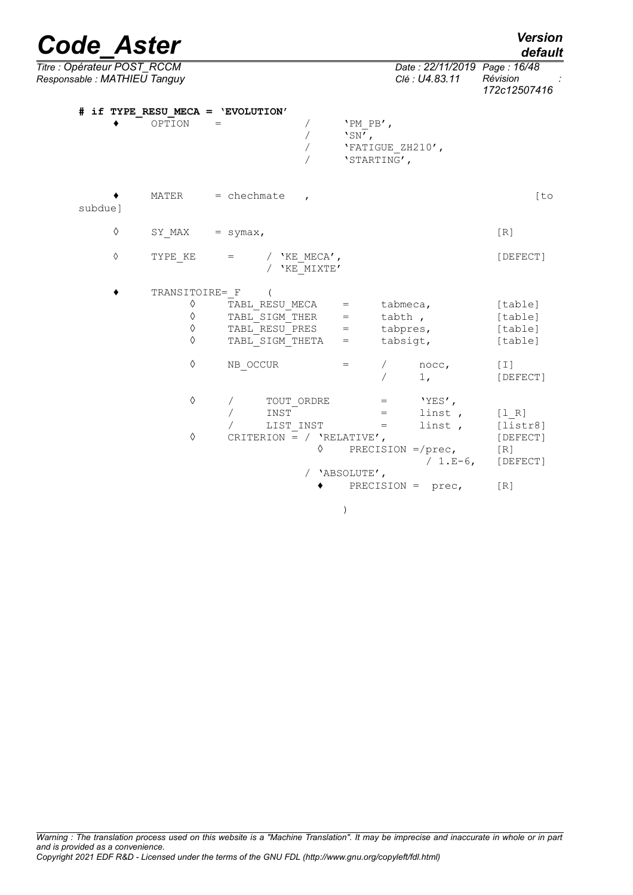```
# if TYPE_RESU_MECA = 'EVOLUTION'
    ♦    OPTION    =              /     'PM_PB',
                                  /     'SN',
                                  /     'FATIGUE_ZH210',
                                  /     'STARTING',

    ♦    MATER     = chechmate    ,                                [to subdue]

    ◊    SY_MAX    = symax,                                        [R]

    ◊    TYPE_KE   =      / 'KE_MECA',                             [DEFECT]
                          / 'KE_MIXTE'

    ♦    TRANSITOIRE=_F    (
              ◊    TABL_RESU_MECA    =    tabmeca,                 [table]
              ◊    TABL_SIGM_THER    =    tabth ,                  [table]
              ◊    TABL_RESU_PRES    =    tabpres,                 [table]
              ◊    TABL_SIGM_THETA   =    tabsigt,                 [table]

              ◊    NB_OCCUR          =    /    nocc,               [I]
                                          /    1,                  [DEFECT]

              ◊    /    TOUT_ORDRE        =    'YES',
                   /    INST              =    linst ,             [l_R]
                   /    LIST_INST         =    linst ,             [listr8]
              ◊    CRITERION = / 'RELATIVE',                       [DEFECT]
                               ◊    PRECISION =/prec,              [R]
                                               / 1.E-6,            [DEFECT]
                             / 'ABSOLUTE',
                               ♦    PRECISION =  prec,             [R]

                                    )
```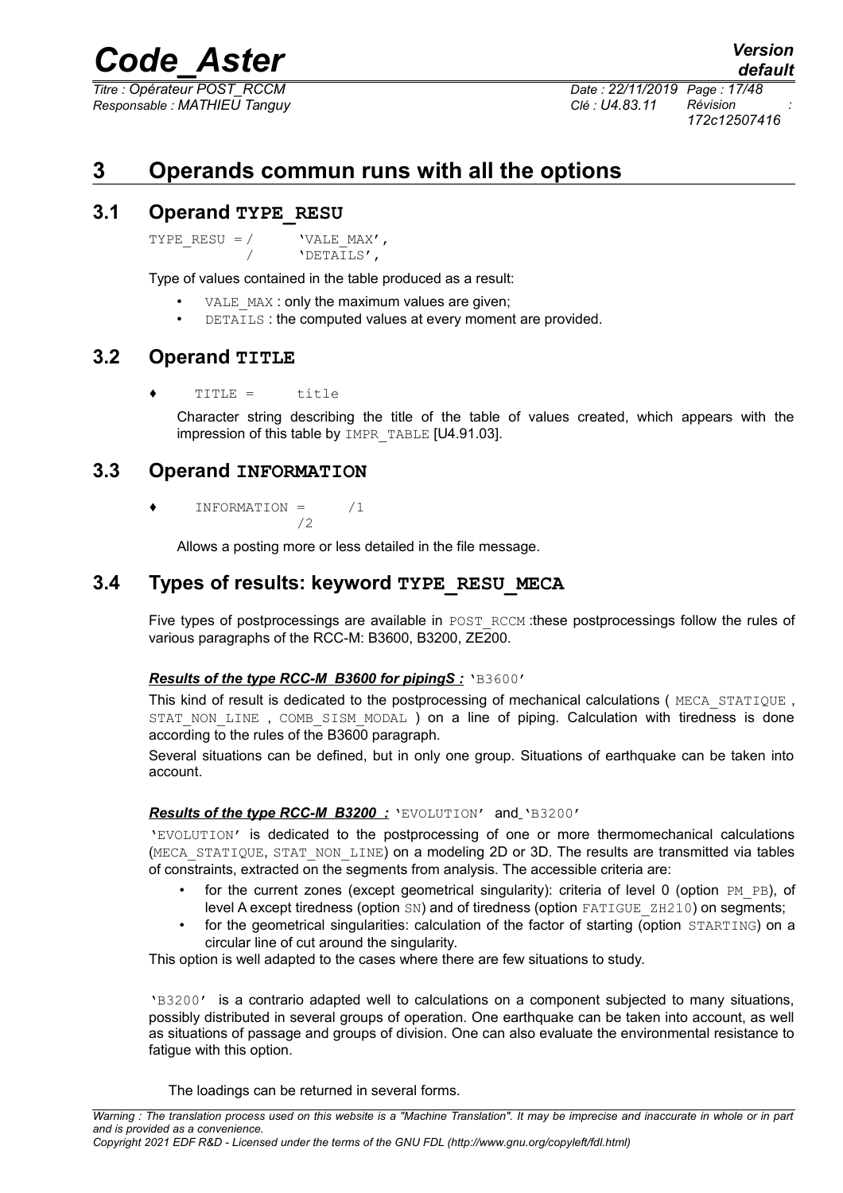# 3 Operands commun runs with all the options

## 3.1 Operand TYPE_RESU

```
TYPE_RESU = /     'VALE_MAX',
            /     'DETAILS',
```

Type of values contained in the table produced as a result:

- VALE_MAX : only the maximum values are given;
- DETAILS : the computed values at every moment are provided.

## 3.2 Operand TITLE

♦ TITLE = title

Character string describing the title of the table of values created, which appears with the impression of this table by IMPR_TABLE [U4.91.03].

## 3.3 Operand INFORMATION

♦ INFORMATION = /1
/2

Allows a posting more or less detailed in the file message.

## 3.4 Types of results: keyword TYPE_RESU_MECA

Five types of postprocessings are available in POST_RCCM :these postprocessings follow the rules of various paragraphs of the RCC-M: B3600, B3200, ZE200.

***Results of the type RCC-M B3600 for pipingS :*** 'B3600'

This kind of result is dedicated to the postprocessing of mechanical calculations ( MECA_STATIQUE , STAT_NON_LINE , COMB_SISM_MODAL ) on a line of piping. Calculation with tiredness is done according to the rules of the B3600 paragraph.

Several situations can be defined, but in only one group. Situations of earthquake can be taken into account.

***Results of the type RCC-M B3200 :*** 'EVOLUTION' and 'B3200'

'EVOLUTION' is dedicated to the postprocessing of one or more thermomechanical calculations (MECA_STATIQUE, STAT_NON_LINE) on a modeling 2D or 3D. The results are transmitted via tables of constraints, extracted on the segments from analysis. The accessible criteria are:

- for the current zones (except geometrical singularity): criteria of level 0 (option PM_PB), of level A except tiredness (option SN) and of tiredness (option FATIGUE_ZH210) on segments;
- for the geometrical singularities: calculation of the factor of starting (option STARTING) on a circular line of cut around the singularity.

This option is well adapted to the cases where there are few situations to study.

'B3200' is a contrario adapted well to calculations on a component subjected to many situations, possibly distributed in several groups of operation. One earthquake can be taken into account, as well as situations of passage and groups of division. One can also evaluate the environmental resistance to fatigue with this option.

The loadings can be returned in several forms.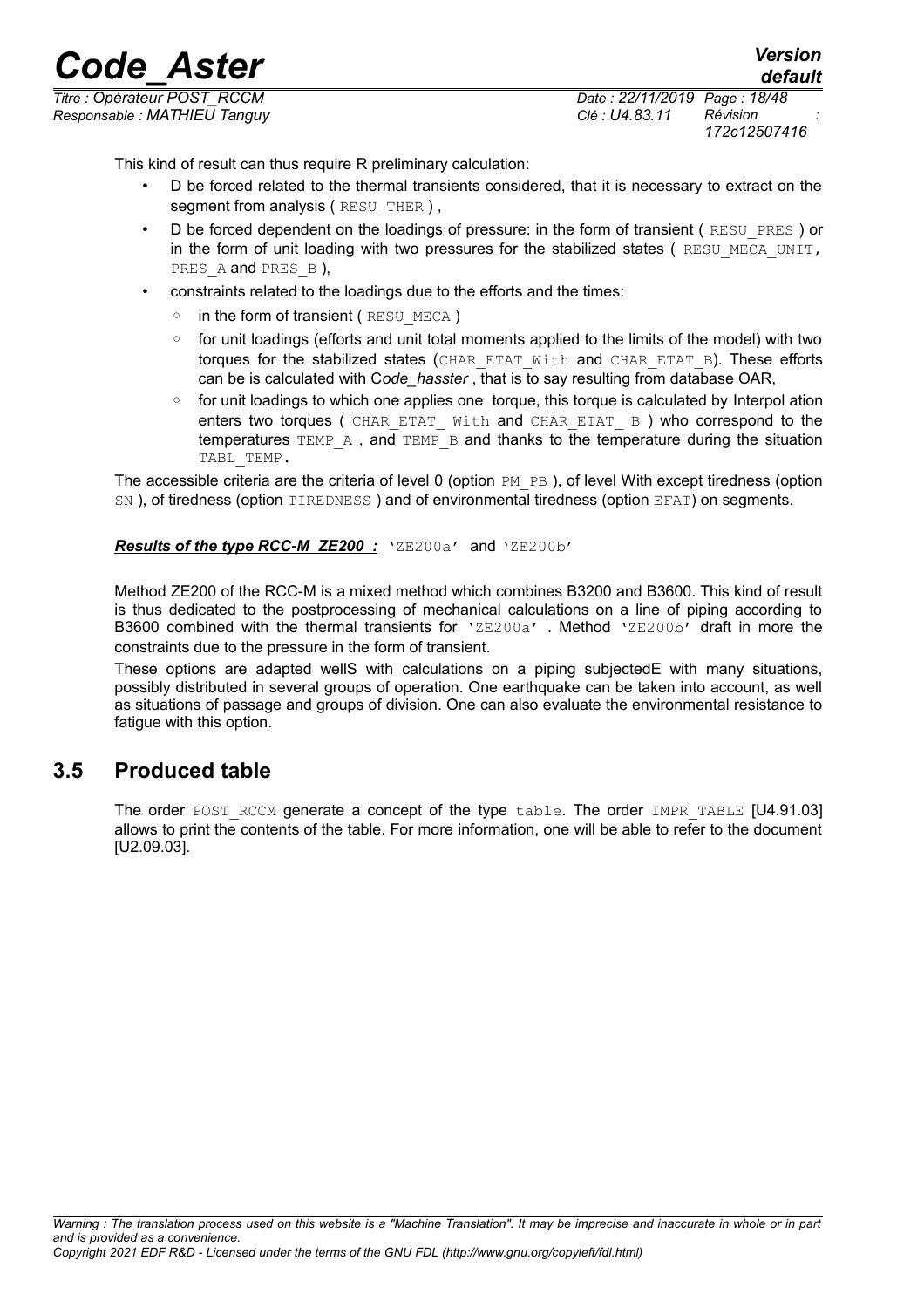This kind of result can thus require R preliminary calculation:

- D be forced related to the thermal transients considered, that it is necessary to extract on the segment from analysis ( `RESU_THER` ) ,
- D be forced dependent on the loadings of pressure: in the form of transient ( `RESU_PRES` ) or in the form of unit loading with two pressures for the stabilized states ( `RESU_MECA_UNIT`, `PRES_A` and `PRES_B` ),
- constraints related to the loadings due to the efforts and the times:
  - in the form of transient ( `RESU_MECA` )
  - for unit loadings (efforts and unit total moments applied to the limits of the model) with two torques for the stabilized states (`CHAR_ETAT_With` and `CHAR_ETAT_B`). These efforts can be is calculated with C*ode_hasster* , that is to say resulting from database OAR,
  - for unit loadings to which one applies one torque, this torque is calculated by Interpol ation enters two torques ( `CHAR_ETAT_ With` and `CHAR_ETAT_ B` ) who correspond to the temperatures `TEMP_A` , and `TEMP_B` and thanks to the temperature during the situation `TABL_TEMP`.

The accessible criteria are the criteria of level 0 (option `PM_PB` ), of level With except tiredness (option `SN` ), of tiredness (option `TIREDNESS` ) and of environmental tiredness (option `EFAT`) on segments.

***Results of the type RCC-M ZE200 :*** `'ZE200a'` and `'ZE200b'`

Method ZE200 of the RCC-M is a mixed method which combines B3200 and B3600. This kind of result is thus dedicated to the postprocessing of mechanical calculations on a line of piping according to B3600 combined with the thermal transients for `'ZE200a'` . Method `'ZE200b'` draft in more the constraints due to the pressure in the form of transient.

These options are adapted wellS with calculations on a piping subjectedE with many situations, possibly distributed in several groups of operation. One earthquake can be taken into account, as well as situations of passage and groups of division. One can also evaluate the environmental resistance to fatigue with this option.

## 3.5 Produced table

The order `POST_RCCM` generate a concept of the type `table`. The order `IMPR_TABLE` [U4.91.03] allows to print the contents of the table. For more information, one will be able to refer to the document [U2.09.03].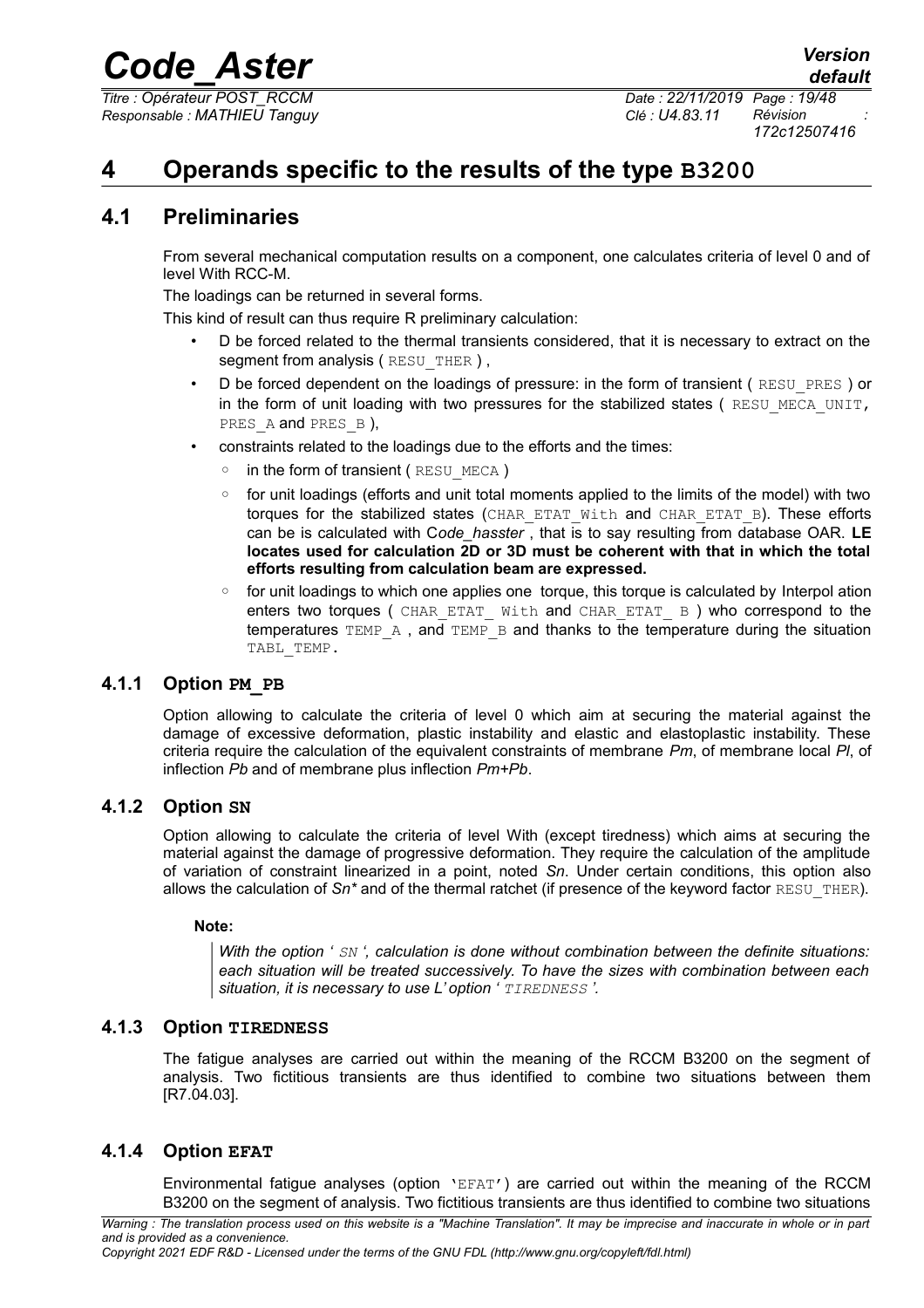# 4 Operands specific to the results of the type B3200

## 4.1 Preliminaries

From several mechanical computation results on a component, one calculates criteria of level 0 and of level With RCC-M.

The loadings can be returned in several forms.

This kind of result can thus require R preliminary calculation:

- D be forced related to the thermal transients considered, that it is necessary to extract on the segment from analysis ( RESU_THER ) ,
- D be forced dependent on the loadings of pressure: in the form of transient ( RESU_PRES ) or in the form of unit loading with two pressures for the stabilized states ( RESU_MECA_UNIT, PRES_A and PRES_B ),
- constraints related to the loadings due to the efforts and the times:
  - in the form of transient ( RESU_MECA )
  - for unit loadings (efforts and unit total moments applied to the limits of the model) with two torques for the stabilized states (CHAR_ETAT_With and CHAR_ETAT_B). These efforts can be is calculated with C*ode_hasster* , that is to say resulting from database OAR. **LE locates used for calculation 2D or 3D must be coherent with that in which the total efforts resulting from calculation beam are expressed.**
  - for unit loadings to which one applies one torque, this torque is calculated by Interpol ation enters two torques ( CHAR_ETAT_ With and CHAR_ETAT_ B ) who correspond to the temperatures TEMP_A , and TEMP_B and thanks to the temperature during the situation TABL_TEMP.

### 4.1.1 Option PM_PB

Option allowing to calculate the criteria of level 0 which aim at securing the material against the damage of excessive deformation, plastic instability and elastic and elastoplastic instability. These criteria require the calculation of the equivalent constraints of membrane *Pm*, of membrane local *Pl*, of inflection *Pb* and of membrane plus inflection *Pm+Pb*.

### 4.1.2 Option SN

Option allowing to calculate the criteria of level With (except tiredness) which aims at securing the material against the damage of progressive deformation. They require the calculation of the amplitude of variation of constraint linearized in a point, noted *Sn*. Under certain conditions, this option also allows the calculation of *Sn** and of the thermal ratchet (if presence of the keyword factor RESU_THER).

**Note:**

> *With the option ' SN ', calculation is done without combination between the definite situations: each situation will be treated successively. To have the sizes with combination between each situation, it is necessary to use L' option ' TIREDNESS '.*

### 4.1.3 Option TIREDNESS

The fatigue analyses are carried out within the meaning of the RCCM B3200 on the segment of analysis. Two fictitious transients are thus identified to combine two situations between them [R7.04.03].

### 4.1.4 Option EFAT

Environmental fatigue analyses (option 'EFAT') are carried out within the meaning of the RCCM B3200 on the segment of analysis. Two fictitious transients are thus identified to combine two situations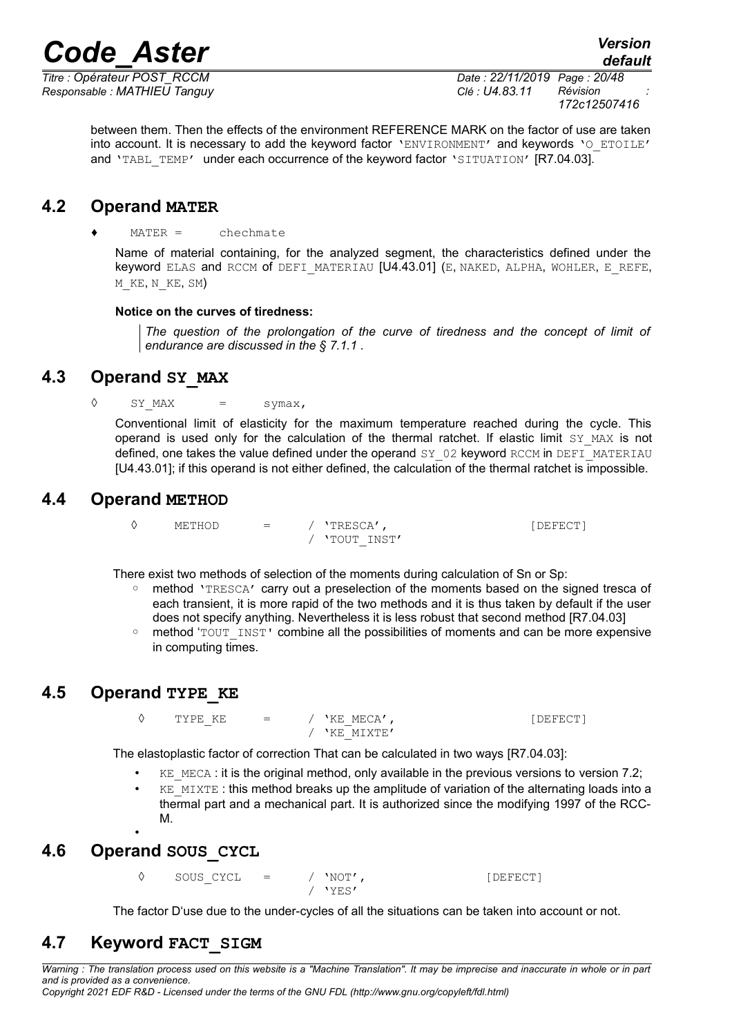between them. Then the effects of the environment REFERENCE MARK on the factor of use are taken into account. It is necessary to add the keyword factor 'ENVIRONMENT' and keywords 'O_ETOILE' and 'TABL_TEMP' under each occurrence of the keyword factor 'SITUATION' [R7.04.03].

## 4.2 Operand MATER

♦ MATER = chechmate

Name of material containing, for the analyzed segment, the characteristics defined under the keyword ELAS and RCCM of DEFI_MATERIAU [U4.43.01] (E, NAKED, ALPHA, WOHLER, E_REFE, M_KE, N_KE, SM)

**Notice on the curves of tiredness:**

> *The question of the prolongation of the curve of tiredness and the concept of limit of endurance are discussed in the § 7.1.1 .*

## 4.3 Operand SY_MAX

◊ SY_MAX = symax,

Conventional limit of elasticity for the maximum temperature reached during the cycle. This operand is used only for the calculation of the thermal ratchet. If elastic limit SY_MAX is not defined, one takes the value defined under the operand SY_02 keyword RCCM in DEFI_MATERIAU [U4.43.01]; if this operand is not either defined, the calculation of the thermal ratchet is impossible.

## 4.4 Operand METHOD

```
◊   METHOD   =   / 'TRESCA',          [DEFECT]
                 / 'TOUT_INST'
```

There exist two methods of selection of the moments during calculation of Sn or Sp:

- method 'TRESCA' carry out a preselection of the moments based on the signed tresca of each transient, it is more rapid of the two methods and it is thus taken by default if the user does not specify anything. Nevertheless it is less robust that second method [R7.04.03]
- method 'TOUT_INST' combine all the possibilities of moments and can be more expensive in computing times.

## 4.5 Operand TYPE_KE

```
◊   TYPE_KE   =   / 'KE_MECA',          [DEFECT]
                  / 'KE_MIXTE'
```

The elastoplastic factor of correction That can be calculated in two ways [R7.04.03]:

- KE_MECA : it is the original method, only available in the previous versions to version 7.2;
- KE_MIXTE : this method breaks up the amplitude of variation of the alternating loads into a thermal part and a mechanical part. It is authorized since the modifying 1997 of the RCC-M.

## 4.6 Operand SOUS_CYCL

```
◊   SOUS_CYCL   =   / 'NOT',          [DEFECT]
                    / 'YES'
```

The factor D'use due to the under-cycles of all the situations can be taken into account or not.

## 4.7 Keyword FACT_SIGM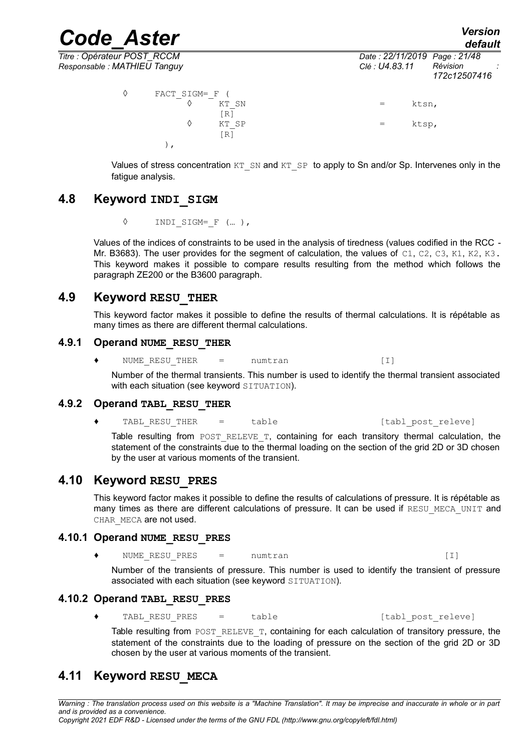```
◊   FACT_SIGM=_F (
        ◊   KT_SN                    =   ktsn,
            [R]
        ◊   KT_SP                    =   ktsp,
            [R]
    ),
```

Values of stress concentration KT_SN and KT_SP to apply to Sn and/or Sp. Intervenes only in the fatigue analysis.

## 4.8 Keyword INDI_SIGM

```
◊   INDI_SIGM=_F (… ),
```

Values of the indices of constraints to be used in the analysis of tiredness (values codified in the RCC - Mr. B3683). The user provides for the segment of calculation, the values of C1, C2, C3, K1, K2, K3. This keyword makes it possible to compare results resulting from the method which follows the paragraph ZE200 or the B3600 paragraph.

## 4.9 Keyword RESU_THER

This keyword factor makes it possible to define the results of thermal calculations. It is répétable as many times as there are different thermal calculations.

### 4.9.1 Operand NUME_RESU_THER

```
♦   NUME_RESU_THER   =   numtran        [I]
```

Number of the thermal transients. This number is used to identify the thermal transient associated with each situation (see keyword SITUATION).

### 4.9.2 Operand TABL_RESU_THER

```
♦   TABL_RESU_THER   =   table          [tabl_post_releve]
```

Table resulting from POST_RELEVE_T, containing for each transitory thermal calculation, the statement of the constraints due to the thermal loading on the section of the grid 2D or 3D chosen by the user at various moments of the transient.

## 4.10 Keyword RESU_PRES

This keyword factor makes it possible to define the results of calculations of pressure. It is répétable as many times as there are different calculations of pressure. It can be used if RESU_MECA_UNIT and CHAR_MECA are not used.

### 4.10.1 Operand NUME_RESU_PRES

```
♦   NUME_RESU_PRES   =   numtran        [I]
```

Number of the transients of pressure. This number is used to identify the transient of pressure associated with each situation (see keyword SITUATION).

### 4.10.2 Operand TABL_RESU_PRES

```
♦   TABL_RESU_PRES   =   table          [tabl_post_releve]
```

Table resulting from POST_RELEVE_T, containing for each calculation of transitory pressure, the statement of the constraints due to the loading of pressure on the section of the grid 2D or 3D chosen by the user at various moments of the transient.

## 4.11 Keyword RESU_MECA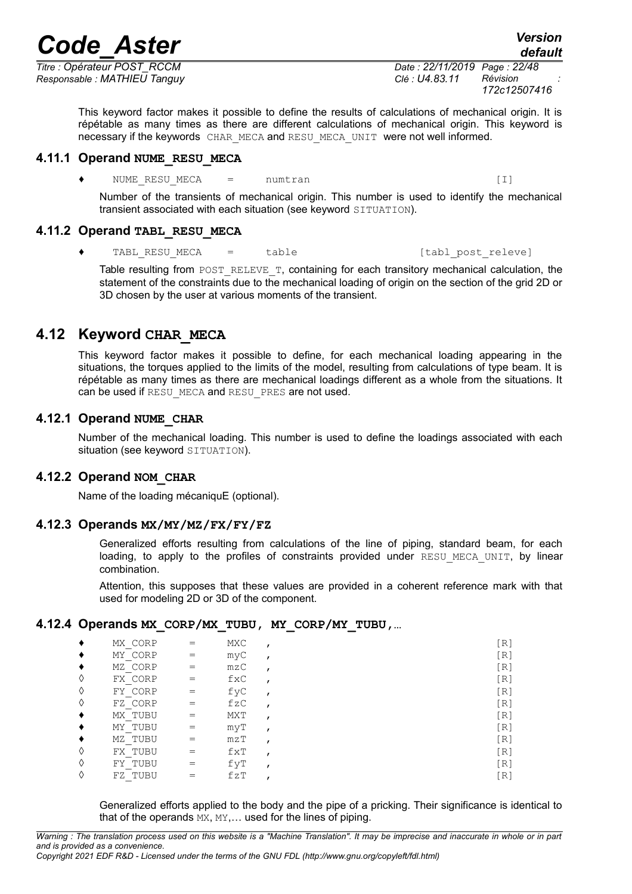This keyword factor makes it possible to define the results of calculations of mechanical origin. It is répétable as many times as there are different calculations of mechanical origin. This keyword is necessary if the keywords CHAR_MECA and RESU_MECA_UNIT were not well informed.

### 4.11.1 Operand NUME_RESU_MECA

```
♦    NUME_RESU_MECA    =    numtran                        [I]
```

Number of the transients of mechanical origin. This number is used to identify the mechanical transient associated with each situation (see keyword SITUATION).

### 4.11.2 Operand TABL_RESU_MECA

```
♦    TABL_RESU_MECA    =    table                 [tabl_post_releve]
```

Table resulting from POST_RELEVE_T, containing for each transitory mechanical calculation, the statement of the constraints due to the mechanical loading of origin on the section of the grid 2D or 3D chosen by the user at various moments of the transient.

## 4.12 Keyword CHAR_MECA

This keyword factor makes it possible to define, for each mechanical loading appearing in the situations, the torques applied to the limits of the model, resulting from calculations of type beam. It is répétable as many times as there are mechanical loadings different as a whole from the situations. It can be used if RESU_MECA and RESU_PRES are not used.

### 4.12.1 Operand NUME_CHAR

Number of the mechanical loading. This number is used to define the loadings associated with each situation (see keyword SITUATION).

### 4.12.2 Operand NOM_CHAR

Name of the loading mécaniquE (optional).

### 4.12.3 Operands MX/MY/MZ/FX/FY/FZ

Generalized efforts resulting from calculations of the line of piping, standard beam, for each loading, to apply to the profiles of constraints provided under RESU_MECA_UNIT, by linear combination.

Attention, this supposes that these values are provided in a coherent reference mark with that used for modeling 2D or 3D of the component.

### 4.12.4 Operands MX_CORP/MX_TUBU, MY_CORP/MY_TUBU,…

```
♦    MX_CORP    =    MXC    ,                              [R]
♦    MY_CORP    =    myC    ,                              [R]
♦    MZ_CORP    =    mzC    ,                              [R]
◊    FX_CORP    =    fxC    ,                              [R]
◊    FY_CORP    =    fyC    ,                              [R]
◊    FZ_CORP    =    fzC    ,                              [R]
♦    MX_TUBU    =    MXT    ,                              [R]
♦    MY_TUBU    =    myT    ,                              [R]
♦    MZ_TUBU    =    mzT    ,                              [R]
◊    FX_TUBU    =    fxT    ,                              [R]
◊    FY_TUBU    =    fyT    ,                              [R]
◊    FZ_TUBU    =    fzT    ,                              [R]
```

Generalized efforts applied to the body and the pipe of a pricking. Their significance is identical to that of the operands MX, MY,… used for the lines of piping.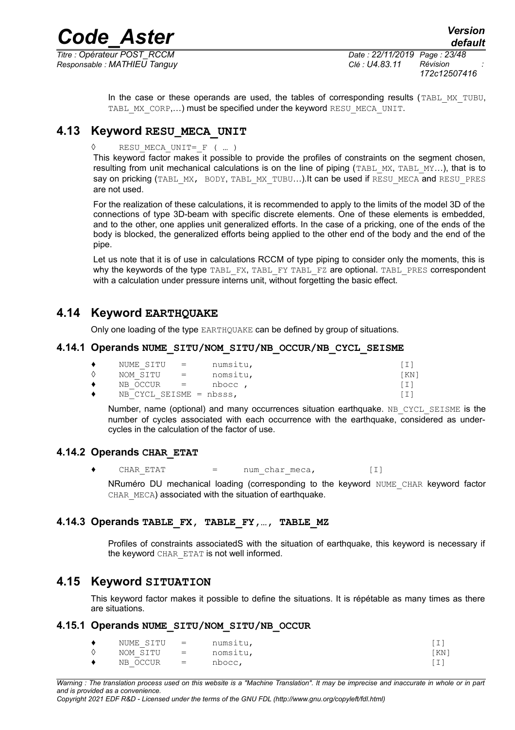In the case or these operands are used, the tables of corresponding results (TABL_MX_TUBU, TABL_MX_CORP,…) must be specified under the keyword RESU_MECA_UNIT.

## 4.13 Keyword RESU_MECA_UNIT

```
◊    RESU_MECA_UNIT=_F ( … )
```

This keyword factor makes it possible to provide the profiles of constraints on the segment chosen, resulting from unit mechanical calculations is on the line of piping (TABL_MX, TABL_MY…), that is to say on pricking (TABL_MX, BODY, TABL_MX_TUBU…).It can be used if RESU_MECA and RESU_PRES are not used.

For the realization of these calculations, it is recommended to apply to the limits of the model 3D of the connections of type 3D-beam with specific discrete elements. One of these elements is embedded, and to the other, one applies unit generalized efforts. In the case of a pricking, one of the ends of the body is blocked, the generalized efforts being applied to the other end of the body and the end of the pipe.

Let us note that it is of use in calculations RCCM of type piping to consider only the moments, this is why the keywords of the type TABL_FX, TABL_FY TABL_FZ are optional. TABL_PRES correspondent with a calculation under pressure interns unit, without forgetting the basic effect.

## 4.14 Keyword EARTHQUAKE

Only one loading of the type EARTHQUAKE can be defined by group of situations.

### 4.14.1 Operands NUME_SITU/NOM_SITU/NB_OCCUR/NB_CYCL_SEISME

```
♦    NUME_SITU   =    numsitu,                    [I]
◊    NOM_SITU    =    nomsitu,                    [KN]
♦    NB_OCCUR    =    nbocc ,                     [I]
♦    NB_CYCL_SEISME = nbsss,                      [I]
```

Number, name (optional) and many occurrences situation earthquake. NB_CYCL_SEISME is the number of cycles associated with each occurrence with the earthquake, considered as under-cycles in the calculation of the factor of use.

### 4.14.2 Operands CHAR_ETAT

```
♦    CHAR_ETAT         =    num_char_meca,         [I]
```

NRuméro DU mechanical loading (corresponding to the keyword NUME_CHAR keyword factor CHAR_MECA) associated with the situation of earthquake.

### 4.14.3 Operands TABLE_FX, TABLE_FY,…, TABLE_MZ

Profiles of constraints associatedS with the situation of earthquake, this keyword is necessary if the keyword CHAR_ETAT is not well informed.

## 4.15 Keyword SITUATION

This keyword factor makes it possible to define the situations. It is répétable as many times as there are situations.

### 4.15.1 Operands NUME_SITU/NOM_SITU/NB_OCCUR

```
♦    NUME_SITU   =    numsitu,                    [I]
◊    NOM_SITU    =    nomsitu,                    [KN]
♦    NB_OCCUR    =    nbocc,                      [I]
```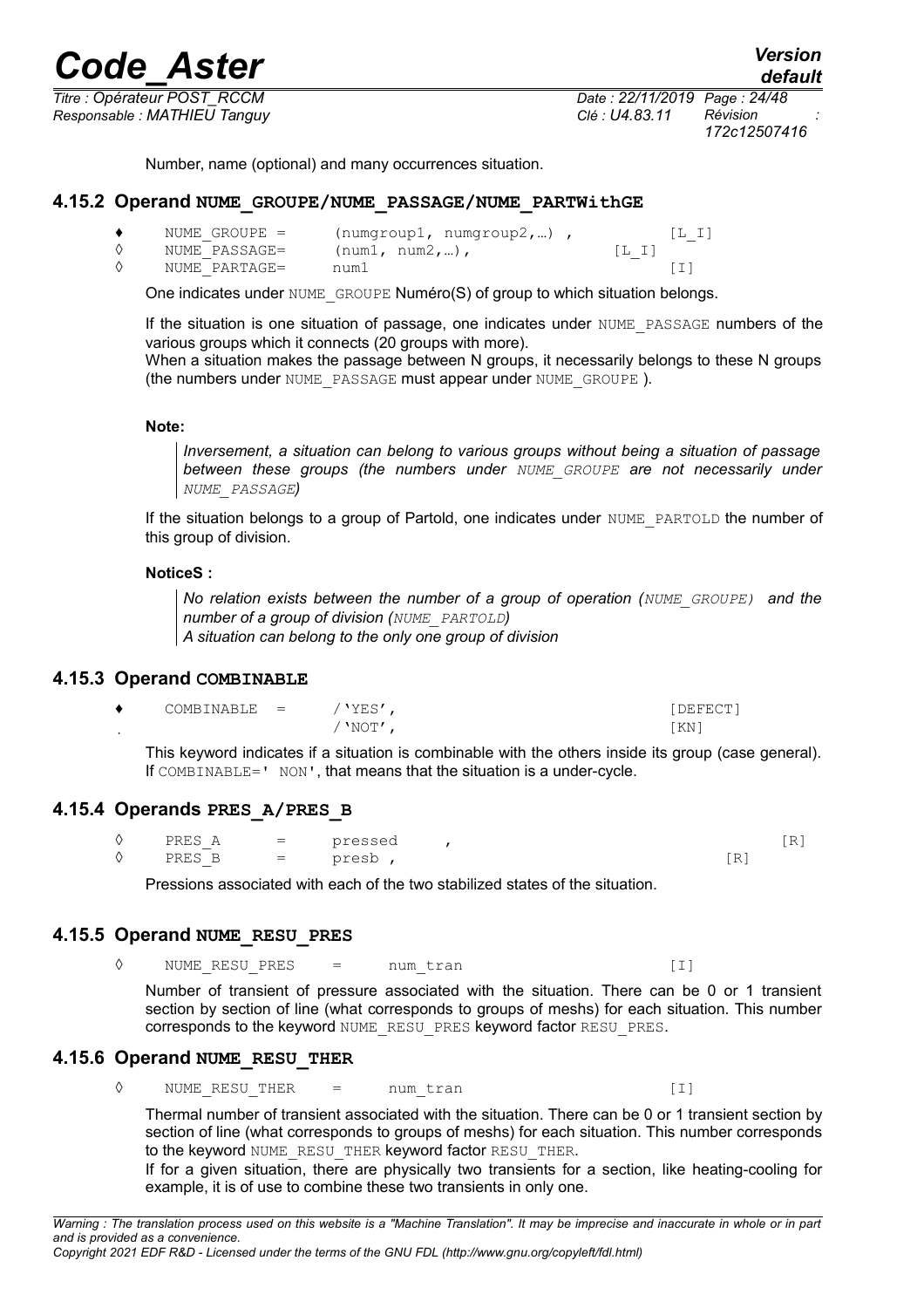Number, name (optional) and many occurrences situation.

### 4.15.2 Operand NUME_GROUPE/NUME_PASSAGE/NUME_PARTWithGE

```
♦   NUME_GROUPE =      (numgroup1, numgroup2,…) ,          [L_I]
◊   NUME_PASSAGE=      (num1, num2,…),                [L_I]
◊   NUME_PARTAGE=      num1                                [I]
```

One indicates under NUME_GROUPE Numéro(S) of group to which situation belongs.

If the situation is one situation of passage, one indicates under NUME_PASSAGE numbers of the various groups which it connects (20 groups with more).
When a situation makes the passage between N groups, it necessarily belongs to these N groups (the numbers under NUME_PASSAGE must appear under NUME_GROUPE ).

**Note:**

> *Inversement, a situation can belong to various groups without being a situation of passage between these groups (the numbers under NUME_GROUPE are not necessarily under NUME_PASSAGE)*

If the situation belongs to a group of Partold, one indicates under NUME_PARTOLD the number of this group of division.

**NoticeS :**

> *No relation exists between the number of a group of operation (NUME_GROUPE) and the number of a group of division (NUME_PARTOLD)*
> *A situation can belong to the only one group of division*

### 4.15.3 Operand COMBINABLE

```
♦   COMBINABLE  =      /'YES',                              [DEFECT]
.                      /'NOT',                              [KN]
```

This keyword indicates if a situation is combinable with the others inside its group (case general). If COMBINABLE=' NON', that means that the situation is a under-cycle.

### 4.15.4 Operands PRES_A/PRES_B

```
◊   PRES_A      =      pressed     ,                              [R]
◊   PRES_B      =      presb ,                                [R]
```

Pressions associated with each of the two stabilized states of the situation.

### 4.15.5 Operand NUME_RESU_PRES

```
◊   NUME_RESU_PRES    =     num_tran                    [I]
```

Number of transient of pressure associated with the situation. There can be 0 or 1 transient section by section of line (what corresponds to groups of meshs) for each situation. This number corresponds to the keyword NUME_RESU_PRES keyword factor RESU_PRES.

### 4.15.6 Operand NUME_RESU_THER

```
◊   NUME_RESU_THER    =     num_tran                    [I]
```

Thermal number of transient associated with the situation. There can be 0 or 1 transient section by section of line (what corresponds to groups of meshs) for each situation. This number corresponds to the keyword NUME_RESU_THER keyword factor RESU_THER.
If for a given situation, there are physically two transients for a section, like heating-cooling for example, it is of use to combine these two transients in only one.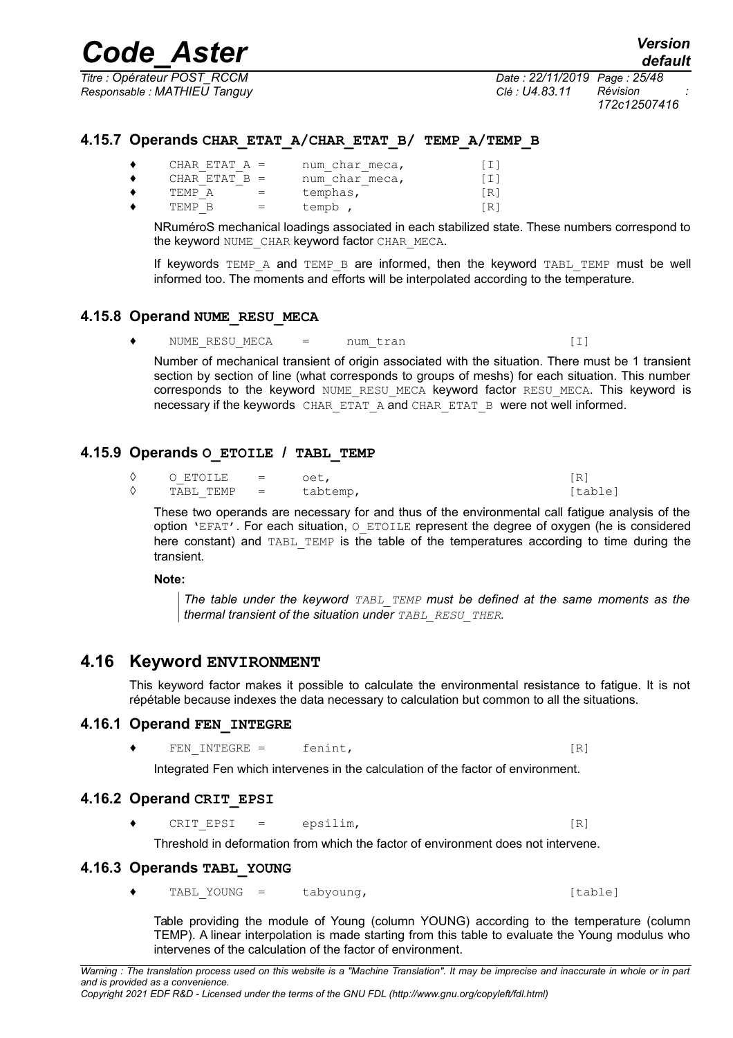### 4.15.7 Operands CHAR_ETAT_A/CHAR_ETAT_B/ TEMP_A/TEMP_B

```
♦    CHAR_ETAT_A =     num_char_meca,          [I]
♦    CHAR_ETAT_B =     num_char_meca,          [I]
♦    TEMP_A      =     temphas,                [R]
♦    TEMP_B      =     tempb ,                 [R]
```

NRuméroS mechanical loadings associated in each stabilized state. These numbers correspond to the keyword NUME_CHAR keyword factor CHAR_MECA.

If keywords TEMP_A and TEMP_B are informed, then the keyword TABL_TEMP must be well informed too. The moments and efforts will be interpolated according to the temperature.

### 4.15.8 Operand NUME_RESU_MECA

```
♦    NUME_RESU_MECA    =      num_tran                    [I]
```

Number of mechanical transient of origin associated with the situation. There must be 1 transient section by section of line (what corresponds to groups of meshs) for each situation. This number corresponds to the keyword NUME_RESU_MECA keyword factor RESU_MECA. This keyword is necessary if the keywords CHAR_ETAT_A and CHAR_ETAT_B were not well informed.

### 4.15.9 Operands O_ETOILE / TABL_TEMP

```
◊    O_ETOILE    =    oet,                              [R]
◊    TABL_TEMP   =    tabtemp,                          [table]
```

These two operands are necessary for and thus of the environmental call fatigue analysis of the option 'EFAT'. For each situation, O_ETOILE represent the degree of oxygen (he is considered here constant) and TABL_TEMP is the table of the temperatures according to time during the transient.

**Note:**

> *The table under the keyword TABL_TEMP must be defined at the same moments as the thermal transient of the situation under TABL_RESU_THER.*

## 4.16 Keyword ENVIRONMENT

This keyword factor makes it possible to calculate the environmental resistance to fatigue. It is not répétable because indexes the data necessary to calculation but common to all the situations.

### 4.16.1 Operand FEN_INTEGRE

```
♦    FEN_INTEGRE =     fenint,                        [R]
```

Integrated Fen which intervenes in the calculation of the factor of environment.

### 4.16.2 Operand CRIT_EPSI

```
♦    CRIT_EPSI   =     epsilim,                       [R]
```

Threshold in deformation from which the factor of environment does not intervene.

### 4.16.3 Operands TABL_YOUNG

```
♦    TABL_YOUNG  =     tabyoung,                      [table]
```

Table providing the module of Young (column YOUNG) according to the temperature (column TEMP). A linear interpolation is made starting from this table to evaluate the Young modulus who intervenes of the calculation of the factor of environment.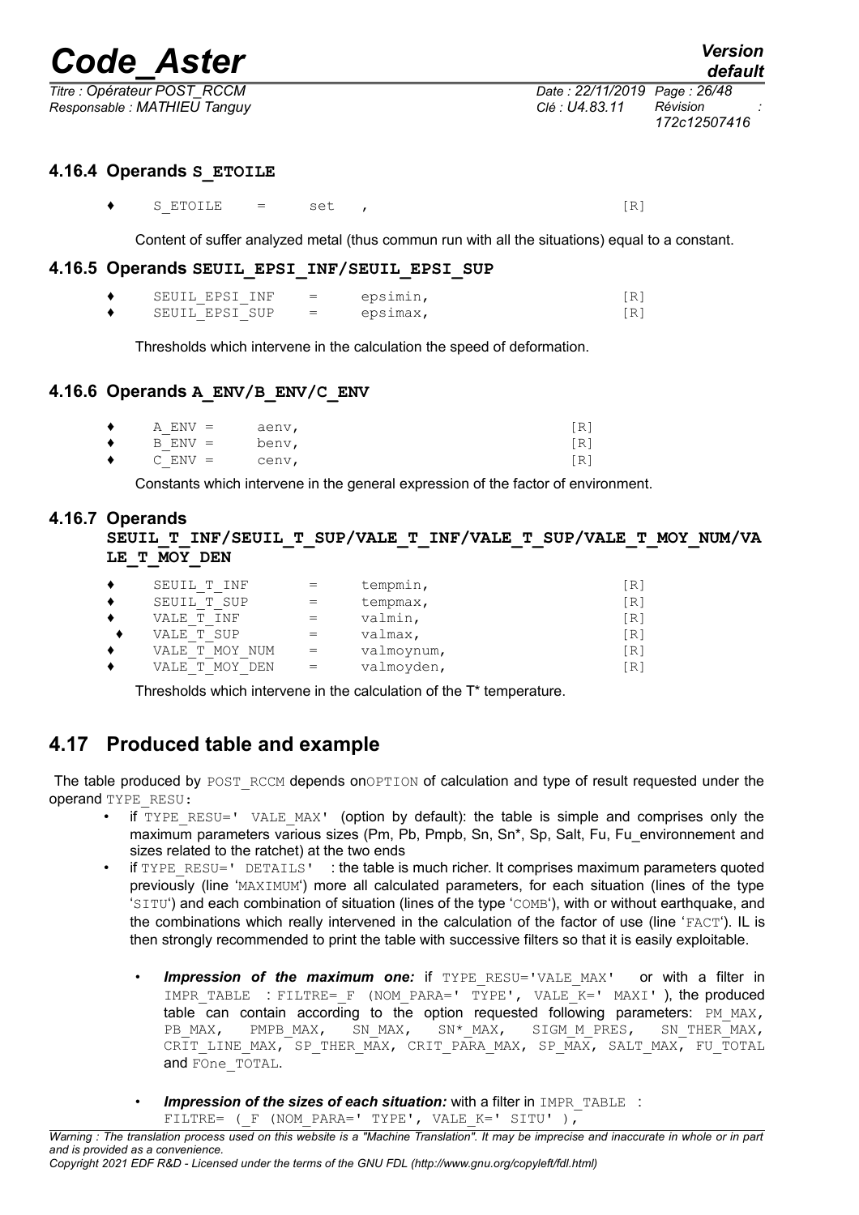### 4.16.4 Operands S_ETOILE

```
♦    S_ETOILE    =    set  ,                                [R]
```

Content of suffer analyzed metal (thus commun run with all the situations) equal to a constant.

### 4.16.5 Operands SEUIL_EPSI_INF/SEUIL_EPSI_SUP

```
♦    SEUIL_EPSI_INF    =    epsimin,                        [R]
♦    SEUIL_EPSI_SUP    =    epsimax,                        [R]
```

Thresholds which intervene in the calculation the speed of deformation.

### 4.16.6 Operands A_ENV/B_ENV/C_ENV

```
♦    A_ENV =    aenv,                                       [R]
♦    B_ENV =    benv,                                       [R]
♦    C_ENV =    cenv,                                       [R]
```

Constants which intervene in the general expression of the factor of environment.

### 4.16.7 Operands SEUIL_T_INF/SEUIL_T_SUP/VALE_T_INF/VALE_T_SUP/VALE_T_MOY_NUM/VALE_T_MOY_DEN

```
♦    SEUIL_T_INF       =    tempmin,                        [R]
♦    SEUIL_T_SUP       =    tempmax,                        [R]
♦    VALE_T_INF        =    valmin,                         [R]
♦    VALE_T_SUP        =    valmax,                         [R]
♦    VALE_T_MOY_NUM    =    valmoynum,                      [R]
♦    VALE_T_MOY_DEN    =    valmoyden,                      [R]
```

Thresholds which intervene in the calculation of the T* temperature.

## 4.17 Produced table and example

The table produced by POST_RCCM depends onOPTION of calculation and type of result requested under the operand TYPE_RESU:

- if TYPE_RESU=' VALE_MAX' (option by default): the table is simple and comprises only the maximum parameters various sizes (Pm, Pb, Pmpb, Sn, Sn*, Sp, Salt, Fu, Fu_environnement and sizes related to the ratchet) at the two ends
- if TYPE_RESU=' DETAILS' : the table is much richer. It comprises maximum parameters quoted previously (line 'MAXIMUM') more all calculated parameters, for each situation (lines of the type 'SITU') and each combination of situation (lines of the type 'COMB'), with or without earthquake, and the combinations which really intervened in the calculation of the factor of use (line 'FACT'). IL is then strongly recommended to print the table with successive filters so that it is easily exploitable.
  - ***Impression of the maximum one:*** if TYPE_RESU='VALE_MAX' or with a filter in IMPR_TABLE : FILTRE=_F (NOM_PARA=' TYPE', VALE_K=' MAXI' ), the produced table can contain according to the option requested following parameters: PM_MAX, PB_MAX, PMPB_MAX, SN_MAX, SN*_MAX, SIGM_M_PRES, SN_THER_MAX, CRIT_LINE_MAX, SP_THER_MAX, CRIT_PARA_MAX, SP_MAX, SALT_MAX, FU_TOTAL and FOne_TOTAL.
  - ***Impression of the sizes of each situation:*** with a filter in IMPR_TABLE : FILTRE= (_F (NOM_PARA=' TYPE', VALE_K=' SITU' ),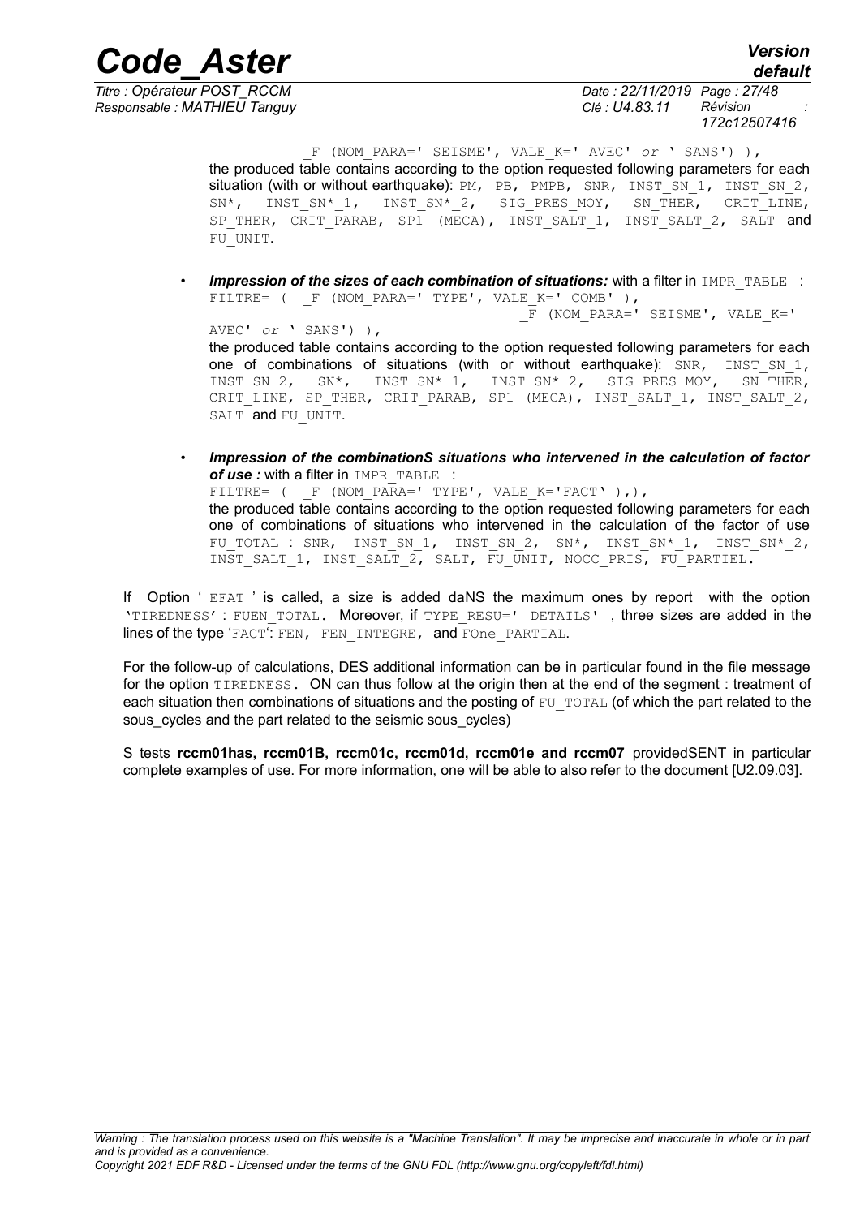_F (NOM_PARA=' SEISME', VALE_K=' AVEC' *or* ' SANS') ),
the produced table contains according to the option requested following parameters for each situation (with or without earthquake): PM, PB, PMPB, SNR, INST_SN_1, INST_SN_2, SN*, INST_SN*_1, INST_SN*_2, SIG_PRES_MOY, SN_THER, CRIT_LINE, SP_THER, CRIT_PARAB, SP1 (MECA), INST_SALT_1, INST_SALT_2, SALT and FU_UNIT.

- ***Impression of the sizes of each combination of situations:*** with a filter in IMPR_TABLE :
  FILTRE= ( _F (NOM_PARA=' TYPE', VALE_K=' COMB' ),
  _F (NOM_PARA=' SEISME', VALE_K=' AVEC' *or* ' SANS') ),
  the produced table contains according to the option requested following parameters for each one of combinations of situations (with or without earthquake): SNR, INST_SN_1, INST_SN_2, SN*, INST_SN*_1, INST_SN*_2, SIG_PRES_MOY, SN_THER, CRIT_LINE, SP_THER, CRIT_PARAB, SP1 (MECA), INST_SALT_1, INST_SALT_2, SALT and FU_UNIT.

- ***Impression of the combinationS situations who intervened in the calculation of factor of use :*** with a filter in IMPR_TABLE :
  FILTRE= ( _F (NOM_PARA=' TYPE', VALE_K='FACT' ),),
  the produced table contains according to the option requested following parameters for each one of combinations of situations who intervened in the calculation of the factor of use FU_TOTAL : SNR, INST_SN_1, INST_SN_2, SN*, INST_SN*_1, INST_SN*_2, INST_SALT_1, INST_SALT_2, SALT, FU_UNIT, NOCC_PRIS, FU_PARTIEL.

If Option ' EFAT ' is called, a size is added daNS the maximum ones by report with the option 'TIREDNESS' : FUEN_TOTAL. Moreover, if TYPE_RESU=' DETAILS' , three sizes are added in the lines of the type 'FACT': FEN, FEN_INTEGRE, and FOne_PARTIAL.

For the follow-up of calculations, DES additional information can be in particular found in the file message for the option TIREDNESS. ON can thus follow at the origin then at the end of the segment : treatment of each situation then combinations of situations and the posting of FU_TOTAL (of which the part related to the sous_cycles and the part related to the seismic sous_cycles)

S tests **rccm01has, rccm01B, rccm01c, rccm01d, rccm01e and rccm07** providedSENT in particular complete examples of use. For more information, one will be able to also refer to the document [U2.09.03].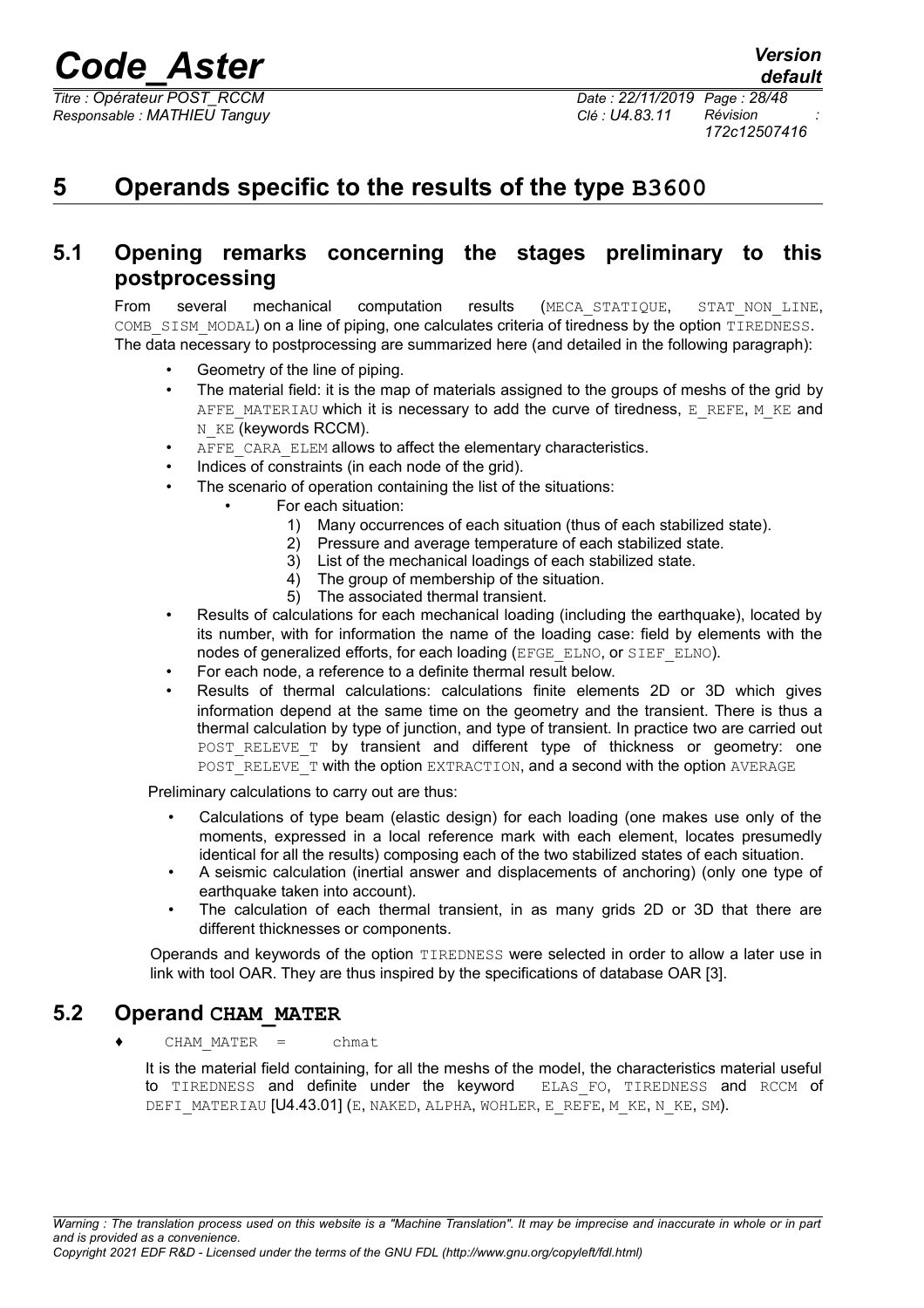# 5 Operands specific to the results of the type B3600

## 5.1 Opening remarks concerning the stages preliminary to this postprocessing

From several mechanical computation results (MECA_STATIQUE, STAT_NON_LINE, COMB_SISM_MODAL) on a line of piping, one calculates criteria of tiredness by the option TIREDNESS. The data necessary to postprocessing are summarized here (and detailed in the following paragraph):

- Geometry of the line of piping.
- The material field: it is the map of materials assigned to the groups of meshs of the grid by AFFE_MATERIAU which it is necessary to add the curve of tiredness, E_REFE, M_KE and N_KE (keywords RCCM).
- AFFE_CARA_ELEM allows to affect the elementary characteristics.
- Indices of constraints (in each node of the grid).
- The scenario of operation containing the list of the situations:
    - For each situation:
        1) Many occurrences of each situation (thus of each stabilized state).
        2) Pressure and average temperature of each stabilized state.
        3) List of the mechanical loadings of each stabilized state.
        4) The group of membership of the situation.
        5) The associated thermal transient.
- Results of calculations for each mechanical loading (including the earthquake), located by its number, with for information the name of the loading case: field by elements with the nodes of generalized efforts, for each loading (EFGE_ELNO, or SIEF_ELNO).
- For each node, a reference to a definite thermal result below.
- Results of thermal calculations: calculations finite elements 2D or 3D which gives information depend at the same time on the geometry and the transient. There is thus a thermal calculation by type of junction, and type of transient. In practice two are carried out POST_RELEVE_T by transient and different type of thickness or geometry: one POST_RELEVE_T with the option EXTRACTION, and a second with the option AVERAGE

Preliminary calculations to carry out are thus:

- Calculations of type beam (elastic design) for each loading (one makes use only of the moments, expressed in a local reference mark with each element, locates presumedly identical for all the results) composing each of the two stabilized states of each situation.
- A seismic calculation (inertial answer and displacements of anchoring) (only one type of earthquake taken into account).
- The calculation of each thermal transient, in as many grids 2D or 3D that there are different thicknesses or components.

Operands and keywords of the option TIREDNESS were selected in order to allow a later use in link with tool OAR. They are thus inspired by the specifications of database OAR [3].

## 5.2 Operand CHAM_MATER

♦ CHAM_MATER = chmat

It is the material field containing, for all the meshs of the model, the characteristics material useful to TIREDNESS and definite under the keyword ELAS_FO, TIREDNESS and RCCM of DEFI_MATERIAU [U4.43.01] (E, NAKED, ALPHA, WOHLER, E_REFE, M_KE, N_KE, SM).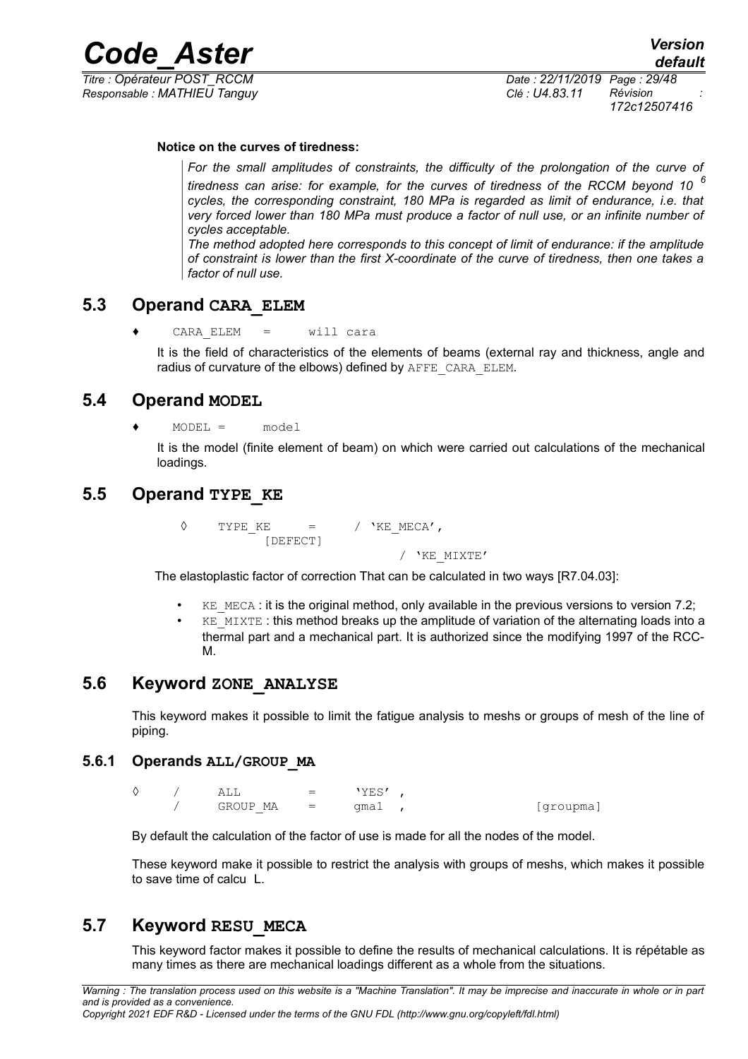**Notice on the curves of tiredness:**

> *For the small amplitudes of constraints, the difficulty of the prolongation of the curve of tiredness can arise: for example, for the curves of tiredness of the RCCM beyond $10^{6}$ cycles, the corresponding constraint, 180 MPa is regarded as limit of endurance, i.e. that very forced lower than 180 MPa must produce a factor of null use, or an infinite number of cycles acceptable.*
> *The method adopted here corresponds to this concept of limit of endurance: if the amplitude of constraint is lower than the first X-coordinate of the curve of tiredness, then one takes a factor of null use.*

## 5.3 Operand CARA_ELEM

♦ `CARA_ELEM = will cara`

It is the field of characteristics of the elements of beams (external ray and thickness, angle and radius of curvature of the elbows) defined by `AFFE_CARA_ELEM`.

## 5.4 Operand MODEL

♦ `MODEL = model`

It is the model (finite element of beam) on which were carried out calculations of the mechanical loadings.

## 5.5 Operand TYPE_KE

```
◊ TYPE_KE = / 'KE_MECA',      [DEFECT]
            / 'KE_MIXTE'
```

The elastoplastic factor of correction That can be calculated in two ways [R7.04.03]:

- `KE_MECA` : it is the original method, only available in the previous versions to version 7.2;
- `KE_MIXTE` : this method breaks up the amplitude of variation of the alternating loads into a thermal part and a mechanical part. It is authorized since the modifying 1997 of the RCC-M.

## 5.6 Keyword ZONE_ANALYSE

This keyword makes it possible to limit the fatigue analysis to meshs or groups of mesh of the line of piping.

### 5.6.1 Operands ALL/GROUP_MA

```
◊ / ALL      = 'YES' ,
  / GROUP_MA = gma1 ,          [groupma]
```

By default the calculation of the factor of use is made for all the nodes of the model.

These keyword make it possible to restrict the analysis with groups of meshs, which makes it possible to save time of calcu L.

## 5.7 Keyword RESU_MECA

This keyword factor makes it possible to define the results of mechanical calculations. It is répétable as many times as there are mechanical loadings different as a whole from the situations.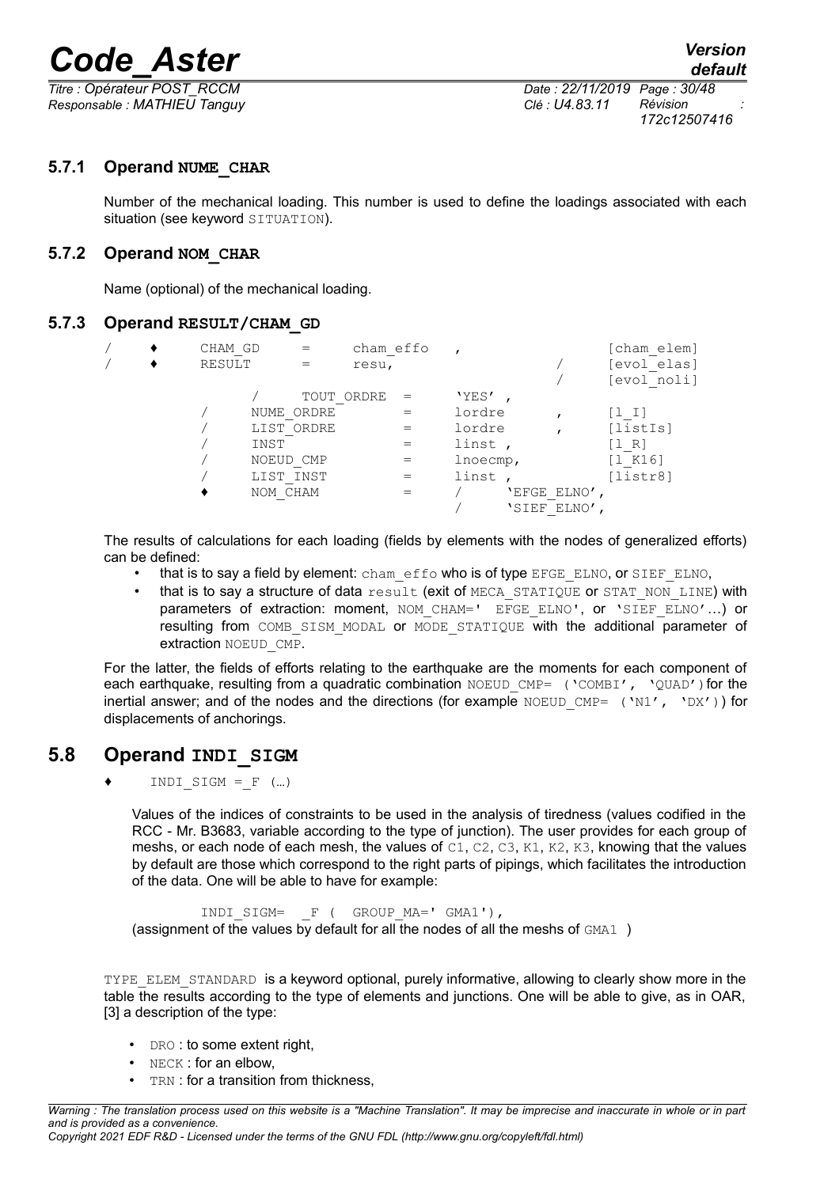### 5.7.1 Operand **NUME_CHAR**

Number of the mechanical loading. This number is used to define the loadings associated with each situation (see keyword SITUATION).

### 5.7.2 Operand **NOM_CHAR**

Name (optional) of the mechanical loading.

### 5.7.3 Operand **RESULT/CHAM_GD**

```
/   ♦     CHAM_GD      =     cham_effo   ,                [cham_elem]
/   ♦     RESULT       =     resu,                /       [evol_elas]
                                                  /       [evol_noli]
              /     TOUT_ORDRE  =     'YES' ,
          /     NUME_ORDRE      =     lordre       ,      [l_I]
          /     LIST_ORDRE      =     lordre       ,      [listIs]
          /     INST            =     linst ,             [l_R]
          /     NOEUD_CMP       =     lnoecmp,            [l_K16]
          /     LIST_INST       =     linst ,             [listr8]
          ♦     NOM_CHAM        =     /     'EFGE_ELNO',
                                      /     'SIEF_ELNO',
```

The results of calculations for each loading (fields by elements with the nodes of generalized efforts) can be defined:

- that is to say a field by element: cham_effo who is of type EFGE_ELNO, or SIEF_ELNO,
- that is to say a structure of data result (exit of MECA_STATIQUE or STAT_NON_LINE) with parameters of extraction: moment, NOM_CHAM=' EFGE_ELNO', or 'SIEF_ELNO'…) or resulting from COMB_SISM_MODAL or MODE_STATIQUE with the additional parameter of extraction NOEUD_CMP.

For the latter, the fields of efforts relating to the earthquake are the moments for each component of each earthquake, resulting from a quadratic combination NOEUD_CMP= ('COMBI', 'QUAD') for the inertial answer; and of the nodes and the directions (for example NOEUD_CMP= ('N1', 'DX')) for displacements of anchorings.

## 5.8 Operand **INDI_SIGM**

♦ INDI_SIGM =_F (…)

Values of the indices of constraints to be used in the analysis of tiredness (values codified in the RCC - Mr. B3683, variable according to the type of junction). The user provides for each group of meshs, or each node of each mesh, the values of C1, C2, C3, K1, K2, K3, knowing that the values by default are those which correspond to the right parts of pipings, which facilitates the introduction of the data. One will be able to have for example:

```
INDI_SIGM=  _F (  GROUP_MA=' GMA1'),
```

(assignment of the values by default for all the nodes of all the meshs of GMA1 )

TYPE_ELEM_STANDARD is a keyword optional, purely informative, allowing to clearly show more in the table the results according to the type of elements and junctions. One will be able to give, as in OAR, [3] a description of the type:

- DRO : to some extent right,
- NECK : for an elbow,
- TRN : for a transition from thickness,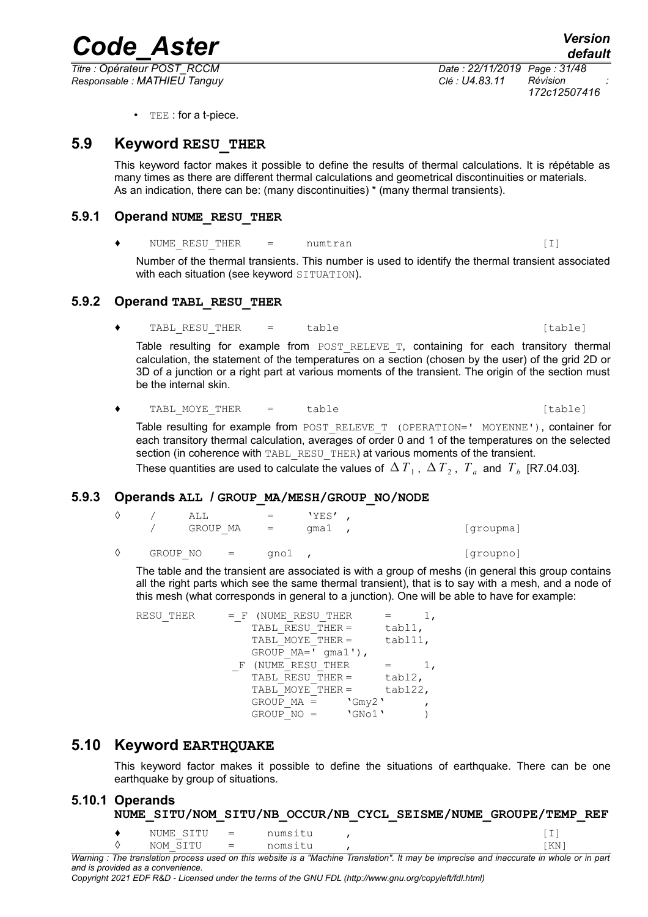- TEE : for a t-piece.

## 5.9 Keyword RESU_THER

This keyword factor makes it possible to define the results of thermal calculations. It is répétable as many times as there are different thermal calculations and geometrical discontinuities or materials. As an indication, there can be: (many discontinuities) * (many thermal transients).

### 5.9.1 Operand NUME_RESU_THER

♦ NUME_RESU_THER = numtran [I]

Number of the thermal transients. This number is used to identify the thermal transient associated with each situation (see keyword SITUATION).

### 5.9.2 Operand TABL_RESU_THER

♦ TABL_RESU_THER = table [table]

Table resulting for example from POST_RELEVE_T, containing for each transitory thermal calculation, the statement of the temperatures on a section (chosen by the user) of the grid 2D or 3D of a junction or a right part at various moments of the transient. The origin of the section must be the internal skin.

♦ TABL_MOYE_THER = table [table]

Table resulting for example from POST_RELEVE_T (OPERATION=' MOYENNE'), container for each transitory thermal calculation, averages of order 0 and 1 of the temperatures on the selected section (in coherence with TABL_RESU_THER) at various moments of the transient.

These quantities are used to calculate the values of $\Delta T_1$, $\Delta T_2$, $T_a$ and $T_b$ [R7.04.03].

### 5.9.3 Operands ALL / GROUP_MA/MESH/GROUP_NO/NODE

```
◊   /   ALL        =    'YES' ,
    /   GROUP_MA   =    gma1  ,                    [groupma]

◊   GROUP_NO   =   gno1  ,                         [groupno]
```

The table and the transient are associated is with a group of meshs (in general this group contains all the right parts which see the same thermal transient), that is to say with a mesh, and a node of this mesh (what corresponds in general to a junction). One will be able to have for example:

```
RESU_THER     =_F (NUME_RESU_THER     =     1,
                   TABL_RESU_THER =       tabl1,
                   TABL_MOYE_THER =       tabl11,
                   GROUP_MA=' gma1'),
               _F (NUME_RESU_THER     =     1,
                   TABL_RESU_THER =       tabl2,
                   TABL_MOYE_THER =       tabl22,
                   GROUP_MA =      'Gmy2'      ,
                   GROUP_NO =      'GNo1'      )
```

## 5.10 Keyword EARTHQUAKE

This keyword factor makes it possible to define the situations of earthquake. There can be one earthquake by group of situations.

### 5.10.1 Operands NUME_SITU/NOM_SITU/NB_OCCUR/NB_CYCL_SEISME/NUME_GROUPE/TEMP_REF

```
♦   NUME_SITU   =   numsitu    ,                   [I]
◊   NOM_SITU    =   nomsitu    ,                   [KN]
```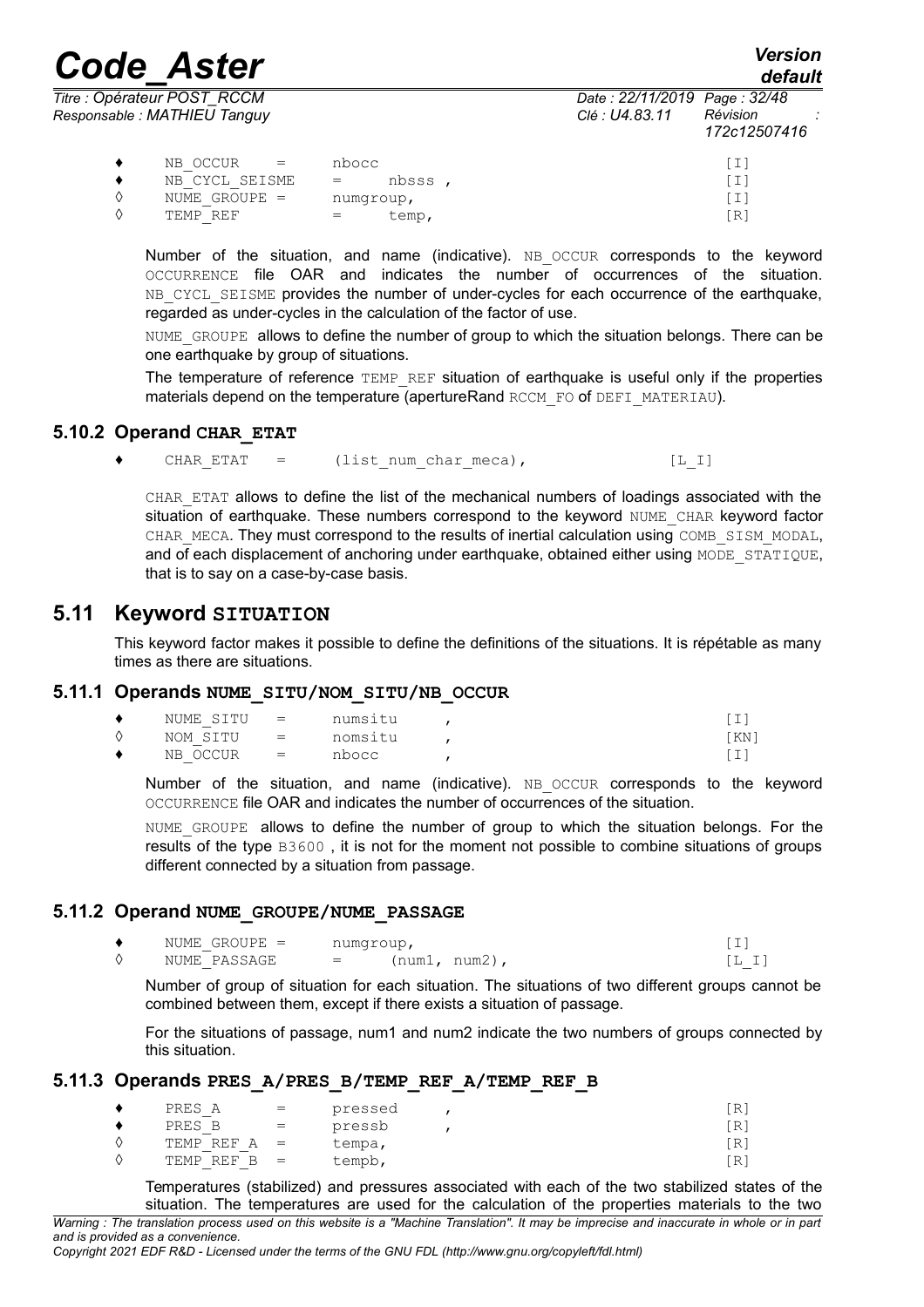```
♦   NB_OCCUR    =      nbocc                              [I]
♦   NB_CYCL_SEISME     =    nbsss ,                       [I]
◊   NUME_GROUPE =      numgroup,                          [I]
◊   TEMP_REF           =    temp,                         [R]
```

Number of the situation, and name (indicative). NB_OCCUR corresponds to the keyword OCCURRENCE file OAR and indicates the number of occurrences of the situation. NB_CYCL_SEISME provides the number of under-cycles for each occurrence of the earthquake, regarded as under-cycles in the calculation of the factor of use.

NUME_GROUPE allows to define the number of group to which the situation belongs. There can be one earthquake by group of situations.

The temperature of reference TEMP_REF situation of earthquake is useful only if the properties materials depend on the temperature (apertureRand RCCM_FO of DEFI_MATERIAU).

### 5.10.2 Operand CHAR_ETAT

```
♦   CHAR_ETAT   =      (list_num_char_meca),              [L_I]
```

CHAR_ETAT allows to define the list of the mechanical numbers of loadings associated with the situation of earthquake. These numbers correspond to the keyword NUME_CHAR keyword factor CHAR_MECA. They must correspond to the results of inertial calculation using COMB_SISM_MODAL, and of each displacement of anchoring under earthquake, obtained either using MODE_STATIQUE, that is to say on a case-by-case basis.

## 5.11 Keyword SITUATION

This keyword factor makes it possible to define the definitions of the situations. It is répétable as many times as there are situations.

### 5.11.1 Operands NUME_SITU/NOM_SITU/NB_OCCUR

```
♦   NUME_SITU   =      numsitu     ,                      [I]
◊   NOM_SITU    =      nomsitu     ,                      [KN]
♦   NB_OCCUR    =      nbocc       ,                      [I]
```

Number of the situation, and name (indicative). NB_OCCUR corresponds to the keyword OCCURRENCE file OAR and indicates the number of occurrences of the situation.

NUME_GROUPE allows to define the number of group to which the situation belongs. For the results of the type B3600 , it is not for the moment not possible to combine situations of groups different connected by a situation from passage.

### 5.11.2 Operand NUME_GROUPE/NUME_PASSAGE

```
♦   NUME_GROUPE =      numgroup,                          [I]
◊   NUME_PASSAGE       =    (num1, num2),                 [L_I]
```

Number of group of situation for each situation. The situations of two different groups cannot be combined between them, except if there exists a situation of passage.

For the situations of passage, num1 and num2 indicate the two numbers of groups connected by this situation.

### 5.11.3 Operands PRES_A/PRES_B/TEMP_REF_A/TEMP_REF_B

```
♦   PRES_A      =      pressed     ,                      [R]
♦   PRES_B      =      pressb      ,                      [R]
◊   TEMP_REF_A  =      tempa,                             [R]
◊   TEMP_REF_B  =      tempb,                             [R]
```

Temperatures (stabilized) and pressures associated with each of the two stabilized states of the situation. The temperatures are used for the calculation of the properties materials to the two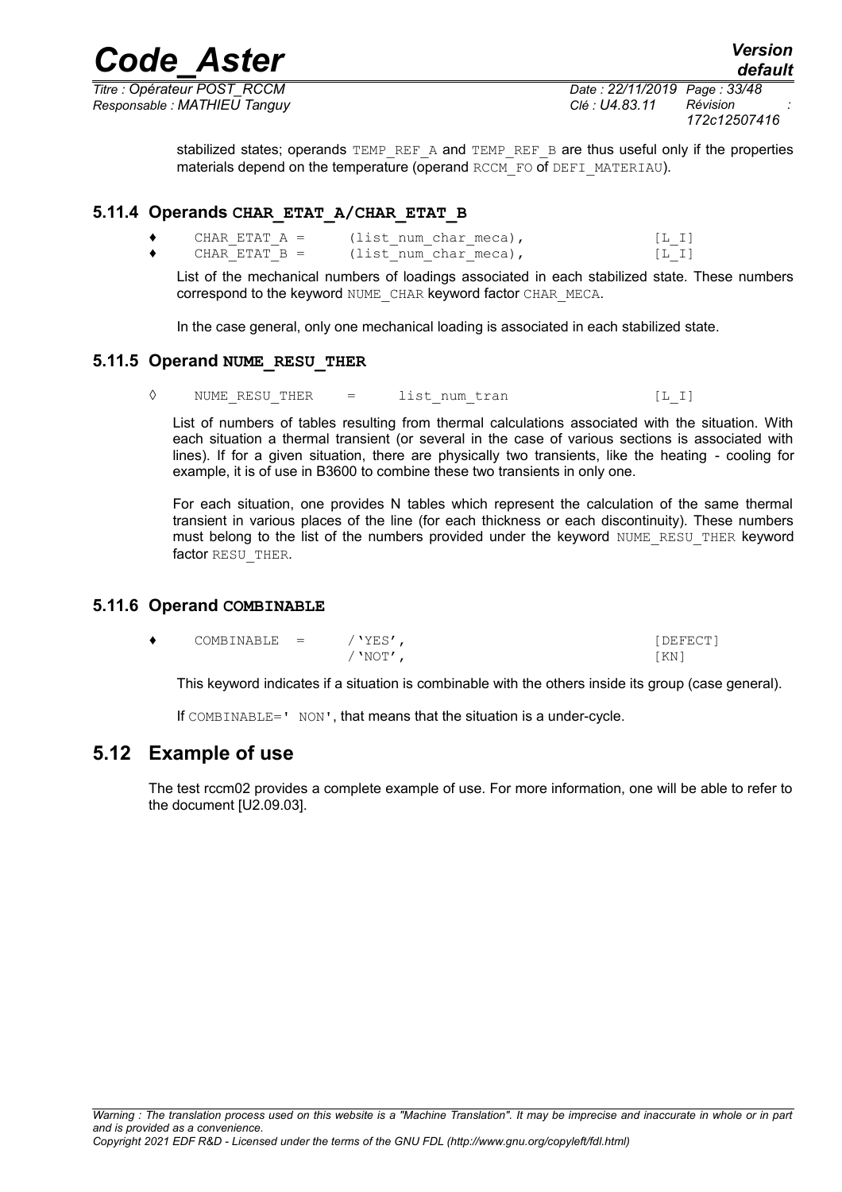stabilized states; operands TEMP_REF_A and TEMP_REF_B are thus useful only if the properties materials depend on the temperature (operand RCCM_FO of DEFI_MATERIAU).

### 5.11.4 Operands CHAR_ETAT_A/CHAR_ETAT_B

```
♦    CHAR_ETAT_A =     (list_num_char_meca),                 [L_I]
♦    CHAR_ETAT_B =     (list_num_char_meca),                 [L_I]
```

List of the mechanical numbers of loadings associated in each stabilized state. These numbers correspond to the keyword NUME_CHAR keyword factor CHAR_MECA.

In the case general, only one mechanical loading is associated in each stabilized state.

### 5.11.5 Operand NUME_RESU_THER

```
◊    NUME_RESU_THER    =     list_num_tran                   [L_I]
```

List of numbers of tables resulting from thermal calculations associated with the situation. With each situation a thermal transient (or several in the case of various sections is associated with lines). If for a given situation, there are physically two transients, like the heating - cooling for example, it is of use in B3600 to combine these two transients in only one.

For each situation, one provides N tables which represent the calculation of the same thermal transient in various places of the line (for each thickness or each discontinuity). These numbers must belong to the list of the numbers provided under the keyword NUME_RESU_THER keyword factor RESU_THER.

### 5.11.6 Operand COMBINABLE

```
♦    COMBINABLE  =     /'YES',                               [DEFECT]
                       /'NOT',                               [KN]
```

This keyword indicates if a situation is combinable with the others inside its group (case general).

If COMBINABLE=' NON', that means that the situation is a under-cycle.

## 5.12 Example of use

The test rccm02 provides a complete example of use. For more information, one will be able to refer to the document [U2.09.03].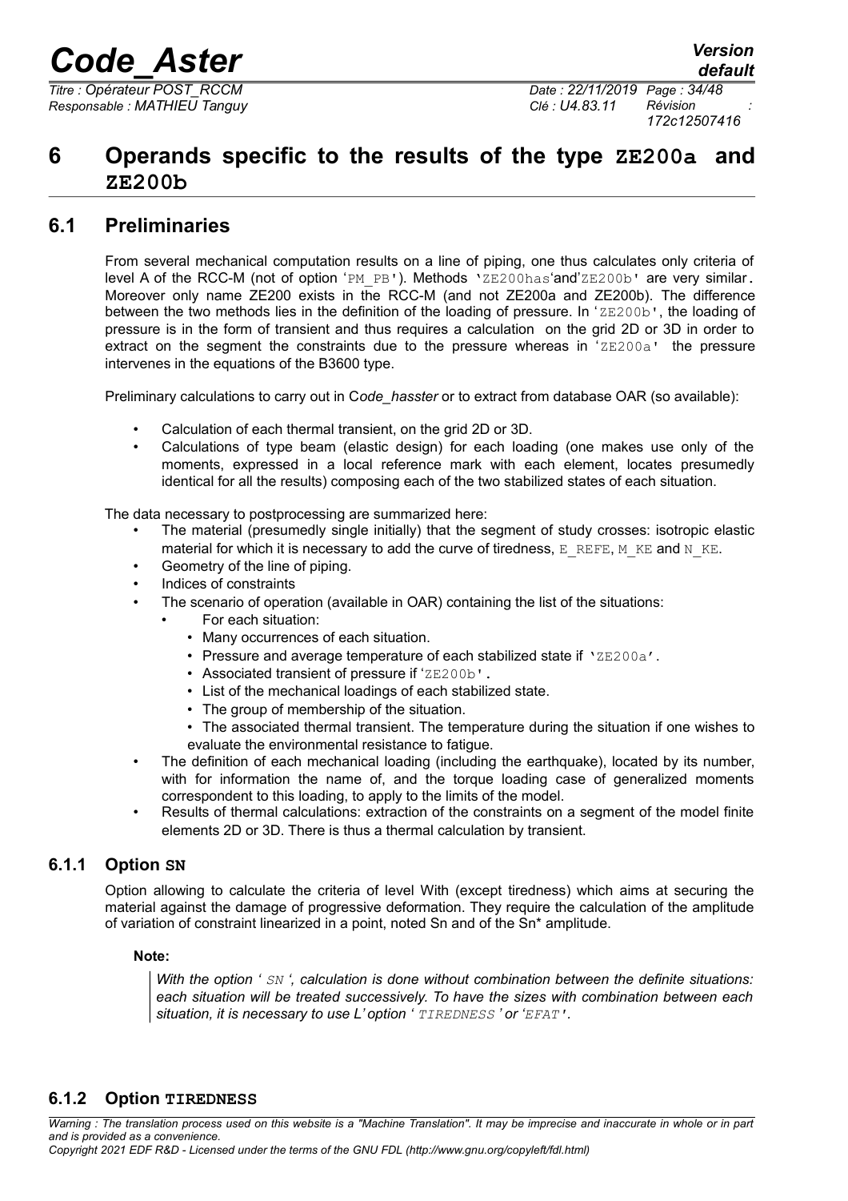# 6 Operands specific to the results of the type ZE200a and ZE200b

## 6.1 Preliminaries

From several mechanical computation results on a line of piping, one thus calculates only criteria of level A of the RCC-M (not of option 'PM_PB'). Methods 'ZE200has'and'ZE200b' are very similar. Moreover only name ZE200 exists in the RCC-M (and not ZE200a and ZE200b). The difference between the two methods lies in the definition of the loading of pressure. In 'ZE200b', the loading of pressure is in the form of transient and thus requires a calculation on the grid 2D or 3D in order to extract on the segment the constraints due to the pressure whereas in 'ZE200a' the pressure intervenes in the equations of the B3600 type.

Preliminary calculations to carry out in C*ode_hasster* or to extract from database OAR (so available):

- Calculation of each thermal transient, on the grid 2D or 3D.
- Calculations of type beam (elastic design) for each loading (one makes use only of the moments, expressed in a local reference mark with each element, locates presumedly identical for all the results) composing each of the two stabilized states of each situation.

The data necessary to postprocessing are summarized here:

- The material (presumedly single initially) that the segment of study crosses: isotropic elastic material for which it is necessary to add the curve of tiredness, E_REFE, M_KE and N_KE.
- Geometry of the line of piping.
- Indices of constraints
- The scenario of operation (available in OAR) containing the list of the situations:
  - For each situation:
    - Many occurrences of each situation.
    - Pressure and average temperature of each stabilized state if 'ZE200a'.
    - Associated transient of pressure if 'ZE200b'.
    - List of the mechanical loadings of each stabilized state.
    - The group of membership of the situation.
    - The associated thermal transient. The temperature during the situation if one wishes to evaluate the environmental resistance to fatigue.
- The definition of each mechanical loading (including the earthquake), located by its number, with for information the name of, and the torque loading case of generalized moments correspondent to this loading, to apply to the limits of the model.
- Results of thermal calculations: extraction of the constraints on a segment of the model finite elements 2D or 3D. There is thus a thermal calculation by transient.

### 6.1.1 Option SN

Option allowing to calculate the criteria of level With (except tiredness) which aims at securing the material against the damage of progressive deformation. They require the calculation of the amplitude of variation of constraint linearized in a point, noted Sn and of the Sn* amplitude.

**Note:**

> *With the option ' SN ', calculation is done without combination between the definite situations: each situation will be treated successively. To have the sizes with combination between each situation, it is necessary to use L' option ' TIREDNESS ' or 'EFAT'.*

### 6.1.2 Option TIREDNESS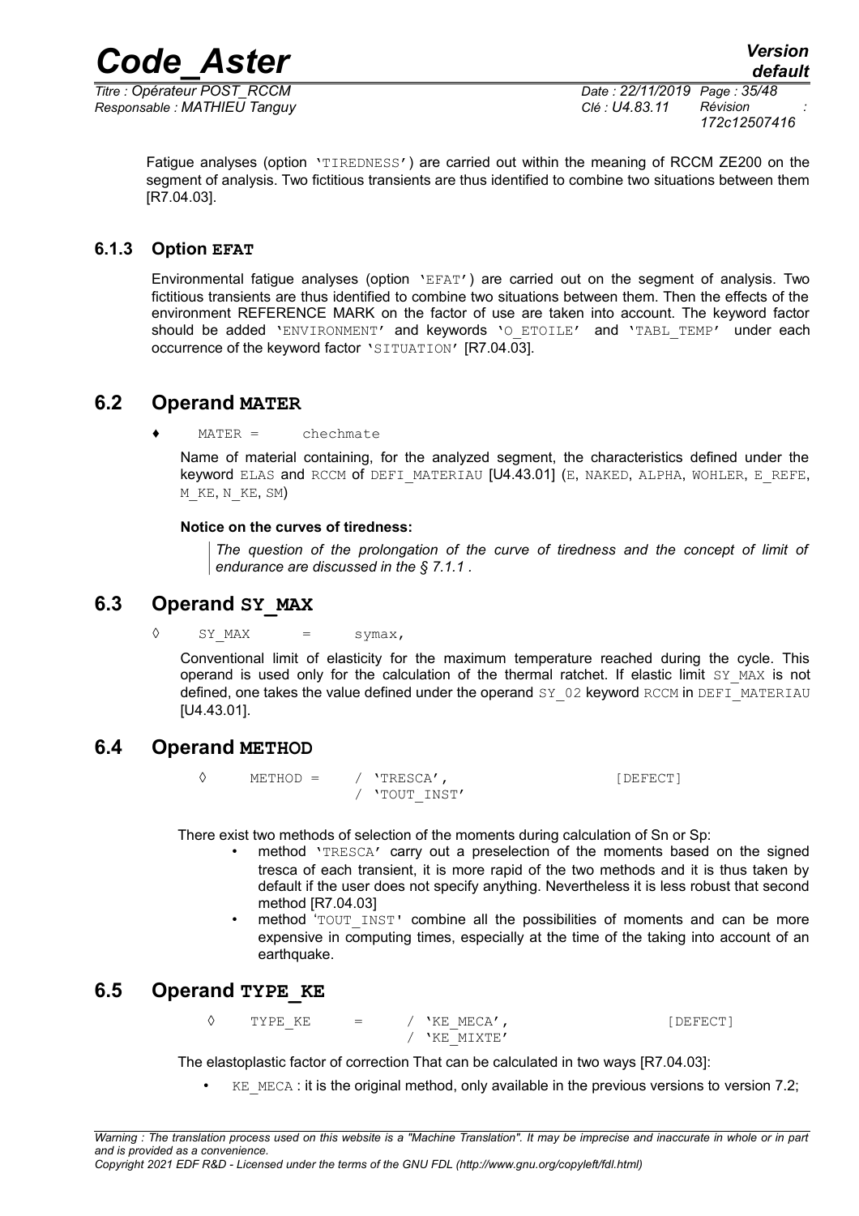Fatigue analyses (option 'TIREDNESS') are carried out within the meaning of RCCM ZE200 on the segment of analysis. Two fictitious transients are thus identified to combine two situations between them [R7.04.03].

### 6.1.3 Option EFAT

Environmental fatigue analyses (option 'EFAT') are carried out on the segment of analysis. Two fictitious transients are thus identified to combine two situations between them. Then the effects of the environment REFERENCE MARK on the factor of use are taken into account. The keyword factor should be added 'ENVIRONMENT' and keywords 'O_ETOILE' and 'TABL_TEMP' under each occurrence of the keyword factor 'SITUATION' [R7.04.03].

## 6.2 Operand MATER

♦ MATER = chechmate

Name of material containing, for the analyzed segment, the characteristics defined under the keyword ELAS and RCCM of DEFI_MATERIAU [U4.43.01] (E, NAKED, ALPHA, WOHLER, E_REFE, M_KE, N_KE, SM)

**Notice on the curves of tiredness:**

*The question of the prolongation of the curve of tiredness and the concept of limit of endurance are discussed in the § 7.1.1 .*

## 6.3 Operand SY_MAX

◊ SY_MAX = symax,

Conventional limit of elasticity for the maximum temperature reached during the cycle. This operand is used only for the calculation of the thermal ratchet. If elastic limit SY_MAX is not defined, one takes the value defined under the operand SY_02 keyword RCCM in DEFI_MATERIAU [U4.43.01].

## 6.4 Operand METHOD

```
◊    METHOD =    / 'TRESCA',                    [DEFECT]
                 / 'TOUT_INST'
```

There exist two methods of selection of the moments during calculation of Sn or Sp:

- method 'TRESCA' carry out a preselection of the moments based on the signed tresca of each transient, it is more rapid of the two methods and it is thus taken by default if the user does not specify anything. Nevertheless it is less robust that second method [R7.04.03]
- method 'TOUT_INST' combine all the possibilities of moments and can be more expensive in computing times, especially at the time of the taking into account of an earthquake.

## 6.5 Operand TYPE_KE

```
◊    TYPE_KE    =    / 'KE_MECA',                [DEFECT]
                     / 'KE_MIXTE'
```

The elastoplastic factor of correction That can be calculated in two ways [R7.04.03]:

- KE_MECA : it is the original method, only available in the previous versions to version 7.2;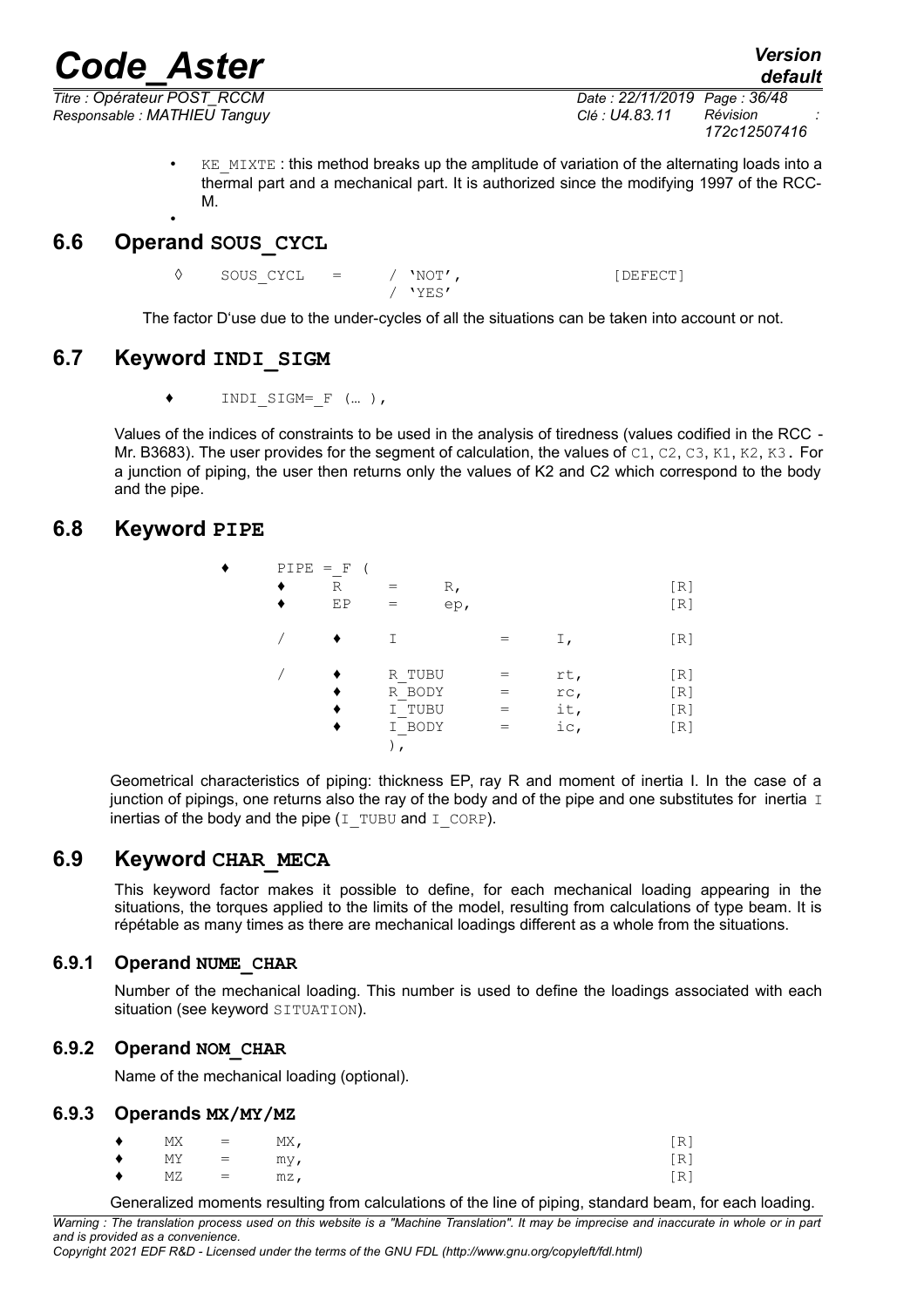- KE_MIXTE : this method breaks up the amplitude of variation of the alternating loads into a thermal part and a mechanical part. It is authorized since the modifying 1997 of the RCC-M.
- 

## 6.6 Operand SOUS_CYCL

```
◊    SOUS_CYCL   =    / 'NOT',              [DEFECT]
                      / 'YES'
```

The factor D'use due to the under-cycles of all the situations can be taken into account or not.

## 6.7 Keyword INDI_SIGM

```
♦    INDI_SIGM=_F (… ),
```

Values of the indices of constraints to be used in the analysis of tiredness (values codified in the RCC - Mr. B3683). The user provides for the segment of calculation, the values of C1, C2, C3, K1, K2, K3. For a junction of piping, the user then returns only the values of K2 and C2 which correspond to the body and the pipe.

## 6.8 Keyword PIPE

```
♦    PIPE =_F (
     ♦    R      =    R,                          [R]
     ♦    EP     =    ep,                         [R]

     /    ♦    I           =    I,                [R]

     /    ♦    R_TUBU      =    rt,               [R]
          ♦    R_BODY      =    rc,               [R]
          ♦    I_TUBU      =    it,               [R]
          ♦    I_BODY      =    ic,               [R]
               ),
```

Geometrical characteristics of piping: thickness EP, ray R and moment of inertia I. In the case of a junction of pipings, one returns also the ray of the body and of the pipe and one substitutes for inertia I inertias of the body and the pipe (I_TUBU and I_CORP).

## 6.9 Keyword CHAR_MECA

This keyword factor makes it possible to define, for each mechanical loading appearing in the situations, the torques applied to the limits of the model, resulting from calculations of type beam. It is répétable as many times as there are mechanical loadings different as a whole from the situations.

### 6.9.1 Operand NUME_CHAR

Number of the mechanical loading. This number is used to define the loadings associated with each situation (see keyword SITUATION).

### 6.9.2 Operand NOM_CHAR

Name of the mechanical loading (optional).

### 6.9.3 Operands MX/MY/MZ

```
♦    MX    =    MX,                               [R]
♦    MY    =    my,                               [R]
♦    MZ    =    mz,                               [R]
```

Generalized moments resulting from calculations of the line of piping, standard beam, for each loading.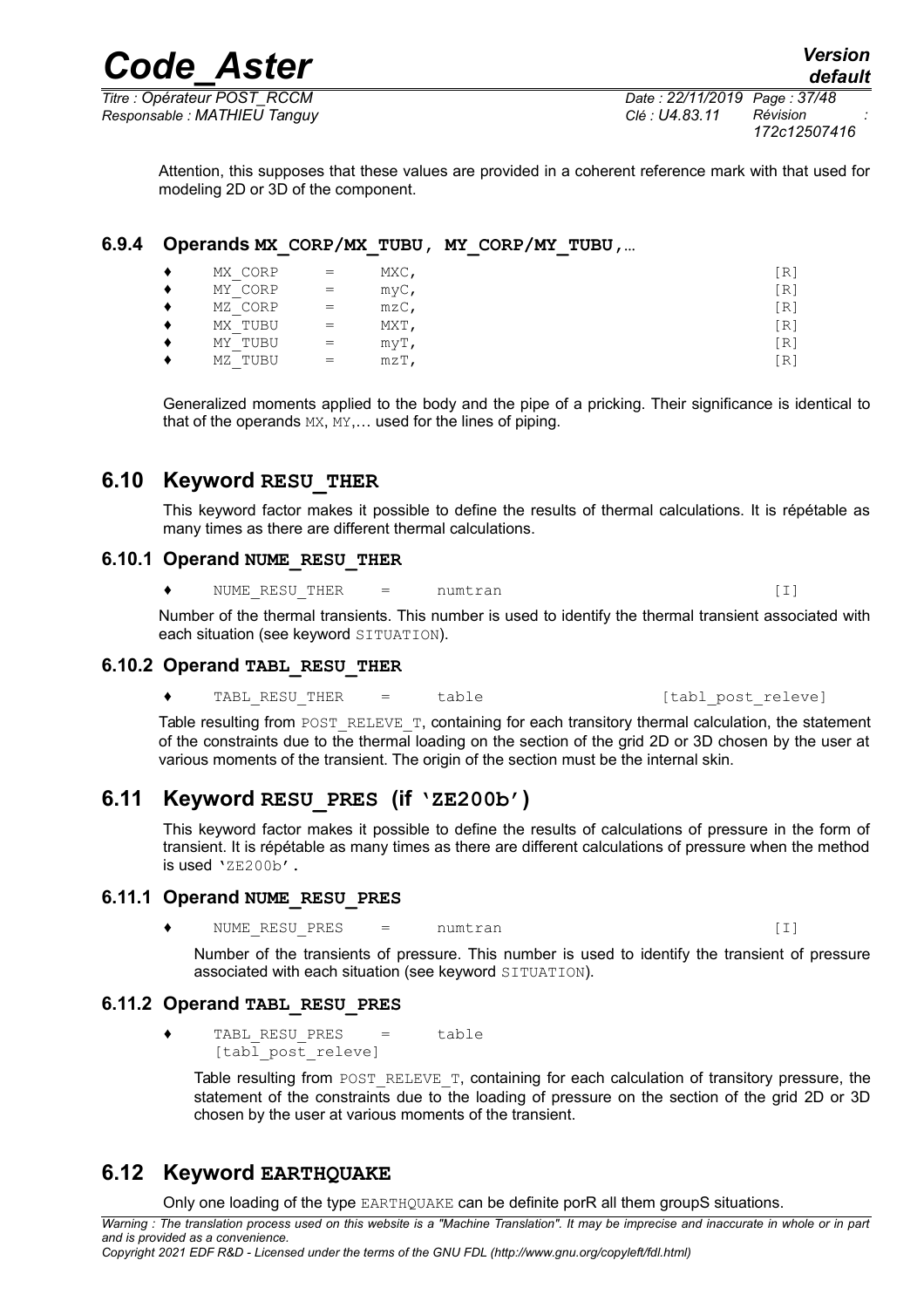Attention, this supposes that these values are provided in a coherent reference mark with that used for modeling 2D or 3D of the component.

### 6.9.4 Operands MX_CORP/MX_TUBU, MY_CORP/MY_TUBU,…

```
♦   MX_CORP   =   MXC,                                    [R]
♦   MY_CORP   =   myC,                                    [R]
♦   MZ_CORP   =   mzC,                                    [R]
♦   MX_TUBU   =   MXT,                                    [R]
♦   MY_TUBU   =   myT,                                    [R]
♦   MZ_TUBU   =   mzT,                                    [R]
```

Generalized moments applied to the body and the pipe of a pricking. Their significance is identical to that of the operands MX, MY,… used for the lines of piping.

## 6.10 Keyword RESU_THER

This keyword factor makes it possible to define the results of thermal calculations. It is répétable as many times as there are different thermal calculations.

### 6.10.1 Operand NUME_RESU_THER

```
♦   NUME_RESU_THER   =   numtran                         [I]
```

Number of the thermal transients. This number is used to identify the thermal transient associated with each situation (see keyword SITUATION).

### 6.10.2 Operand TABL_RESU_THER

```
♦   TABL_RESU_THER   =   table              [tabl_post_releve]
```

Table resulting from POST_RELEVE_T, containing for each transitory thermal calculation, the statement of the constraints due to the thermal loading on the section of the grid 2D or 3D chosen by the user at various moments of the transient. The origin of the section must be the internal skin.

## 6.11 Keyword RESU_PRES (if 'ZE200b')

This keyword factor makes it possible to define the results of calculations of pressure in the form of transient. It is répétable as many times as there are different calculations of pressure when the method is used 'ZE200b'.

### 6.11.1 Operand NUME_RESU_PRES

```
♦   NUME_RESU_PRES   =   numtran                         [I]
```

Number of the transients of pressure. This number is used to identify the transient of pressure associated with each situation (see keyword SITUATION).

### 6.11.2 Operand TABL_RESU_PRES

```
♦   TABL_RESU_PRES   =   table
    [tabl_post_releve]
```

Table resulting from POST_RELEVE_T, containing for each calculation of transitory pressure, the statement of the constraints due to the loading of pressure on the section of the grid 2D or 3D chosen by the user at various moments of the transient.

## 6.12 Keyword EARTHQUAKE

Only one loading of the type EARTHQUAKE can be definite porR all them groupS situations.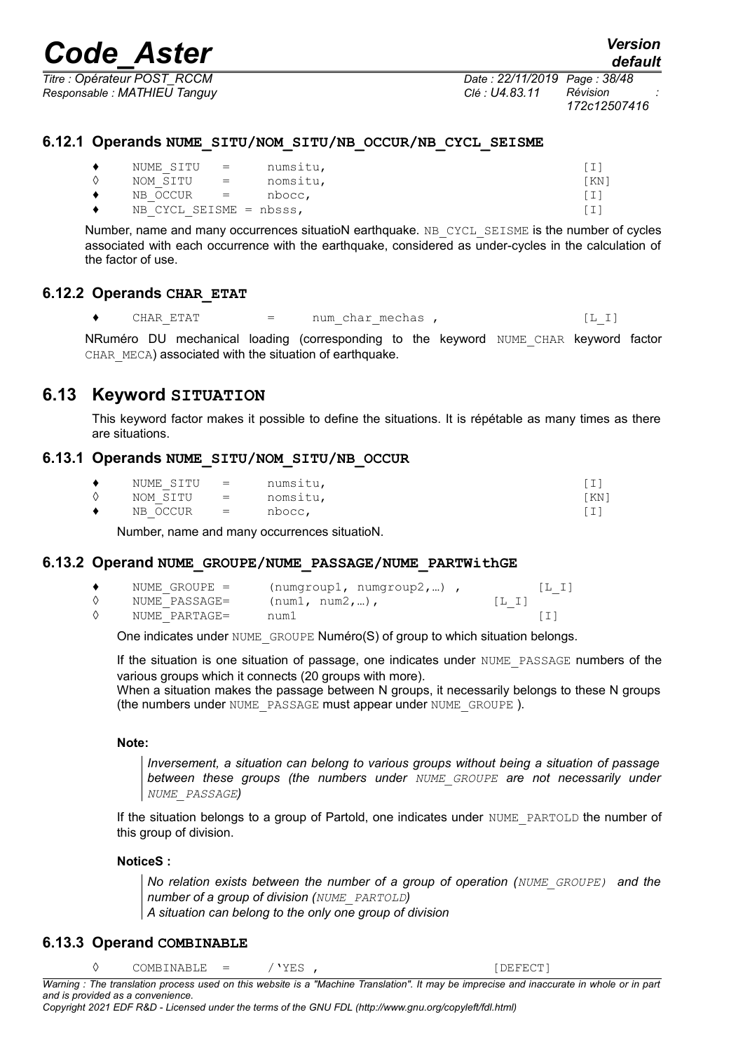### 6.12.1 Operands NUME_SITU/NOM_SITU/NB_OCCUR/NB_CYCL_SEISME

```
♦    NUME_SITU    =    numsitu,                    [I]
◊    NOM_SITU     =    nomsitu,                    [KN]
♦    NB_OCCUR     =    nbocc,                      [I]
♦    NB_CYCL_SEISME = nbsss,                       [I]
```

Number, name and many occurrences situatioN earthquake. NB_CYCL_SEISME is the number of cycles associated with each occurrence with the earthquake, considered as under-cycles in the calculation of the factor of use.

### 6.12.2 Operands CHAR_ETAT

```
♦    CHAR_ETAT    =    num_char_mechas ,           [L_I]
```

NRuméro DU mechanical loading (corresponding to the keyword NUME_CHAR keyword factor CHAR_MECA) associated with the situation of earthquake.

## 6.13 Keyword SITUATION

This keyword factor makes it possible to define the situations. It is répétable as many times as there are situations.

### 6.13.1 Operands NUME_SITU/NOM_SITU/NB_OCCUR

```
♦    NUME_SITU    =    numsitu,                    [I]
◊    NOM_SITU     =    nomsitu,                    [KN]
♦    NB_OCCUR     =    nbocc,                      [I]
```

Number, name and many occurrences situatioN.

### 6.13.2 Operand NUME_GROUPE/NUME_PASSAGE/NUME_PARTWithGE

```
♦    NUME_GROUPE =     (numgroup1, numgroup2,…) ,     [L_I]
◊    NUME_PASSAGE=     (num1, num2,…),             [L_I]
◊    NUME_PARTAGE=     num1                           [I]
```

One indicates under NUME_GROUPE Numéro(S) of group to which situation belongs.

If the situation is one situation of passage, one indicates under NUME_PASSAGE numbers of the various groups which it connects (20 groups with more).
When a situation makes the passage between N groups, it necessarily belongs to these N groups (the numbers under NUME_PASSAGE must appear under NUME_GROUPE ).

**Note:**

> *Inversement, a situation can belong to various groups without being a situation of passage between these groups (the numbers under NUME_GROUPE are not necessarily under NUME_PASSAGE)*

If the situation belongs to a group of Partold, one indicates under NUME_PARTOLD the number of this group of division.

**NoticeS :**

> *No relation exists between the number of a group of operation (NUME_GROUPE) and the number of a group of division (NUME_PARTOLD)*
> *A situation can belong to the only one group of division*

### 6.13.3 Operand COMBINABLE

```
◊    COMBINABLE   =    /'YES ,                     [DEFECT]
```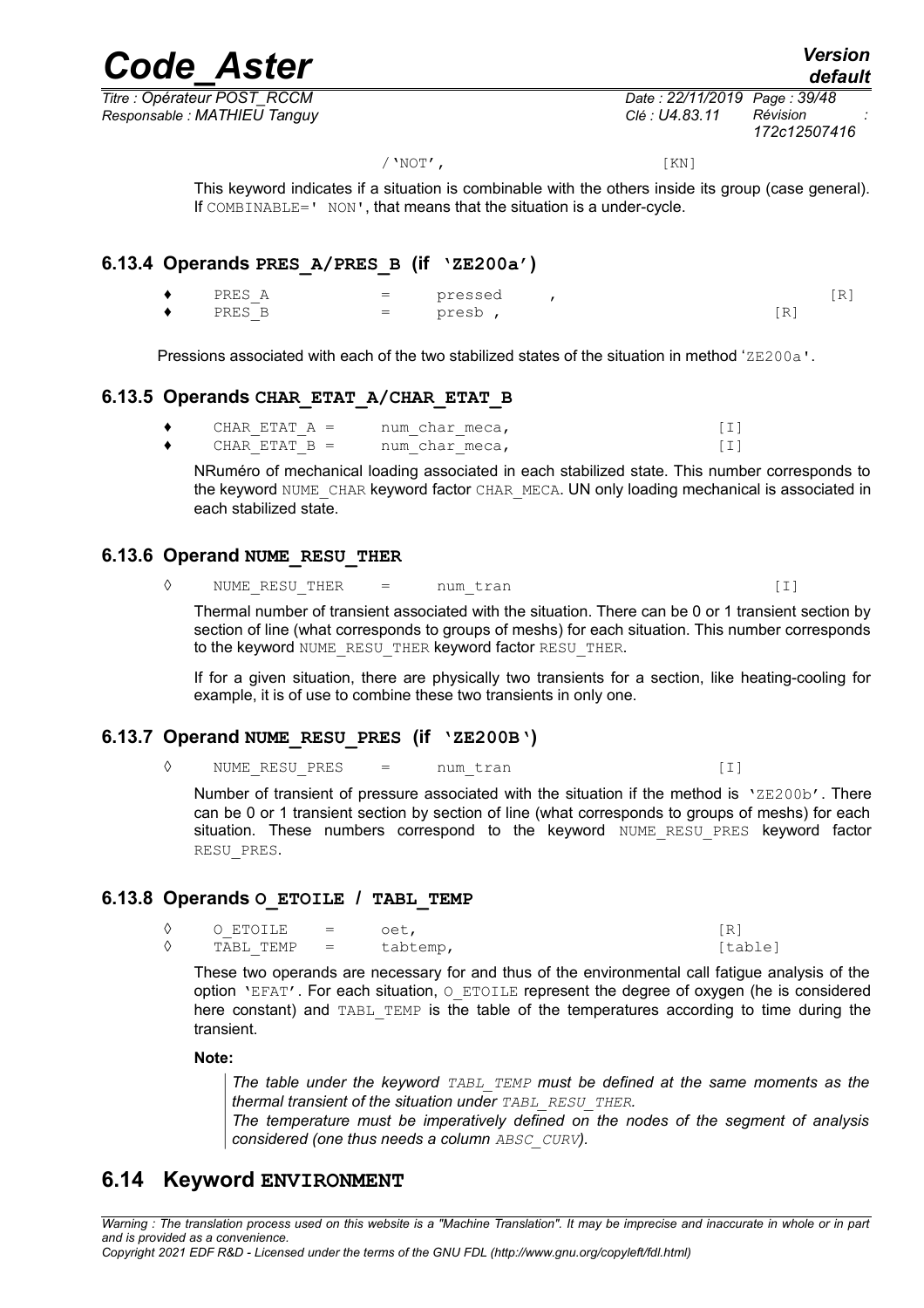/'NOT', [KN]

This keyword indicates if a situation is combinable with the others inside its group (case general). If COMBINABLE=' NON', that means that the situation is a under-cycle.

### 6.13.4 Operands PRES_A/PRES_B (if 'ZE200a')

- ♦ PRES_A = pressed , [R]
- ♦ PRES_B = presb , [R]

Pressions associated with each of the two stabilized states of the situation in method 'ZE200a'.

### 6.13.5 Operands CHAR_ETAT_A/CHAR_ETAT_B

- ♦ CHAR_ETAT_A = num_char_meca, [I]
- ♦ CHAR_ETAT_B = num_char_meca, [I]

NRuméro of mechanical loading associated in each stabilized state. This number corresponds to the keyword NUME_CHAR keyword factor CHAR_MECA. UN only loading mechanical is associated in each stabilized state.

### 6.13.6 Operand NUME_RESU_THER

◊ NUME_RESU_THER = num_tran [I]

Thermal number of transient associated with the situation. There can be 0 or 1 transient section by section of line (what corresponds to groups of meshs) for each situation. This number corresponds to the keyword NUME_RESU_THER keyword factor RESU_THER.

If for a given situation, there are physically two transients for a section, like heating-cooling for example, it is of use to combine these two transients in only one.

### 6.13.7 Operand NUME_RESU_PRES (if 'ZE200B')

◊ NUME_RESU_PRES = num_tran [I]

Number of transient of pressure associated with the situation if the method is 'ZE200b'. There can be 0 or 1 transient section by section of line (what corresponds to groups of meshs) for each situation. These numbers correspond to the keyword NUME_RESU_PRES keyword factor RESU_PRES.

### 6.13.8 Operands O_ETOILE / TABL_TEMP

- ◊ O_ETOILE = oet, [R]
- ◊ TABL_TEMP = tabtemp, [table]

These two operands are necessary for and thus of the environmental call fatigue analysis of the option 'EFAT'. For each situation, O_ETOILE represent the degree of oxygen (he is considered here constant) and TABL_TEMP is the table of the temperatures according to time during the transient.

**Note:**

> *The table under the keyword TABL_TEMP must be defined at the same moments as the thermal transient of the situation under TABL_RESU_THER.*
> *The temperature must be imperatively defined on the nodes of the segment of analysis considered (one thus needs a column ABSC_CURV).*

## 6.14 Keyword ENVIRONMENT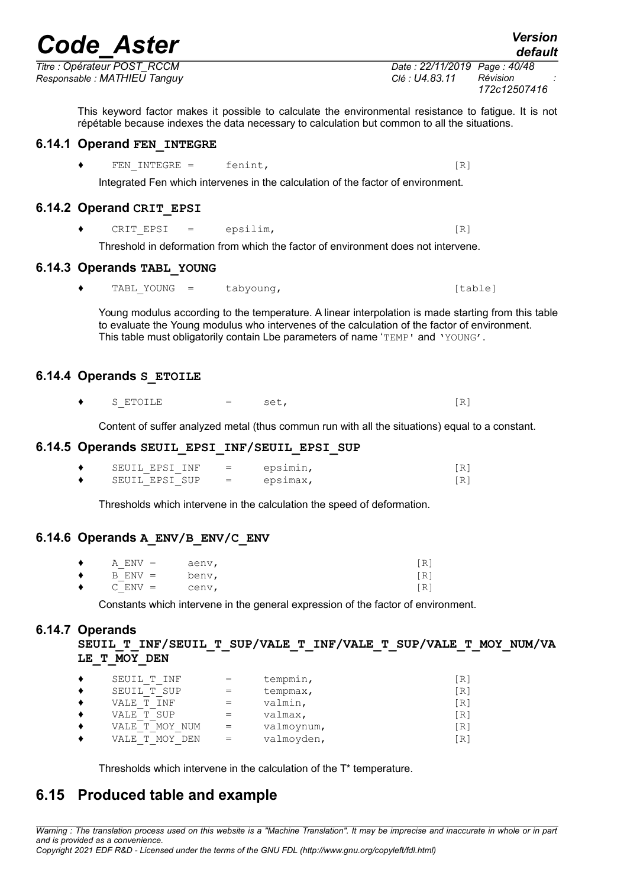This keyword factor makes it possible to calculate the environmental resistance to fatigue. It is not répétable because indexes the data necessary to calculation but common to all the situations.

### 6.14.1 Operand FEN_INTEGRE

```
♦    FEN_INTEGRE =     fenint,                              [R]
```

Integrated Fen which intervenes in the calculation of the factor of environment.

### 6.14.2 Operand CRIT_EPSI

```
♦    CRIT_EPSI   =     epsilim,                             [R]
```

Threshold in deformation from which the factor of environment does not intervene.

### 6.14.3 Operands TABL_YOUNG

```
♦    TABL_YOUNG  =     tabyoung,                            [table]
```

Young modulus according to the temperature. A linear interpolation is made starting from this table to evaluate the Young modulus who intervenes of the calculation of the factor of environment. This table must obligatorily contain Lbe parameters of name 'TEMP' and 'YOUNG'.

### 6.14.4 Operands S_ETOILE

```
♦    S_ETOILE        =     set,                             [R]
```

Content of suffer analyzed metal (thus commun run with all the situations) equal to a constant.

### 6.14.5 Operands SEUIL_EPSI_INF/SEUIL_EPSI_SUP

```
♦    SEUIL_EPSI_INF    =    epsimin,                        [R]
♦    SEUIL_EPSI_SUP    =    epsimax,                        [R]
```

Thresholds which intervene in the calculation the speed of deformation.

### 6.14.6 Operands A_ENV/B_ENV/C_ENV

```
♦    A_ENV =    aenv,                                       [R]
♦    B_ENV =    benv,                                       [R]
♦    C_ENV =    cenv,                                       [R]
```

Constants which intervene in the general expression of the factor of environment.

### 6.14.7 Operands SEUIL_T_INF/SEUIL_T_SUP/VALE_T_INF/VALE_T_SUP/VALE_T_MOY_NUM/VALE_T_MOY_DEN

```
♦    SEUIL_T_INF      =    tempmin,                         [R]
♦    SEUIL_T_SUP      =    tempmax,                         [R]
♦    VALE_T_INF       =    valmin,                          [R]
♦    VALE_T_SUP       =    valmax,                          [R]
♦    VALE_T_MOY_NUM   =    valmoynum,                       [R]
♦    VALE_T_MOY_DEN   =    valmoyden,                       [R]
```

Thresholds which intervene in the calculation of the T* temperature.

## 6.15 Produced table and example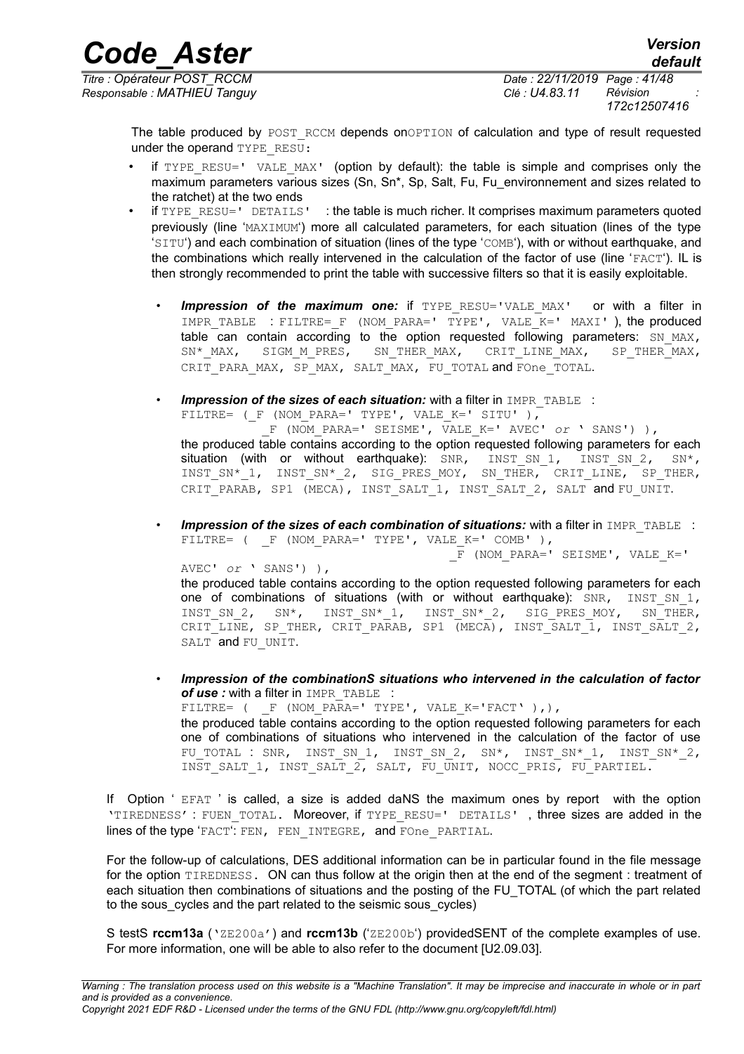The table produced by POST_RCCM depends onOPTION of calculation and type of result requested under the operand TYPE_RESU:

- if TYPE_RESU=' VALE_MAX' (option by default): the table is simple and comprises only the maximum parameters various sizes (Sn, Sn*, Sp, Salt, Fu, Fu_environnement and sizes related to the ratchet) at the two ends
- if TYPE_RESU=' DETAILS' : the table is much richer. It comprises maximum parameters quoted previously (line 'MAXIMUM') more all calculated parameters, for each situation (lines of the type 'SITU') and each combination of situation (lines of the type 'COMB'), with or without earthquake, and the combinations which really intervened in the calculation of the factor of use (line 'FACT'). IL is then strongly recommended to print the table with successive filters so that it is easily exploitable.

  - ***Impression of the maximum one:*** if TYPE_RESU='VALE_MAX' or with a filter in IMPR_TABLE : FILTRE=_F (NOM_PARA=' TYPE', VALE_K=' MAXI' ), the produced table can contain according to the option requested following parameters: SN_MAX, SN*_MAX, SIGM_M_PRES, SN_THER_MAX, CRIT_LINE_MAX, SP_THER_MAX, CRIT_PARA_MAX, SP_MAX, SALT_MAX, FU_TOTAL and FOne_TOTAL.

  - ***Impression of the sizes of each situation:*** with a filter in IMPR_TABLE :
    ```
    FILTRE= (_F (NOM_PARA=' TYPE', VALE_K=' SITU' ),
             _F (NOM_PARA=' SEISME', VALE_K=' AVEC' or ' SANS') ),
    ```
    the produced table contains according to the option requested following parameters for each situation (with or without earthquake): SNR, INST_SN_1, INST_SN_2, SN*, INST_SN*_1, INST_SN*_2, SIG_PRES_MOY, SN_THER, CRIT_LINE, SP_THER, CRIT_PARAB, SP1 (MECA), INST_SALT_1, INST_SALT_2, SALT and FU_UNIT.

  - ***Impression of the sizes of each combination of situations:*** with a filter in IMPR_TABLE :
    ```
    FILTRE= ( _F (NOM_PARA=' TYPE', VALE_K=' COMB' ),
                                     _F (NOM_PARA=' SEISME', VALE_K='
    AVEC' or ' SANS') ),
    ```
    the produced table contains according to the option requested following parameters for each one of combinations of situations (with or without earthquake): SNR, INST_SN_1, INST_SN_2, SN*, INST_SN*_1, INST_SN*_2, SIG_PRES_MOY, SN_THER, CRIT_LINE, SP_THER, CRIT_PARAB, SP1 (MECA), INST_SALT_1, INST_SALT_2, SALT and FU_UNIT.

  - ***Impression of the combinationS situations who intervened in the calculation of factor of use :*** with a filter in IMPR_TABLE :
    ```
    FILTRE= ( _F (NOM_PARA=' TYPE', VALE_K='FACT' ),),
    ```
    the produced table contains according to the option requested following parameters for each one of combinations of situations who intervened in the calculation of the factor of use FU_TOTAL : SNR, INST_SN_1, INST_SN_2, SN*, INST_SN*_1, INST_SN*_2, INST_SALT_1, INST_SALT_2, SALT, FU_UNIT, NOCC_PRIS, FU_PARTIEL.

If Option ' EFAT ' is called, a size is added daNS the maximum ones by report with the option 'TIREDNESS' : FUEN_TOTAL. Moreover, if TYPE_RESU=' DETAILS' , three sizes are added in the lines of the type 'FACT': FEN, FEN_INTEGRE, and FOne_PARTIAL.

For the follow-up of calculations, DES additional information can be in particular found in the file message for the option TIREDNESS. ON can thus follow at the origin then at the end of the segment : treatment of each situation then combinations of situations and the posting of the FU_TOTAL (of which the part related to the sous_cycles and the part related to the seismic sous_cycles)

S testS **rccm13a** ('ZE200a') and **rccm13b** ('ZE200b') providedSENT of the complete examples of use. For more information, one will be able to also refer to the document [U2.09.03].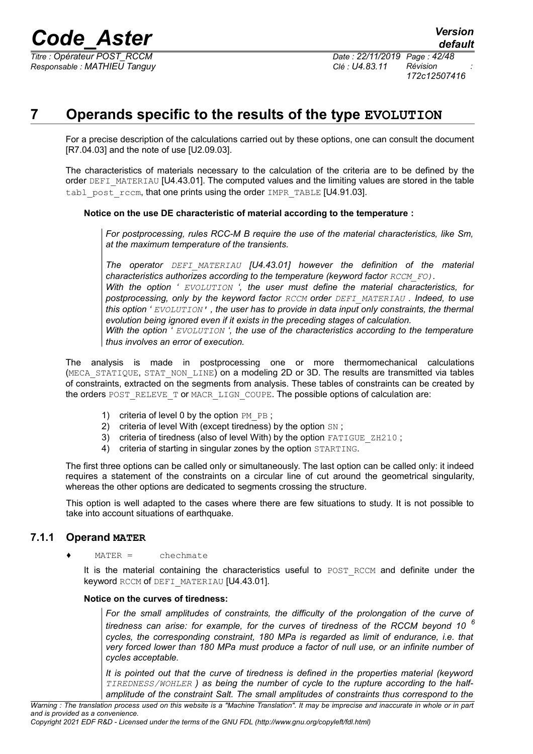# 7 Operands specific to the results of the type EVOLUTION

For a precise description of the calculations carried out by these options, one can consult the document [R7.04.03] and the note of use [U2.09.03].

The characteristics of materials necessary to the calculation of the criteria are to be defined by the order DEFI_MATERIAU [U4.43.01]. The computed values and the limiting values are stored in the table tabl_post_rccm, that one prints using the order IMPR_TABLE [U4.91.03].

**Notice on the use DE characteristic of material according to the temperature :**

> *For postprocessing, rules RCC-M B require the use of the material characteristics, like Sm, at the maximum temperature of the transients.*
>
> *The operator DEFI_MATERIAU [U4.43.01] however the definition of the material characteristics authorizes according to the temperature (keyword factor RCCM_FO).*
> *With the option ' EVOLUTION ', the user must define the material characteristics, for postprocessing, only by the keyword factor RCCM order DEFI_MATERIAU . Indeed, to use this option ' EVOLUTION' , the user has to provide in data input only constraints, the thermal evolution being ignored even if it exists in the preceding stages of calculation.*
> *With the option ' EVOLUTION ', the use of the characteristics according to the temperature thus involves an error of execution.*

The analysis is made in postprocessing one or more thermomechanical calculations (MECA_STATIQUE, STAT_NON_LINE) on a modeling 2D or 3D. The results are transmitted via tables of constraints, extracted on the segments from analysis. These tables of constraints can be created by the orders POST_RELEVE_T or MACR_LIGN_COUPE. The possible options of calculation are:

1) criteria of level 0 by the option PM_PB ;
2) criteria of level With (except tiredness) by the option SN ;
3) criteria of tiredness (also of level With) by the option FATIGUE_ZH210 ;
4) criteria of starting in singular zones by the option STARTING.

The first three options can be called only or simultaneously. The last option can be called only: it indeed requires a statement of the constraints on a circular line of cut around the geometrical singularity, whereas the other options are dedicated to segments crossing the structure.

This option is well adapted to the cases where there are few situations to study. It is not possible to take into account situations of earthquake.

### 7.1.1 Operand MATER

♦ MATER = chechmate

It is the material containing the characteristics useful to POST_RCCM and definite under the keyword RCCM of DEFI_MATERIAU [U4.43.01].

**Notice on the curves of tiredness:**

> *For the small amplitudes of constraints, the difficulty of the prolongation of the curve of tiredness can arise: for example, for the curves of tiredness of the RCCM beyond 10 $^{6}$ cycles, the corresponding constraint, 180 MPa is regarded as limit of endurance, i.e. that very forced lower than 180 MPa must produce a factor of null use, or an infinite number of cycles acceptable.*
>
> *It is pointed out that the curve of tiredness is defined in the properties material (keyword TIREDNESS/WOHLER ) as being the number of cycle to the rupture according to the half-amplitude of the constraint Salt. The small amplitudes of constraints thus correspond to the*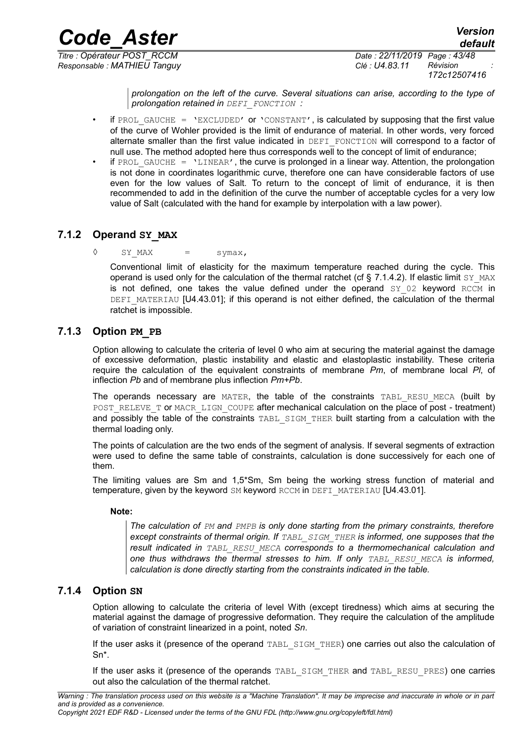*prolongation on the left of the curve. Several situations can arise, according to the type of prolongation retained in `DEFI_FONCTION` :*

- if `PROL_GAUCHE = 'EXCLUDED'` or `'CONSTANT'`, is calculated by supposing that the first value of the curve of Wohler provided is the limit of endurance of material. In other words, very forced alternate smaller than the first value indicated in `DEFI_FONCTION` will correspond to a factor of null use. The method adopted here thus corresponds well to the concept of limit of endurance;
- if `PROL_GAUCHE = 'LINEAR'`, the curve is prolonged in a linear way. Attention, the prolongation is not done in coordinates logarithmic curve, therefore one can have considerable factors of use even for the low values of Salt. To return to the concept of limit of endurance, it is then recommended to add in the definition of the curve the number of acceptable cycles for a very low value of Salt (calculated with the hand for example by interpolation with a law power).

### 7.1.2 Operand SY_MAX

◊ `SY_MAX = symax,`

Conventional limit of elasticity for the maximum temperature reached during the cycle. This operand is used only for the calculation of the thermal ratchet (cf § 7.1.4.2). If elastic limit `SY_MAX` is not defined, one takes the value defined under the operand `SY_02` keyword `RCCM` in `DEFI_MATERIAU` [U4.43.01]; if this operand is not either defined, the calculation of the thermal ratchet is impossible.

### 7.1.3 Option PM_PB

Option allowing to calculate the criteria of level 0 who aim at securing the material against the damage of excessive deformation, plastic instability and elastic and elastoplastic instability. These criteria require the calculation of the equivalent constraints of membrane *Pm*, of membrane local *Pl*, of inflection *Pb* and of membrane plus inflection *Pm+Pb*.

The operands necessary are `MATER`, the table of the constraints `TABL_RESU_MECA` (built by `POST_RELEVE_T` or `MACR_LIGN_COUPE` after mechanical calculation on the place of post - treatment) and possibly the table of the constraints `TABL_SIGM_THER` built starting from a calculation with the thermal loading only.

The points of calculation are the two ends of the segment of analysis. If several segments of extraction were used to define the same table of constraints, calculation is done successively for each one of them.

The limiting values are Sm and 1,5*Sm, Sm being the working stress function of material and temperature, given by the keyword `SM` keyword `RCCM` in `DEFI_MATERIAU` [U4.43.01].

**Note:**

*The calculation of `PM` and `PMPB` is only done starting from the primary constraints, therefore except constraints of thermal origin. If `TABL_SIGM_THER` is informed, one supposes that the result indicated in `TABL_RESU_MECA` corresponds to a thermomechanical calculation and one thus withdraws the thermal stresses to him. If only `TABL_RESU_MECA` is informed, calculation is done directly starting from the constraints indicated in the table.*

### 7.1.4 Option SN

Option allowing to calculate the criteria of level With (except tiredness) which aims at securing the material against the damage of progressive deformation. They require the calculation of the amplitude of variation of constraint linearized in a point, noted *Sn*.

If the user asks it (presence of the operand `TABL_SIGM_THER`) one carries out also the calculation of Sn*.

If the user asks it (presence of the operands `TABL_SIGM_THER` and `TABL_RESU_PRES`) one carries out also the calculation of the thermal ratchet.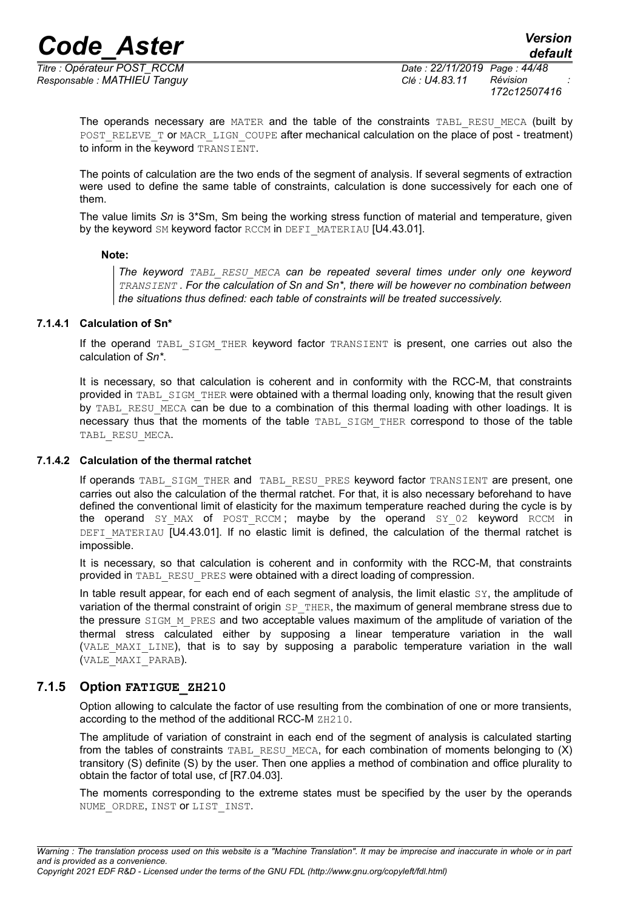The operands necessary are MATER and the table of the constraints TABL_RESU_MECA (built by POST_RELEVE_T or MACR_LIGN_COUPE after mechanical calculation on the place of post - treatment) to inform in the keyword TRANSIENT.

The points of calculation are the two ends of the segment of analysis. If several segments of extraction were used to define the same table of constraints, calculation is done successively for each one of them.

The value limits *Sn* is 3*Sm, Sm being the working stress function of material and temperature, given by the keyword SM keyword factor RCCM in DEFI_MATERIAU [U4.43.01].

**Note:**

> *The keyword TABL_RESU_MECA can be repeated several times under only one keyword TRANSIENT . For the calculation of Sn and Sn*, there will be however no combination between the situations thus defined: each table of constraints will be treated successively.*

#### 7.1.4.1 Calculation of Sn*

If the operand TABL_SIGM_THER keyword factor TRANSIENT is present, one carries out also the calculation of *Sn**.

It is necessary, so that calculation is coherent and in conformity with the RCC-M, that constraints provided in TABL_SIGM_THER were obtained with a thermal loading only, knowing that the result given by TABL_RESU_MECA can be due to a combination of this thermal loading with other loadings. It is necessary thus that the moments of the table TABL_SIGM_THER correspond to those of the table TABL_RESU_MECA.

#### 7.1.4.2 Calculation of the thermal ratchet

If operands TABL_SIGM_THER and TABL_RESU_PRES keyword factor TRANSIENT are present, one carries out also the calculation of the thermal ratchet. For that, it is also necessary beforehand to have defined the conventional limit of elasticity for the maximum temperature reached during the cycle is by the operand SY_MAX of POST_RCCM ; maybe by the operand SY_02 keyword RCCM in DEFI_MATERIAU [U4.43.01]. If no elastic limit is defined, the calculation of the thermal ratchet is impossible.

It is necessary, so that calculation is coherent and in conformity with the RCC-M, that constraints provided in TABL_RESU_PRES were obtained with a direct loading of compression.

In table result appear, for each end of each segment of analysis, the limit elastic SY, the amplitude of variation of the thermal constraint of origin SP_THER, the maximum of general membrane stress due to the pressure SIGM_M_PRES and two acceptable values maximum of the amplitude of variation of the thermal stress calculated either by supposing a linear temperature variation in the wall (VALE_MAXI_LINE), that is to say by supposing a parabolic temperature variation in the wall (VALE_MAXI_PARAB).

### 7.1.5 Option FATIGUE_ZH210

Option allowing to calculate the factor of use resulting from the combination of one or more transients, according to the method of the additional RCC-M ZH210.

The amplitude of variation of constraint in each end of the segment of analysis is calculated starting from the tables of constraints TABL_RESU_MECA, for each combination of moments belonging to (X) transitory (S) definite (S) by the user. Then one applies a method of combination and office plurality to obtain the factor of total use, cf [R7.04.03].

The moments corresponding to the extreme states must be specified by the user by the operands NUME_ORDRE, INST or LIST_INST.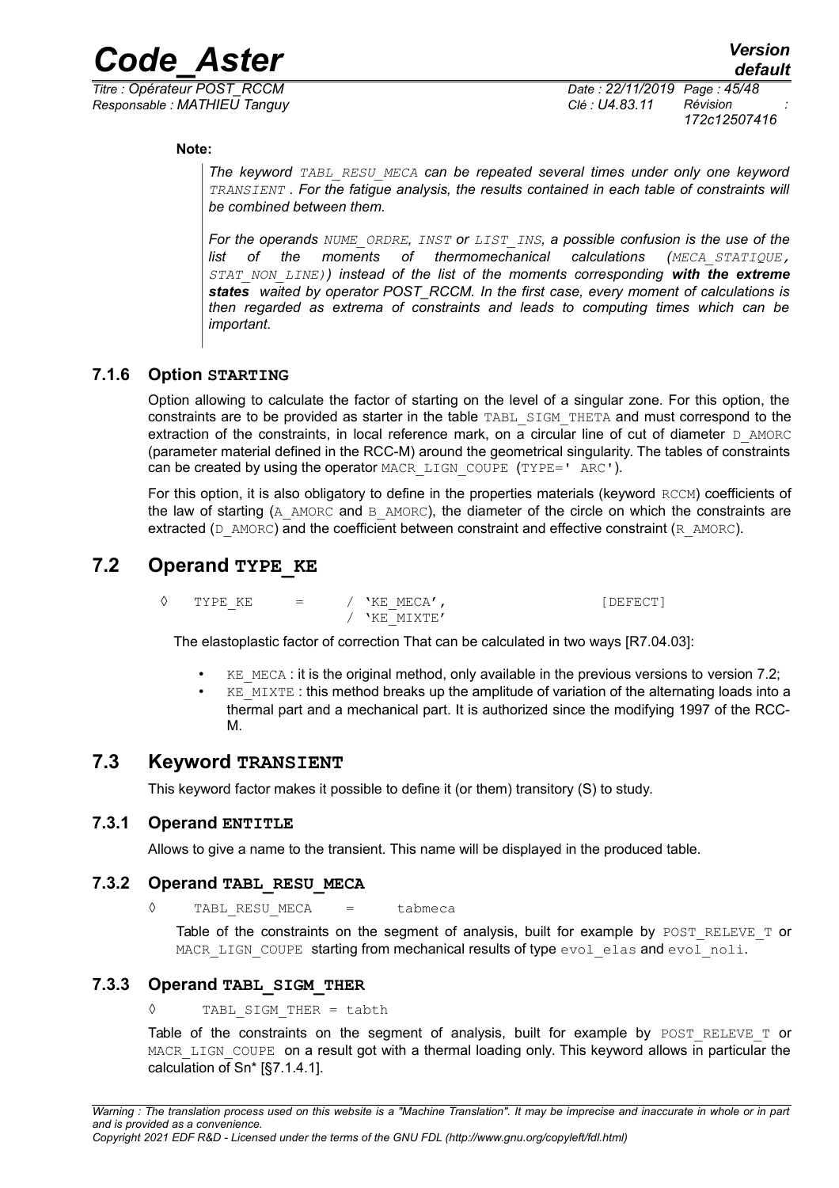**Note:**

> *The keyword `TABL_RESU_MECA` can be repeated several times under only one keyword `TRANSIENT` . For the fatigue analysis, the results contained in each table of constraints will be combined between them.*
>
> *For the operands `NUME_ORDRE`, `INST` or `LIST_INS`, a possible confusion is the use of the list of the moments of thermomechanical calculations (`MECA_STATIQUE`, `STAT_NON_LINE`)) instead of the list of the moments corresponding **with the extreme states** waited by operator POST_RCCM. In the first case, every moment of calculations is then regarded as extrema of constraints and leads to computing times which can be important.*

### 7.1.6 Option STARTING

Option allowing to calculate the factor of starting on the level of a singular zone. For this option, the constraints are to be provided as starter in the table `TABL_SIGM_THETA` and must correspond to the extraction of the constraints, in local reference mark, on a circular line of cut of diameter `D_AMORC` (parameter material defined in the RCC-M) around the geometrical singularity. The tables of constraints can be created by using the operator `MACR_LIGN_COUPE` (`TYPE=' ARC'`).

For this option, it is also obligatory to define in the properties materials (keyword `RCCM`) coefficients of the law of starting (`A_AMORC` and `B_AMORC`), the diameter of the circle on which the constraints are extracted (`D_AMORC`) and the coefficient between constraint and effective constraint (`R_AMORC`).

## 7.2 Operand TYPE_KE

```
◊   TYPE_KE     =     / 'KE_MECA',                    [DEFECT]
                      / 'KE_MIXTE'
```

The elastoplastic factor of correction That can be calculated in two ways [R7.04.03]:

- `KE_MECA` : it is the original method, only available in the previous versions to version 7.2;
- `KE_MIXTE` : this method breaks up the amplitude of variation of the alternating loads into a thermal part and a mechanical part. It is authorized since the modifying 1997 of the RCC-M.

## 7.3 Keyword TRANSIENT

This keyword factor makes it possible to define it (or them) transitory (S) to study.

### 7.3.1 Operand ENTITLE

Allows to give a name to the transient. This name will be displayed in the produced table.

### 7.3.2 Operand TABL_RESU_MECA

```
◊     TABL_RESU_MECA    =     tabmeca
```

Table of the constraints on the segment of analysis, built for example by `POST_RELEVE_T` or `MACR_LIGN_COUPE` starting from mechanical results of type `evol_elas` and `evol_noli`.

### 7.3.3 Operand TABL_SIGM_THER

```
◊     TABL_SIGM_THER = tabth
```

Table of the constraints on the segment of analysis, built for example by `POST_RELEVE_T` or `MACR_LIGN_COUPE` on a result got with a thermal loading only. This keyword allows in particular the calculation of Sn* [§7.1.4.1].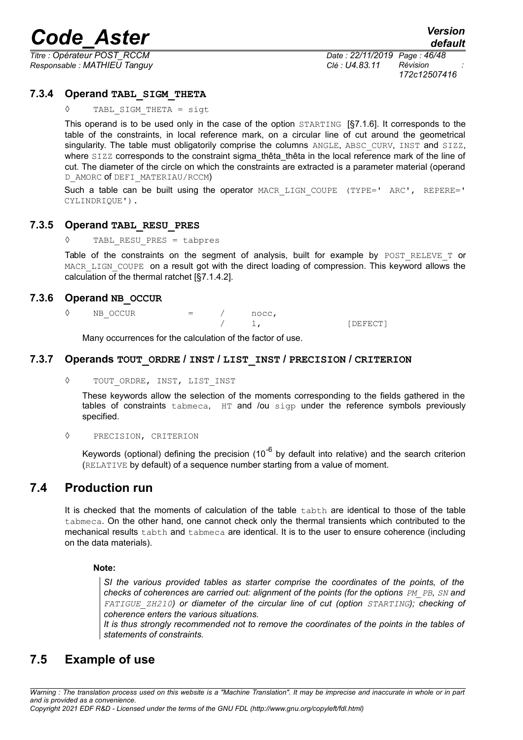### 7.3.4 Operand TABL_SIGM_THETA

◊ TABL_SIGM_THETA = sigt

This operand is to be used only in the case of the option STARTING [§7.1.6]. It corresponds to the table of the constraints, in local reference mark, on a circular line of cut around the geometrical singularity. The table must obligatorily comprise the columns ANGLE, ABSC_CURV, INST and SIZZ, where SIZZ corresponds to the constraint sigma_thêta_thêta in the local reference mark of the line of cut. The diameter of the circle on which the constraints are extracted is a parameter material (operand D_AMORC of DEFI_MATERIAU/RCCM)

Such a table can be built using the operator MACR_LIGN_COUPE (TYPE=' ARC', REPERE=' CYLINDRIQUE').

### 7.3.5 Operand TABL_RESU_PRES

◊ TABL_RESU_PRES = tabpres

Table of the constraints on the segment of analysis, built for example by POST_RELEVE_T or MACR_LIGN_COUPE on a result got with the direct loading of compression. This keyword allows the calculation of the thermal ratchet [§7.1.4.2].

### 7.3.6 Operand NB_OCCUR

```
◊   NB_OCCUR        =     /     nocc,
                          /     1,                  [DEFECT]
```

Many occurrences for the calculation of the factor of use.

### 7.3.7 Operands TOUT_ORDRE / INST / LIST_INST / PRECISION / CRITERION

◊ TOUT_ORDRE, INST, LIST_INST

These keywords allow the selection of the moments corresponding to the fields gathered in the tables of constraints tabmeca, HT and /ou sigp under the reference symbols previously specified.

◊ PRECISION, CRITERION

Keywords (optional) defining the precision ($10^{-6}$ by default into relative) and the search criterion (RELATIVE by default) of a sequence number starting from a value of moment.

## 7.4 Production run

It is checked that the moments of calculation of the table tabth are identical to those of the table tabmeca. On the other hand, one cannot check only the thermal transients which contributed to the mechanical results tabth and tabmeca are identical. It is to the user to ensure coherence (including on the data materials).

**Note:**

> *SI the various provided tables as starter comprise the coordinates of the points, of the checks of coherences are carried out: alignment of the points (for the options PM_PB, SN and FATIGUE_ZH210) or diameter of the circular line of cut (option STARTING); checking of coherence enters the various situations.*
> *It is thus strongly recommended not to remove the coordinates of the points in the tables of statements of constraints.*

## 7.5 Example of use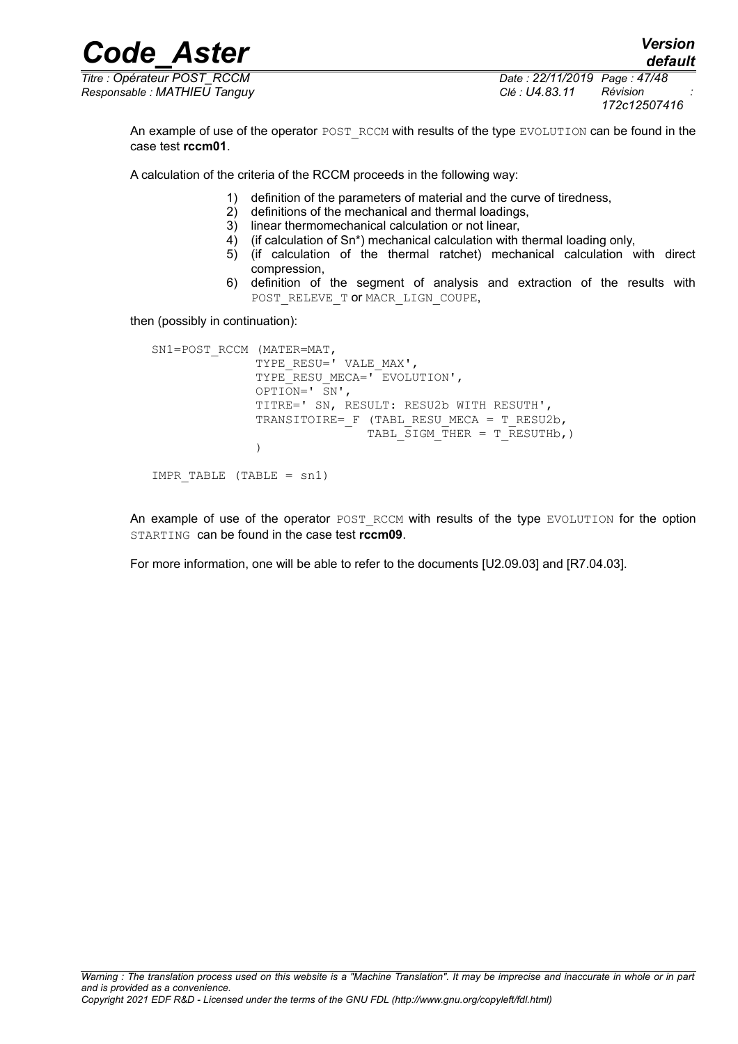An example of use of the operator POST_RCCM with results of the type EVOLUTION can be found in the case test **rccm01**.

A calculation of the criteria of the RCCM proceeds in the following way:

1) definition of the parameters of material and the curve of tiredness,
2) definitions of the mechanical and thermal loadings,
3) linear thermomechanical calculation or not linear,
4) (if calculation of Sn*) mechanical calculation with thermal loading only,
5) (if calculation of the thermal ratchet) mechanical calculation with direct compression,
6) definition of the segment of analysis and extraction of the results with POST_RELEVE_T or MACR_LIGN_COUPE,

then (possibly in continuation):

```
SN1=POST_RCCM (MATER=MAT,
              TYPE_RESU=' VALE_MAX',
              TYPE_RESU_MECA=' EVOLUTION',
              OPTION=' SN',
              TITRE=' SN, RESULT: RESU2b WITH RESUTH',
              TRANSITOIRE=_F (TABL_RESU_MECA = T_RESU2b,
                              TABL_SIGM_THER = T_RESUTHb,)
              )

IMPR_TABLE (TABLE = sn1)
```

An example of use of the operator POST_RCCM with results of the type EVOLUTION for the option STARTING can be found in the case test **rccm09**.

For more information, one will be able to refer to the documents [U2.09.03] and [R7.04.03].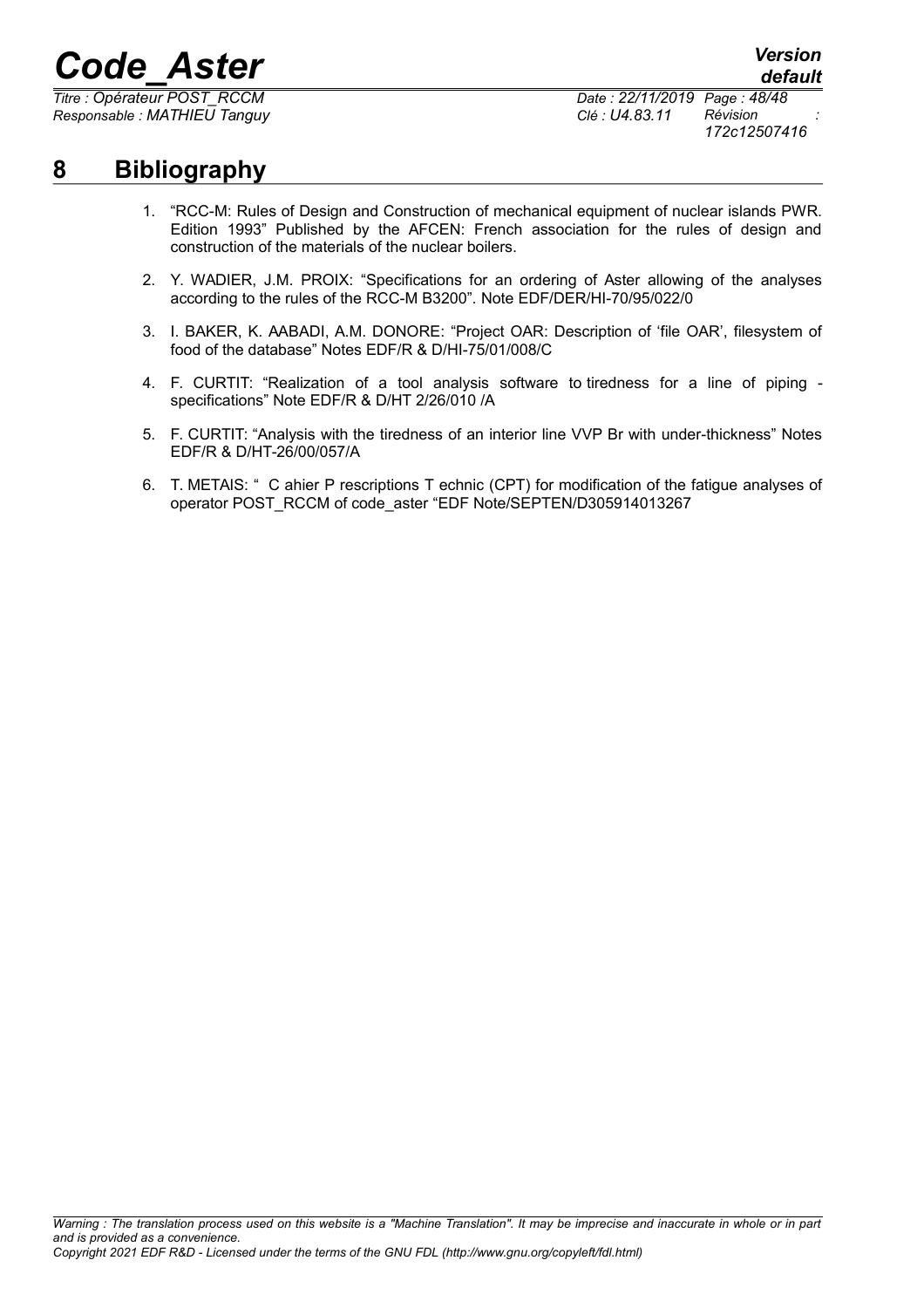# 8 Bibliography

1. "RCC-M: Rules of Design and Construction of mechanical equipment of nuclear islands PWR. Edition 1993" Published by the AFCEN: French association for the rules of design and construction of the materials of the nuclear boilers.

2. Y. WADIER, J.M. PROIX: "Specifications for an ordering of Aster allowing of the analyses according to the rules of the RCC-M B3200". Note EDF/DER/HI-70/95/022/0

3. I. BAKER, K. AABADI, A.M. DONORE: "Project OAR: Description of 'file OAR', filesystem of food of the database" Notes EDF/R & D/HI-75/01/008/C

4. F. CURTIT: "Realization of a tool analysis software to tiredness for a line of piping - specifications" Note EDF/R & D/HT 2/26/010 /A

5. F. CURTIT: "Analysis with the tiredness of an interior line VVP Br with under-thickness" Notes EDF/R & D/HT-26/00/057/A

6. T. METAIS: " C ahier P rescriptions T echnic (CPT) for modification of the fatigue analyses of operator POST_RCCM of code_aster "EDF Note/SEPTEN/D305914013267